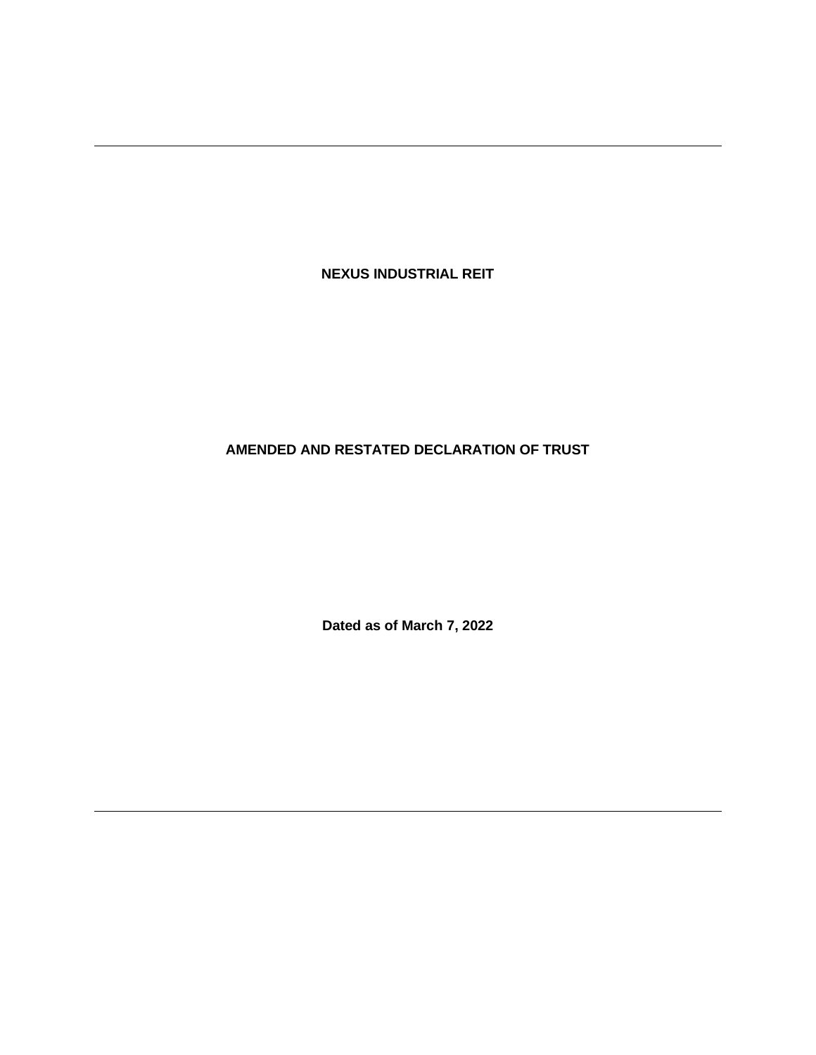**NEXUS INDUSTRIAL REIT**

**AMENDED AND RESTATED DECLARATION OF TRUST**

**Dated as of March 7, 2022**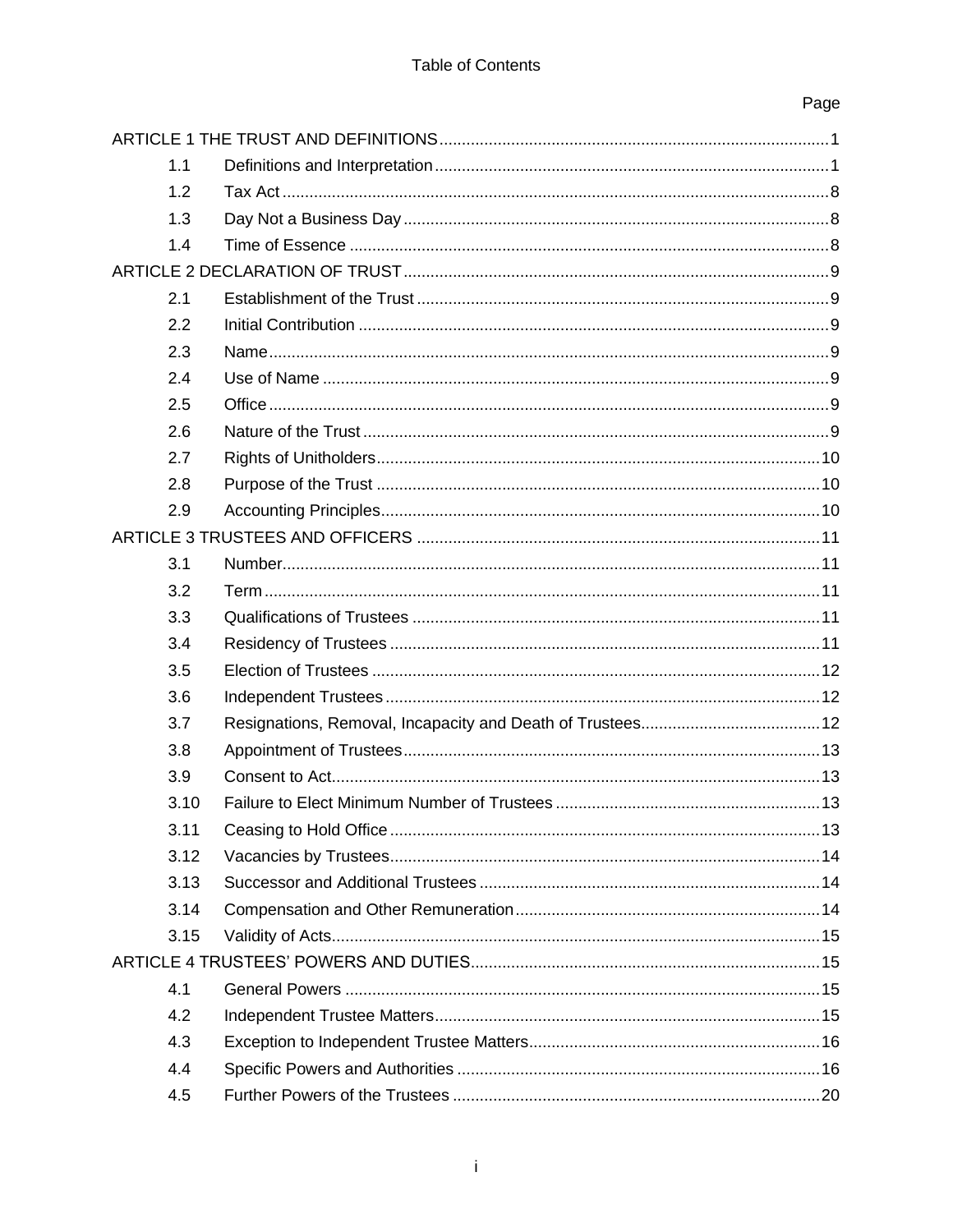# Table of Contents

| | | Page |
|---|---|---|
| ARTICLE 1 THE TRUST AND DEFINITIONS | | 1 |
| 1.1 | Definitions and Interpretation | 1 |
| 1.2 | Tax Act | 8 |
| 1.3 | Day Not a Business Day | 8 |
| 1.4 | Time of Essence | 8 |
| ARTICLE 2 DECLARATION OF TRUST | | 9 |
| 2.1 | Establishment of the Trust | 9 |
| 2.2 | Initial Contribution | 9 |
| 2.3 | Name | 9 |
| 2.4 | Use of Name | 9 |
| 2.5 | Office | 9 |
| 2.6 | Nature of the Trust | 9 |
| 2.7 | Rights of Unitholders | 10 |
| 2.8 | Purpose of the Trust | 10 |
| 2.9 | Accounting Principles | 10 |
| ARTICLE 3 TRUSTEES AND OFFICERS | | 11 |
| 3.1 | Number | 11 |
| 3.2 | Term | 11 |
| 3.3 | Qualifications of Trustees | 11 |
| 3.4 | Residency of Trustees | 11 |
| 3.5 | Election of Trustees | 12 |
| 3.6 | Independent Trustees | 12 |
| 3.7 | Resignations, Removal, Incapacity and Death of Trustees | 12 |
| 3.8 | Appointment of Trustees | 13 |
| 3.9 | Consent to Act | 13 |
| 3.10 | Failure to Elect Minimum Number of Trustees | 13 |
| 3.11 | Ceasing to Hold Office | 13 |
| 3.12 | Vacancies by Trustees | 14 |
| 3.13 | Successor and Additional Trustees | 14 |
| 3.14 | Compensation and Other Remuneration | 14 |
| 3.15 | Validity of Acts | 15 |
| ARTICLE 4 TRUSTEES' POWERS AND DUTIES | | 15 |
| 4.1 | General Powers | 15 |
| 4.2 | Independent Trustee Matters | 15 |
| 4.3 | Exception to Independent Trustee Matters | 16 |
| 4.4 | Specific Powers and Authorities | 16 |
| 4.5 | Further Powers of the Trustees | 20 |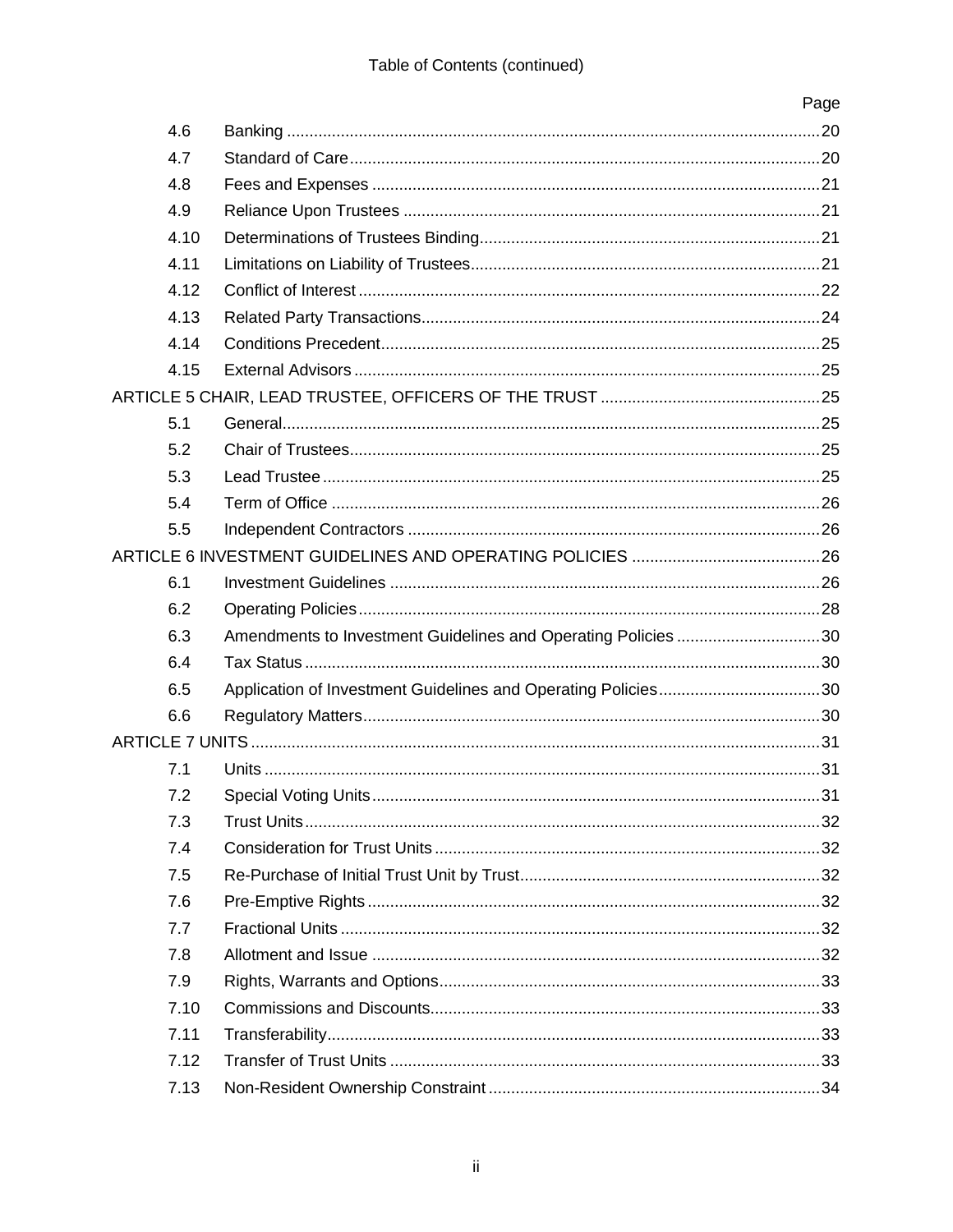Table of Contents (continued)

| | | Page |
|---|---|---|
| 4.6 | Banking | 20 |
| 4.7 | Standard of Care | 20 |
| 4.8 | Fees and Expenses | 21 |
| 4.9 | Reliance Upon Trustees | 21 |
| 4.10 | Determinations of Trustees Binding | 21 |
| 4.11 | Limitations on Liability of Trustees | 21 |
| 4.12 | Conflict of Interest | 22 |
| 4.13 | Related Party Transactions | 24 |
| 4.14 | Conditions Precedent | 25 |
| 4.15 | External Advisors | 25 |
| ARTICLE 5 CHAIR, LEAD TRUSTEE, OFFICERS OF THE TRUST | | 25 |
| 5.1 | General | 25 |
| 5.2 | Chair of Trustees | 25 |
| 5.3 | Lead Trustee | 25 |
| 5.4 | Term of Office | 26 |
| 5.5 | Independent Contractors | 26 |
| ARTICLE 6 INVESTMENT GUIDELINES AND OPERATING POLICIES | | 26 |
| 6.1 | Investment Guidelines | 26 |
| 6.2 | Operating Policies | 28 |
| 6.3 | Amendments to Investment Guidelines and Operating Policies | 30 |
| 6.4 | Tax Status | 30 |
| 6.5 | Application of Investment Guidelines and Operating Policies | 30 |
| 6.6 | Regulatory Matters | 30 |
| ARTICLE 7 UNITS | | 31 |
| 7.1 | Units | 31 |
| 7.2 | Special Voting Units | 31 |
| 7.3 | Trust Units | 32 |
| 7.4 | Consideration for Trust Units | 32 |
| 7.5 | Re-Purchase of Initial Trust Unit by Trust | 32 |
| 7.6 | Pre-Emptive Rights | 32 |
| 7.7 | Fractional Units | 32 |
| 7.8 | Allotment and Issue | 32 |
| 7.9 | Rights, Warrants and Options | 33 |
| 7.10 | Commissions and Discounts | 33 |
| 7.11 | Transferability | 33 |
| 7.12 | Transfer of Trust Units | 33 |
| 7.13 | Non-Resident Ownership Constraint | 34 |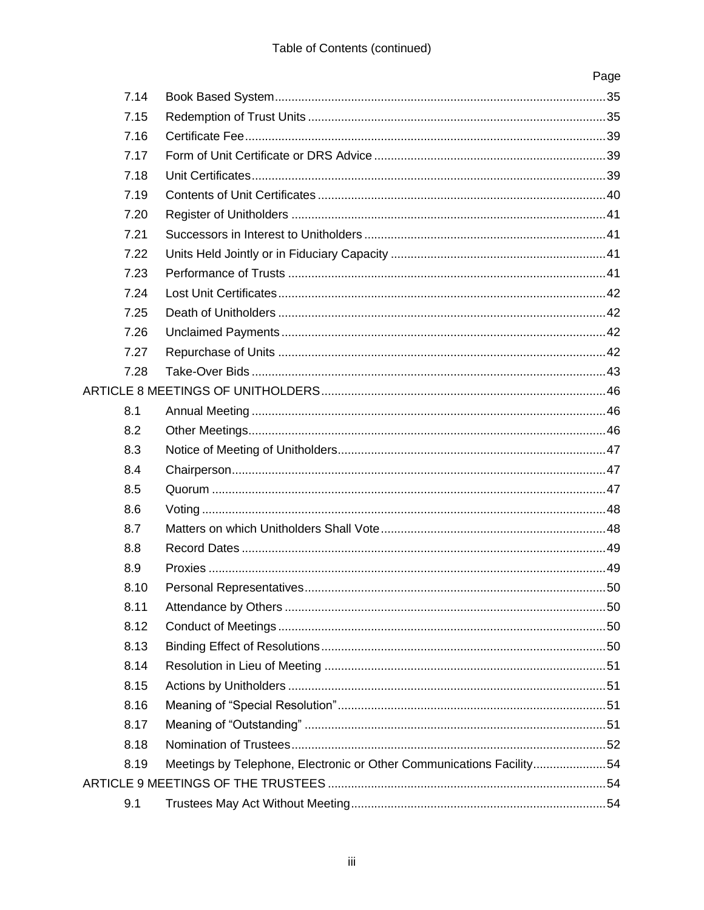Table of Contents (continued)

| | | Page |
|---|---|---|
| 7.14 | Book Based System | 35 |
| 7.15 | Redemption of Trust Units | 35 |
| 7.16 | Certificate Fee | 39 |
| 7.17 | Form of Unit Certificate or DRS Advice | 39 |
| 7.18 | Unit Certificates | 39 |
| 7.19 | Contents of Unit Certificates | 40 |
| 7.20 | Register of Unitholders | 41 |
| 7.21 | Successors in Interest to Unitholders | 41 |
| 7.22 | Units Held Jointly or in Fiduciary Capacity | 41 |
| 7.23 | Performance of Trusts | 41 |
| 7.24 | Lost Unit Certificates | 42 |
| 7.25 | Death of Unitholders | 42 |
| 7.26 | Unclaimed Payments | 42 |
| 7.27 | Repurchase of Units | 42 |
| 7.28 | Take-Over Bids | 43 |
| ARTICLE 8 MEETINGS OF UNITHOLDERS | | 46 |
| 8.1 | Annual Meeting | 46 |
| 8.2 | Other Meetings | 46 |
| 8.3 | Notice of Meeting of Unitholders | 47 |
| 8.4 | Chairperson | 47 |
| 8.5 | Quorum | 47 |
| 8.6 | Voting | 48 |
| 8.7 | Matters on which Unitholders Shall Vote | 48 |
| 8.8 | Record Dates | 49 |
| 8.9 | Proxies | 49 |
| 8.10 | Personal Representatives | 50 |
| 8.11 | Attendance by Others | 50 |
| 8.12 | Conduct of Meetings | 50 |
| 8.13 | Binding Effect of Resolutions | 50 |
| 8.14 | Resolution in Lieu of Meeting | 51 |
| 8.15 | Actions by Unitholders | 51 |
| 8.16 | Meaning of "Special Resolution" | 51 |
| 8.17 | Meaning of "Outstanding" | 51 |
| 8.18 | Nomination of Trustees | 52 |
| 8.19 | Meetings by Telephone, Electronic or Other Communications Facility | 54 |
| ARTICLE 9 MEETINGS OF THE TRUSTEES | | 54 |
| 9.1 | Trustees May Act Without Meeting | 54 |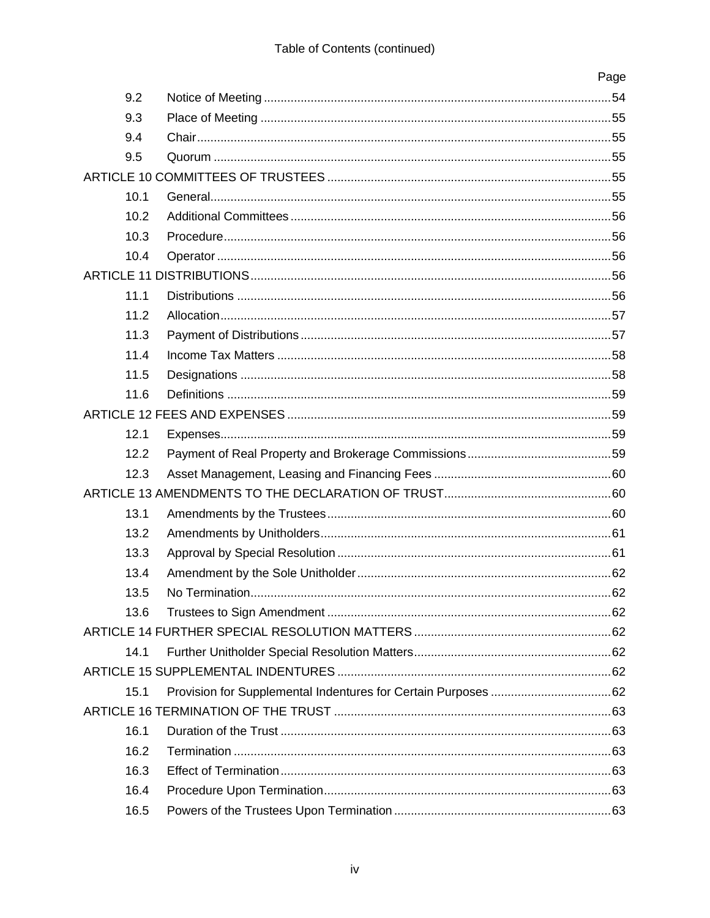Table of Contents (continued)

| | | Page |
|---|---|---|
| 9.2 | Notice of Meeting | 54 |
| 9.3 | Place of Meeting | 55 |
| 9.4 | Chair | 55 |
| 9.5 | Quorum | 55 |
| ARTICLE 10 COMMITTEES OF TRUSTEES | | 55 |
| 10.1 | General | 55 |
| 10.2 | Additional Committees | 56 |
| 10.3 | Procedure | 56 |
| 10.4 | Operator | 56 |
| ARTICLE 11 DISTRIBUTIONS | | 56 |
| 11.1 | Distributions | 56 |
| 11.2 | Allocation | 57 |
| 11.3 | Payment of Distributions | 57 |
| 11.4 | Income Tax Matters | 58 |
| 11.5 | Designations | 58 |
| 11.6 | Definitions | 59 |
| ARTICLE 12 FEES AND EXPENSES | | 59 |
| 12.1 | Expenses | 59 |
| 12.2 | Payment of Real Property and Brokerage Commissions | 59 |
| 12.3 | Asset Management, Leasing and Financing Fees | 60 |
| ARTICLE 13 AMENDMENTS TO THE DECLARATION OF TRUST | | 60 |
| 13.1 | Amendments by the Trustees | 60 |
| 13.2 | Amendments by Unitholders | 61 |
| 13.3 | Approval by Special Resolution | 61 |
| 13.4 | Amendment by the Sole Unitholder | 62 |
| 13.5 | No Termination | 62 |
| 13.6 | Trustees to Sign Amendment | 62 |
| ARTICLE 14 FURTHER SPECIAL RESOLUTION MATTERS | | 62 |
| 14.1 | Further Unitholder Special Resolution Matters | 62 |
| ARTICLE 15 SUPPLEMENTAL INDENTURES | | 62 |
| 15.1 | Provision for Supplemental Indentures for Certain Purposes | 62 |
| ARTICLE 16 TERMINATION OF THE TRUST | | 63 |
| 16.1 | Duration of the Trust | 63 |
| 16.2 | Termination | 63 |
| 16.3 | Effect of Termination | 63 |
| 16.4 | Procedure Upon Termination | 63 |
| 16.5 | Powers of the Trustees Upon Termination | 63 |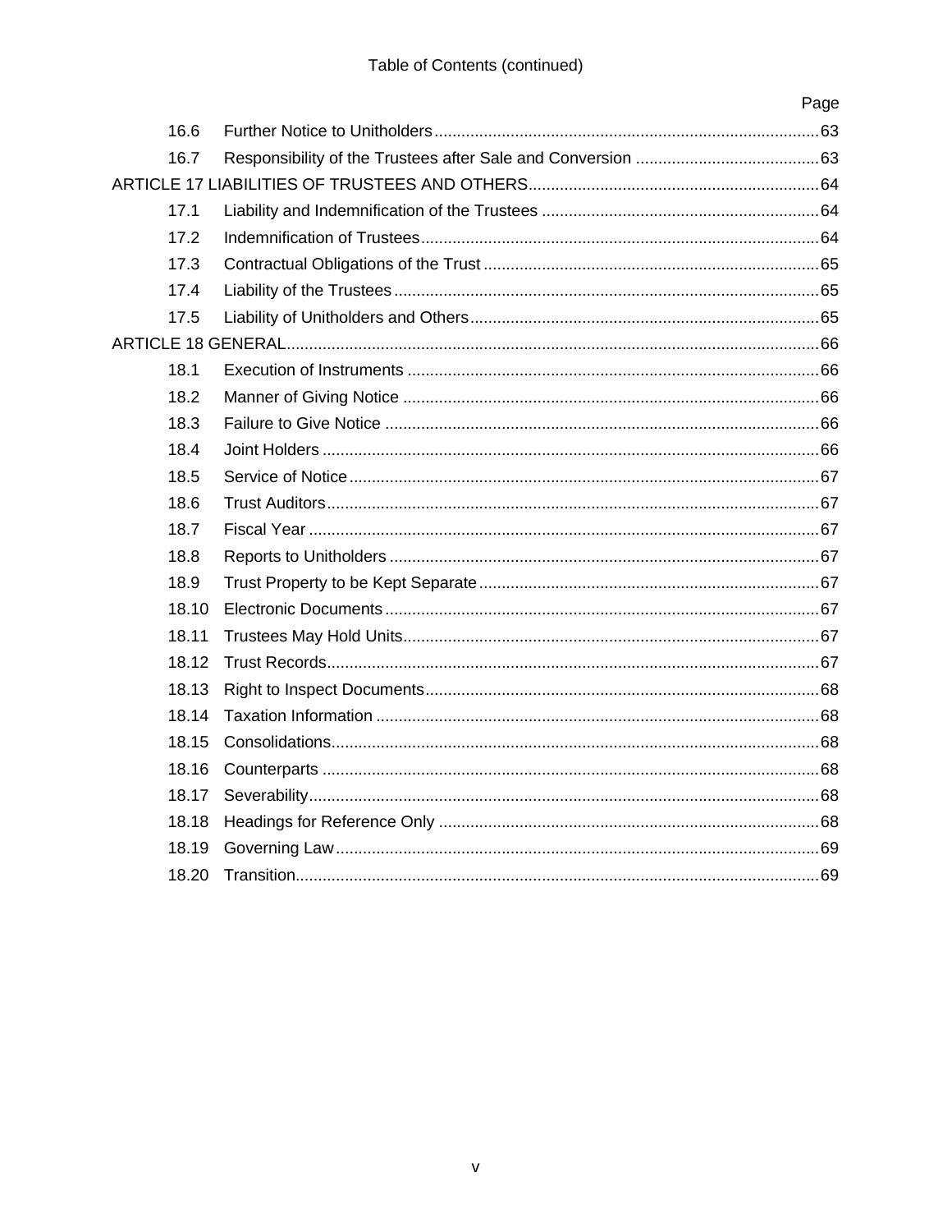Table of Contents (continued)

| | | Page |
|---|---|---|
| 16.6 | Further Notice to Unitholders | 63 |
| 16.7 | Responsibility of the Trustees after Sale and Conversion | 63 |
| ARTICLE 17 LIABILITIES OF TRUSTEES AND OTHERS | | 64 |
| 17.1 | Liability and Indemnification of the Trustees | 64 |
| 17.2 | Indemnification of Trustees | 64 |
| 17.3 | Contractual Obligations of the Trust | 65 |
| 17.4 | Liability of the Trustees | 65 |
| 17.5 | Liability of Unitholders and Others | 65 |
| ARTICLE 18 GENERAL | | 66 |
| 18.1 | Execution of Instruments | 66 |
| 18.2 | Manner of Giving Notice | 66 |
| 18.3 | Failure to Give Notice | 66 |
| 18.4 | Joint Holders | 66 |
| 18.5 | Service of Notice | 67 |
| 18.6 | Trust Auditors | 67 |
| 18.7 | Fiscal Year | 67 |
| 18.8 | Reports to Unitholders | 67 |
| 18.9 | Trust Property to be Kept Separate | 67 |
| 18.10 | Electronic Documents | 67 |
| 18.11 | Trustees May Hold Units | 67 |
| 18.12 | Trust Records | 67 |
| 18.13 | Right to Inspect Documents | 68 |
| 18.14 | Taxation Information | 68 |
| 18.15 | Consolidations | 68 |
| 18.16 | Counterparts | 68 |
| 18.17 | Severability | 68 |
| 18.18 | Headings for Reference Only | 68 |
| 18.19 | Governing Law | 69 |
| 18.20 | Transition | 69 |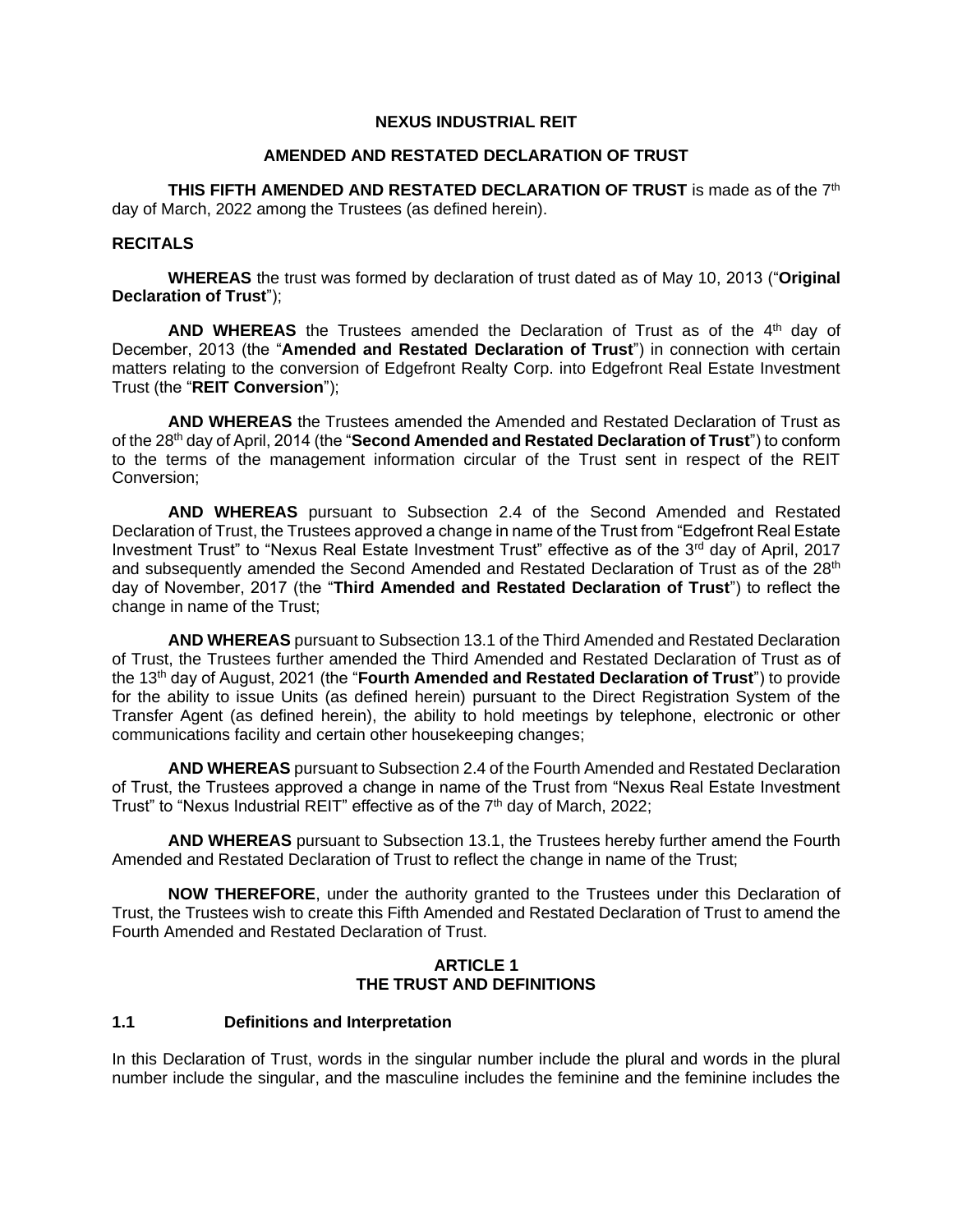**NEXUS INDUSTRIAL REIT**

**AMENDED AND RESTATED DECLARATION OF TRUST**

**THIS FIFTH AMENDED AND RESTATED DECLARATION OF TRUST** is made as of the 7th day of March, 2022 among the Trustees (as defined herein).

**RECITALS**

**WHEREAS** the trust was formed by declaration of trust dated as of May 10, 2013 ("**Original Declaration of Trust**");

**AND WHEREAS** the Trustees amended the Declaration of Trust as of the 4th day of December, 2013 (the "**Amended and Restated Declaration of Trust**") in connection with certain matters relating to the conversion of Edgefront Realty Corp. into Edgefront Real Estate Investment Trust (the "**REIT Conversion**");

**AND WHEREAS** the Trustees amended the Amended and Restated Declaration of Trust as of the 28th day of April, 2014 (the "**Second Amended and Restated Declaration of Trust**") to conform to the terms of the management information circular of the Trust sent in respect of the REIT Conversion;

**AND WHEREAS** pursuant to Subsection 2.4 of the Second Amended and Restated Declaration of Trust, the Trustees approved a change in name of the Trust from "Edgefront Real Estate Investment Trust" to "Nexus Real Estate Investment Trust" effective as of the 3rd day of April, 2017 and subsequently amended the Second Amended and Restated Declaration of Trust as of the 28th day of November, 2017 (the "**Third Amended and Restated Declaration of Trust**") to reflect the change in name of the Trust;

**AND WHEREAS** pursuant to Subsection 13.1 of the Third Amended and Restated Declaration of Trust, the Trustees further amended the Third Amended and Restated Declaration of Trust as of the 13th day of August, 2021 (the "**Fourth Amended and Restated Declaration of Trust**") to provide for the ability to issue Units (as defined herein) pursuant to the Direct Registration System of the Transfer Agent (as defined herein), the ability to hold meetings by telephone, electronic or other communications facility and certain other housekeeping changes;

**AND WHEREAS** pursuant to Subsection 2.4 of the Fourth Amended and Restated Declaration of Trust, the Trustees approved a change in name of the Trust from "Nexus Real Estate Investment Trust" to "Nexus Industrial REIT" effective as of the 7th day of March, 2022;

**AND WHEREAS** pursuant to Subsection 13.1, the Trustees hereby further amend the Fourth Amended and Restated Declaration of Trust to reflect the change in name of the Trust;

**NOW THEREFORE**, under the authority granted to the Trustees under this Declaration of Trust, the Trustees wish to create this Fifth Amended and Restated Declaration of Trust to amend the Fourth Amended and Restated Declaration of Trust.

## ARTICLE 1
## THE TRUST AND DEFINITIONS

### 1.1 Definitions and Interpretation

In this Declaration of Trust, words in the singular number include the plural and words in the plural number include the singular, and the masculine includes the feminine and the feminine includes the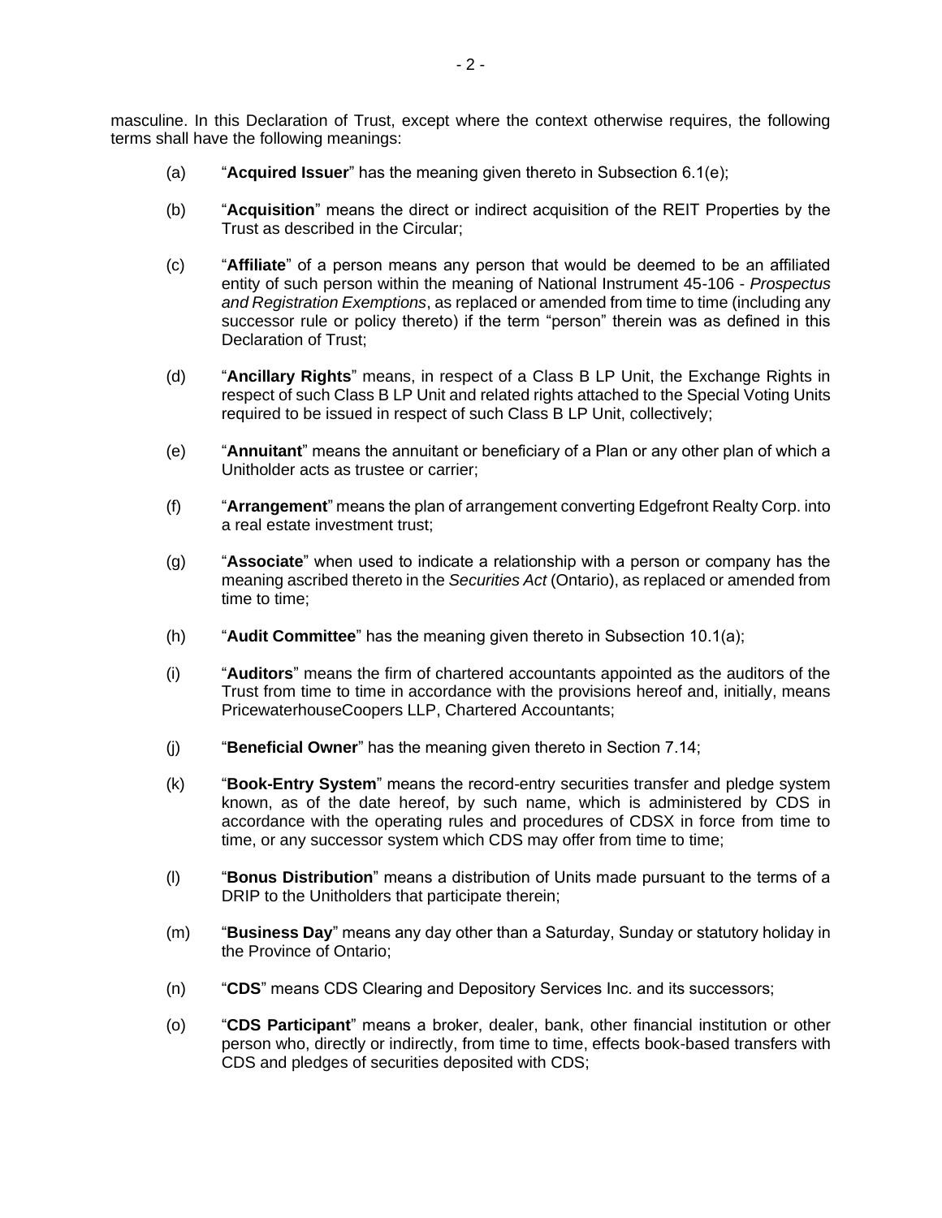masculine. In this Declaration of Trust, except where the context otherwise requires, the following terms shall have the following meanings:

(a) "**Acquired Issuer**" has the meaning given thereto in Subsection 6.1(e);

(b) "**Acquisition**" means the direct or indirect acquisition of the REIT Properties by the Trust as described in the Circular;

(c) "**Affiliate**" of a person means any person that would be deemed to be an affiliated entity of such person within the meaning of National Instrument 45-106 - *Prospectus and Registration Exemptions*, as replaced or amended from time to time (including any successor rule or policy thereto) if the term "person" therein was as defined in this Declaration of Trust;

(d) "**Ancillary Rights**" means, in respect of a Class B LP Unit, the Exchange Rights in respect of such Class B LP Unit and related rights attached to the Special Voting Units required to be issued in respect of such Class B LP Unit, collectively;

(e) "**Annuitant**" means the annuitant or beneficiary of a Plan or any other plan of which a Unitholder acts as trustee or carrier;

(f) "**Arrangement**" means the plan of arrangement converting Edgefront Realty Corp. into a real estate investment trust;

(g) "**Associate**" when used to indicate a relationship with a person or company has the meaning ascribed thereto in the *Securities Act* (Ontario), as replaced or amended from time to time;

(h) "**Audit Committee**" has the meaning given thereto in Subsection 10.1(a);

(i) "**Auditors**" means the firm of chartered accountants appointed as the auditors of the Trust from time to time in accordance with the provisions hereof and, initially, means PricewaterhouseCoopers LLP, Chartered Accountants;

(j) "**Beneficial Owner**" has the meaning given thereto in Section 7.14;

(k) "**Book-Entry System**" means the record-entry securities transfer and pledge system known, as of the date hereof, by such name, which is administered by CDS in accordance with the operating rules and procedures of CDSX in force from time to time, or any successor system which CDS may offer from time to time;

(l) "**Bonus Distribution**" means a distribution of Units made pursuant to the terms of a DRIP to the Unitholders that participate therein;

(m) "**Business Day**" means any day other than a Saturday, Sunday or statutory holiday in the Province of Ontario;

(n) "**CDS**" means CDS Clearing and Depository Services Inc. and its successors;

(o) "**CDS Participant**" means a broker, dealer, bank, other financial institution or other person who, directly or indirectly, from time to time, effects book-based transfers with CDS and pledges of securities deposited with CDS;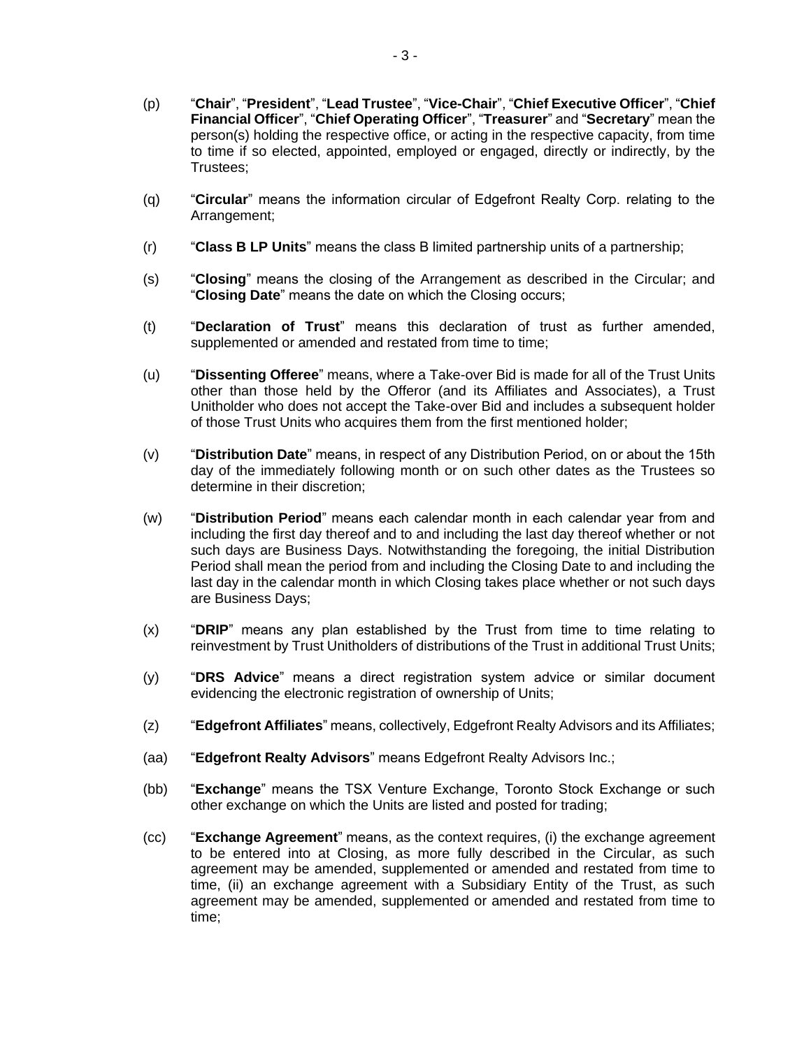(p) "**Chair**", "**President**", "**Lead Trustee**", "**Vice-Chair**", "**Chief Executive Officer**", "**Chief Financial Officer**", "**Chief Operating Officer**", "**Treasurer**" and "**Secretary**" mean the person(s) holding the respective office, or acting in the respective capacity, from time to time if so elected, appointed, employed or engaged, directly or indirectly, by the Trustees;

(q) "**Circular**" means the information circular of Edgefront Realty Corp. relating to the Arrangement;

(r) "**Class B LP Units**" means the class B limited partnership units of a partnership;

(s) "**Closing**" means the closing of the Arrangement as described in the Circular; and "**Closing Date**" means the date on which the Closing occurs;

(t) "**Declaration of Trust**" means this declaration of trust as further amended, supplemented or amended and restated from time to time;

(u) "**Dissenting Offeree**" means, where a Take-over Bid is made for all of the Trust Units other than those held by the Offeror (and its Affiliates and Associates), a Trust Unitholder who does not accept the Take-over Bid and includes a subsequent holder of those Trust Units who acquires them from the first mentioned holder;

(v) "**Distribution Date**" means, in respect of any Distribution Period, on or about the 15th day of the immediately following month or on such other dates as the Trustees so determine in their discretion;

(w) "**Distribution Period**" means each calendar month in each calendar year from and including the first day thereof and to and including the last day thereof whether or not such days are Business Days. Notwithstanding the foregoing, the initial Distribution Period shall mean the period from and including the Closing Date to and including the last day in the calendar month in which Closing takes place whether or not such days are Business Days;

(x) "**DRIP**" means any plan established by the Trust from time to time relating to reinvestment by Trust Unitholders of distributions of the Trust in additional Trust Units;

(y) "**DRS Advice**" means a direct registration system advice or similar document evidencing the electronic registration of ownership of Units;

(z) "**Edgefront Affiliates**" means, collectively, Edgefront Realty Advisors and its Affiliates;

(aa) "**Edgefront Realty Advisors**" means Edgefront Realty Advisors Inc.;

(bb) "**Exchange**" means the TSX Venture Exchange, Toronto Stock Exchange or such other exchange on which the Units are listed and posted for trading;

(cc) "**Exchange Agreement**" means, as the context requires, (i) the exchange agreement to be entered into at Closing, as more fully described in the Circular, as such agreement may be amended, supplemented or amended and restated from time to time, (ii) an exchange agreement with a Subsidiary Entity of the Trust, as such agreement may be amended, supplemented or amended and restated from time to time;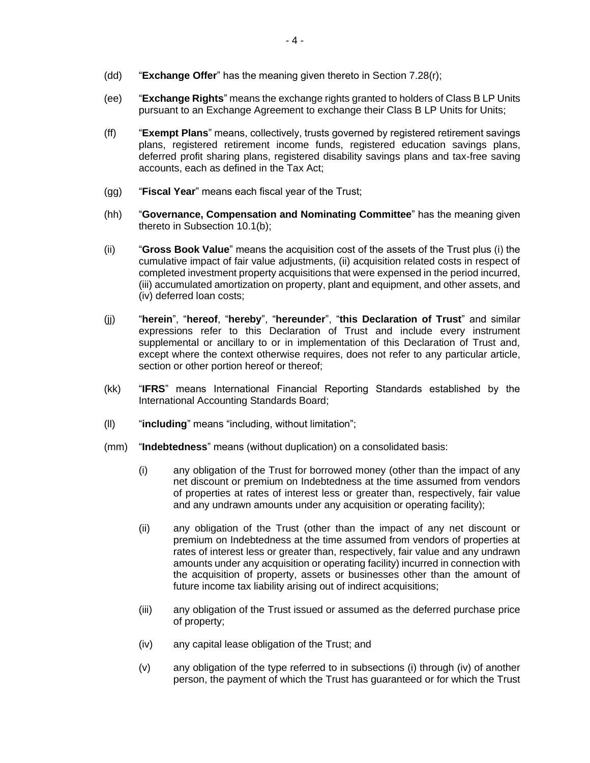(dd) "**Exchange Offer**" has the meaning given thereto in Section 7.28(r);

(ee) "**Exchange Rights**" means the exchange rights granted to holders of Class B LP Units pursuant to an Exchange Agreement to exchange their Class B LP Units for Units;

(ff) "**Exempt Plans**" means, collectively, trusts governed by registered retirement savings plans, registered retirement income funds, registered education savings plans, deferred profit sharing plans, registered disability savings plans and tax-free saving accounts, each as defined in the Tax Act;

(gg) "**Fiscal Year**" means each fiscal year of the Trust;

(hh) "**Governance, Compensation and Nominating Committee**" has the meaning given thereto in Subsection 10.1(b);

(ii) "**Gross Book Value**" means the acquisition cost of the assets of the Trust plus (i) the cumulative impact of fair value adjustments, (ii) acquisition related costs in respect of completed investment property acquisitions that were expensed in the period incurred, (iii) accumulated amortization on property, plant and equipment, and other assets, and (iv) deferred loan costs;

(jj) "**herein**", "**hereof**, "**hereby**", "**hereunder**", "**this Declaration of Trust**" and similar expressions refer to this Declaration of Trust and include every instrument supplemental or ancillary to or in implementation of this Declaration of Trust and, except where the context otherwise requires, does not refer to any particular article, section or other portion hereof or thereof;

(kk) "**IFRS**" means International Financial Reporting Standards established by the International Accounting Standards Board;

(ll) "**including**" means "including, without limitation";

(mm) "**Indebtedness**" means (without duplication) on a consolidated basis:

(i) any obligation of the Trust for borrowed money (other than the impact of any net discount or premium on Indebtedness at the time assumed from vendors of properties at rates of interest less or greater than, respectively, fair value and any undrawn amounts under any acquisition or operating facility);

(ii) any obligation of the Trust (other than the impact of any net discount or premium on Indebtedness at the time assumed from vendors of properties at rates of interest less or greater than, respectively, fair value and any undrawn amounts under any acquisition or operating facility) incurred in connection with the acquisition of property, assets or businesses other than the amount of future income tax liability arising out of indirect acquisitions;

(iii) any obligation of the Trust issued or assumed as the deferred purchase price of property;

(iv) any capital lease obligation of the Trust; and

(v) any obligation of the type referred to in subsections (i) through (iv) of another person, the payment of which the Trust has guaranteed or for which the Trust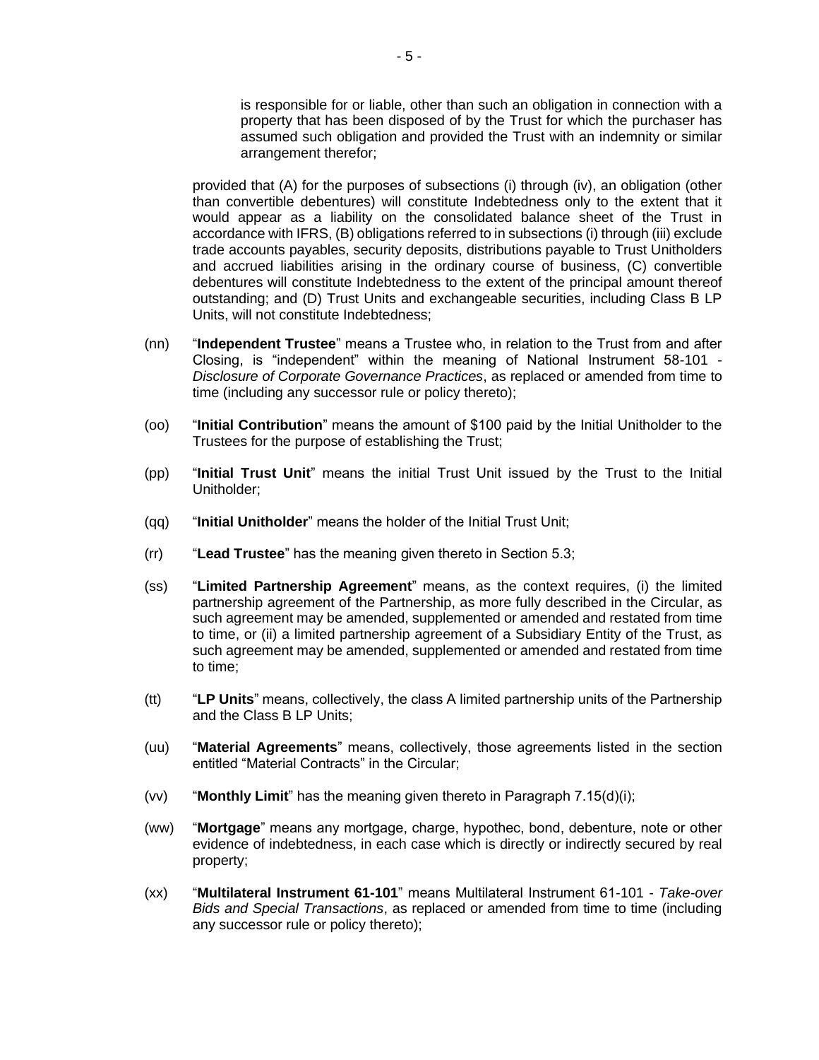is responsible for or liable, other than such an obligation in connection with a property that has been disposed of by the Trust for which the purchaser has assumed such obligation and provided the Trust with an indemnity or similar arrangement therefor;

provided that (A) for the purposes of subsections (i) through (iv), an obligation (other than convertible debentures) will constitute Indebtedness only to the extent that it would appear as a liability on the consolidated balance sheet of the Trust in accordance with IFRS, (B) obligations referred to in subsections (i) through (iii) exclude trade accounts payables, security deposits, distributions payable to Trust Unitholders and accrued liabilities arising in the ordinary course of business, (C) convertible debentures will constitute Indebtedness to the extent of the principal amount thereof outstanding; and (D) Trust Units and exchangeable securities, including Class B LP Units, will not constitute Indebtedness;

(nn) "**Independent Trustee**" means a Trustee who, in relation to the Trust from and after Closing, is "independent" within the meaning of National Instrument 58-101 - *Disclosure of Corporate Governance Practices*, as replaced or amended from time to time (including any successor rule or policy thereto);

(oo) "**Initial Contribution**" means the amount of $100 paid by the Initial Unitholder to the Trustees for the purpose of establishing the Trust;

(pp) "**Initial Trust Unit**" means the initial Trust Unit issued by the Trust to the Initial Unitholder;

(qq) "**Initial Unitholder**" means the holder of the Initial Trust Unit;

(rr) "**Lead Trustee**" has the meaning given thereto in Section 5.3;

(ss) "**Limited Partnership Agreement**" means, as the context requires, (i) the limited partnership agreement of the Partnership, as more fully described in the Circular, as such agreement may be amended, supplemented or amended and restated from time to time, or (ii) a limited partnership agreement of a Subsidiary Entity of the Trust, as such agreement may be amended, supplemented or amended and restated from time to time;

(tt) "**LP Units**" means, collectively, the class A limited partnership units of the Partnership and the Class B LP Units;

(uu) "**Material Agreements**" means, collectively, those agreements listed in the section entitled "Material Contracts" in the Circular;

(vv) "**Monthly Limit**" has the meaning given thereto in Paragraph 7.15(d)(i);

(ww) "**Mortgage**" means any mortgage, charge, hypothec, bond, debenture, note or other evidence of indebtedness, in each case which is directly or indirectly secured by real property;

(xx) "**Multilateral Instrument 61-101**" means Multilateral Instrument 61-101 - *Take-over Bids and Special Transactions*, as replaced or amended from time to time (including any successor rule or policy thereto);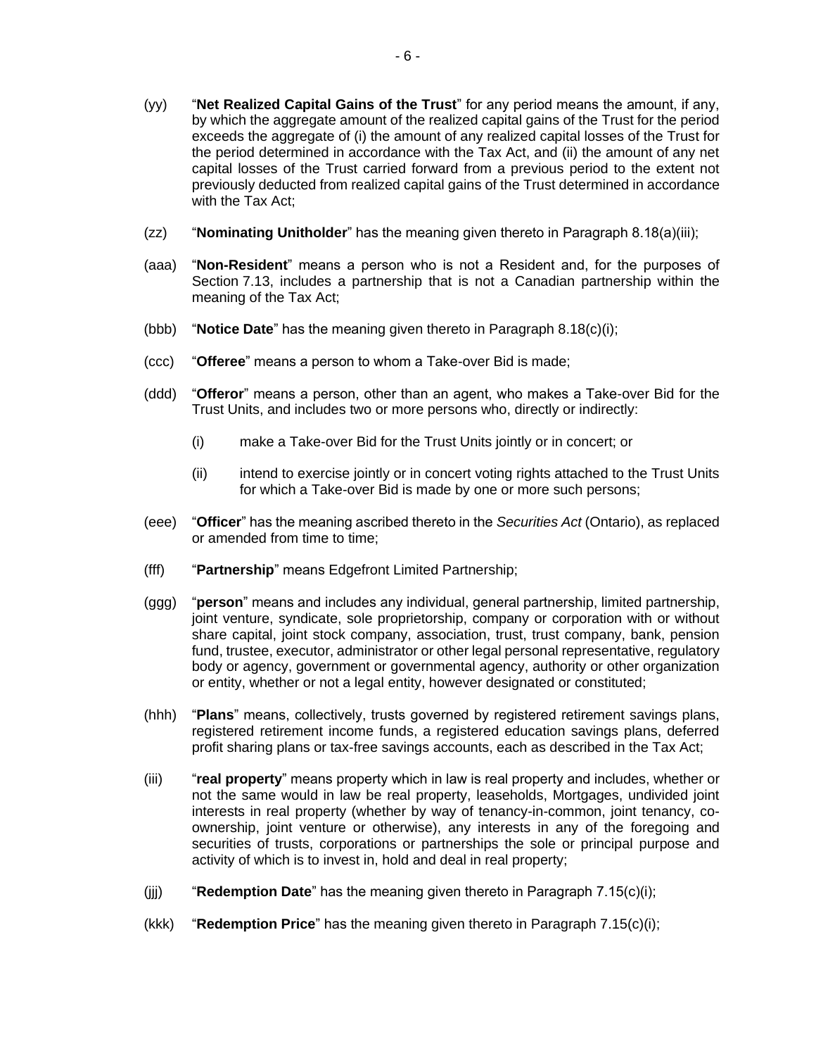(yy) "**Net Realized Capital Gains of the Trust**" for any period means the amount, if any, by which the aggregate amount of the realized capital gains of the Trust for the period exceeds the aggregate of (i) the amount of any realized capital losses of the Trust for the period determined in accordance with the Tax Act, and (ii) the amount of any net capital losses of the Trust carried forward from a previous period to the extent not previously deducted from realized capital gains of the Trust determined in accordance with the Tax Act;

(zz) "**Nominating Unitholder**" has the meaning given thereto in Paragraph 8.18(a)(iii);

(aaa) "**Non-Resident**" means a person who is not a Resident and, for the purposes of Section 7.13, includes a partnership that is not a Canadian partnership within the meaning of the Tax Act;

(bbb) "**Notice Date**" has the meaning given thereto in Paragraph 8.18(c)(i);

(ccc) "**Offeree**" means a person to whom a Take-over Bid is made;

(ddd) "**Offeror**" means a person, other than an agent, who makes a Take-over Bid for the Trust Units, and includes two or more persons who, directly or indirectly:

- (i) make a Take-over Bid for the Trust Units jointly or in concert; or
- (ii) intend to exercise jointly or in concert voting rights attached to the Trust Units for which a Take-over Bid is made by one or more such persons;

(eee) "**Officer**" has the meaning ascribed thereto in the *Securities Act* (Ontario), as replaced or amended from time to time;

(fff) "**Partnership**" means Edgefront Limited Partnership;

(ggg) "**person**" means and includes any individual, general partnership, limited partnership, joint venture, syndicate, sole proprietorship, company or corporation with or without share capital, joint stock company, association, trust, trust company, bank, pension fund, trustee, executor, administrator or other legal personal representative, regulatory body or agency, government or governmental agency, authority or other organization or entity, whether or not a legal entity, however designated or constituted;

(hhh) "**Plans**" means, collectively, trusts governed by registered retirement savings plans, registered retirement income funds, a registered education savings plans, deferred profit sharing plans or tax-free savings accounts, each as described in the Tax Act;

(iii) "**real property**" means property which in law is real property and includes, whether or not the same would in law be real property, leaseholds, Mortgages, undivided joint interests in real property (whether by way of tenancy-in-common, joint tenancy, co-ownership, joint venture or otherwise), any interests in any of the foregoing and securities of trusts, corporations or partnerships the sole or principal purpose and activity of which is to invest in, hold and deal in real property;

(jjj) "**Redemption Date**" has the meaning given thereto in Paragraph 7.15(c)(i);

(kkk) "**Redemption Price**" has the meaning given thereto in Paragraph 7.15(c)(i);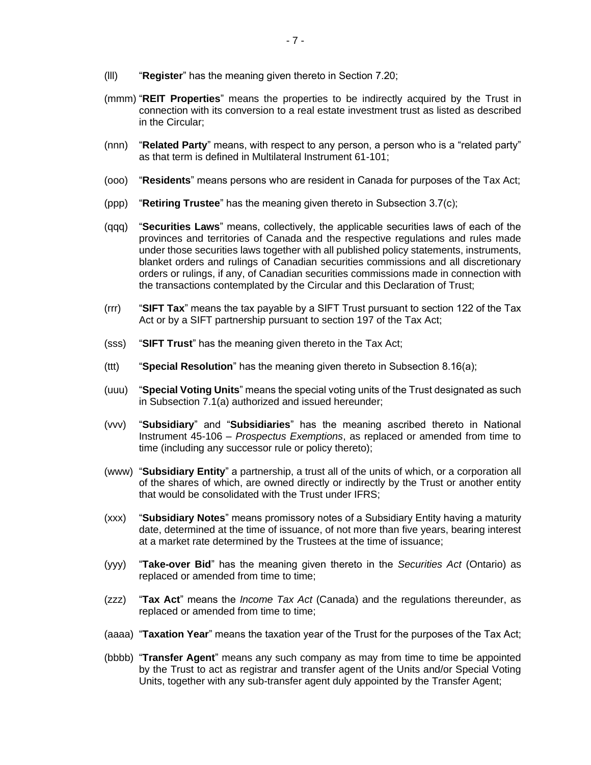(lll) "**Register**" has the meaning given thereto in Section 7.20;

(mmm) "**REIT Properties**" means the properties to be indirectly acquired by the Trust in connection with its conversion to a real estate investment trust as listed as described in the Circular;

(nnn) "**Related Party**" means, with respect to any person, a person who is a "related party" as that term is defined in Multilateral Instrument 61-101;

(ooo) "**Residents**" means persons who are resident in Canada for purposes of the Tax Act;

(ppp) "**Retiring Trustee**" has the meaning given thereto in Subsection 3.7(c);

(qqq) "**Securities Laws**" means, collectively, the applicable securities laws of each of the provinces and territories of Canada and the respective regulations and rules made under those securities laws together with all published policy statements, instruments, blanket orders and rulings of Canadian securities commissions and all discretionary orders or rulings, if any, of Canadian securities commissions made in connection with the transactions contemplated by the Circular and this Declaration of Trust;

(rrr) "**SIFT Tax**" means the tax payable by a SIFT Trust pursuant to section 122 of the Tax Act or by a SIFT partnership pursuant to section 197 of the Tax Act;

(sss) "**SIFT Trust**" has the meaning given thereto in the Tax Act;

(ttt) "**Special Resolution**" has the meaning given thereto in Subsection 8.16(a);

(uuu) "**Special Voting Units**" means the special voting units of the Trust designated as such in Subsection 7.1(a) authorized and issued hereunder;

(vvv) "**Subsidiary**" and "**Subsidiaries**" has the meaning ascribed thereto in National Instrument 45-106 – *Prospectus Exemptions*, as replaced or amended from time to time (including any successor rule or policy thereto);

(www) "**Subsidiary Entity**" a partnership, a trust all of the units of which, or a corporation all of the shares of which, are owned directly or indirectly by the Trust or another entity that would be consolidated with the Trust under IFRS;

(xxx) "**Subsidiary Notes**" means promissory notes of a Subsidiary Entity having a maturity date, determined at the time of issuance, of not more than five years, bearing interest at a market rate determined by the Trustees at the time of issuance;

(yyy) "**Take-over Bid**" has the meaning given thereto in the *Securities Act* (Ontario) as replaced or amended from time to time;

(zzz) "**Tax Act**" means the *Income Tax Act* (Canada) and the regulations thereunder, as replaced or amended from time to time;

(aaaa) "**Taxation Year**" means the taxation year of the Trust for the purposes of the Tax Act;

(bbbb) "**Transfer Agent**" means any such company as may from time to time be appointed by the Trust to act as registrar and transfer agent of the Units and/or Special Voting Units, together with any sub-transfer agent duly appointed by the Transfer Agent;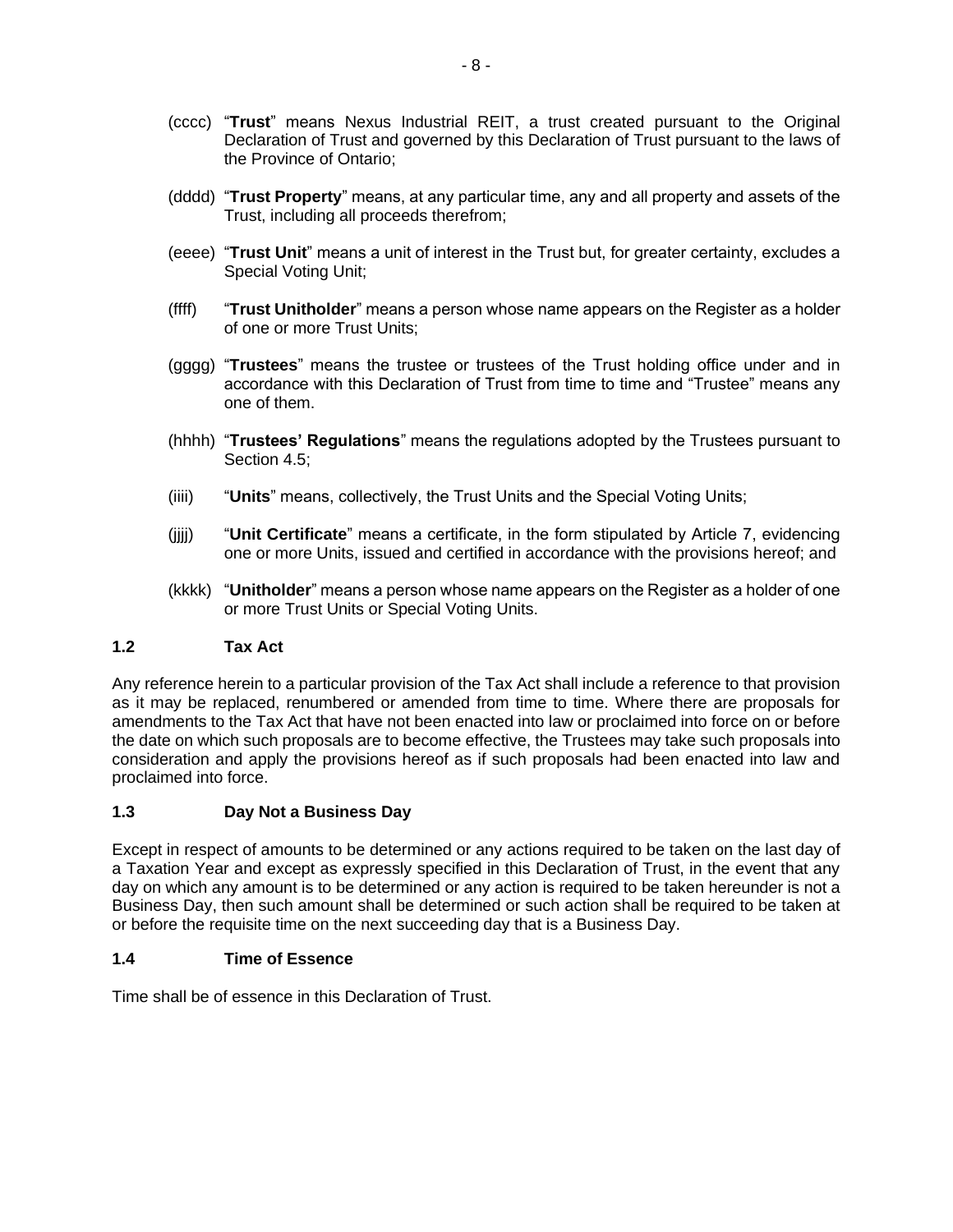(cccc) "**Trust**" means Nexus Industrial REIT, a trust created pursuant to the Original Declaration of Trust and governed by this Declaration of Trust pursuant to the laws of the Province of Ontario;

(dddd) "**Trust Property**" means, at any particular time, any and all property and assets of the Trust, including all proceeds therefrom;

(eeee) "**Trust Unit**" means a unit of interest in the Trust but, for greater certainty, excludes a Special Voting Unit;

(ffff) "**Trust Unitholder**" means a person whose name appears on the Register as a holder of one or more Trust Units;

(gggg) "**Trustees**" means the trustee or trustees of the Trust holding office under and in accordance with this Declaration of Trust from time to time and "Trustee" means any one of them.

(hhhh) "**Trustees' Regulations**" means the regulations adopted by the Trustees pursuant to Section 4.5;

(iiii) "**Units**" means, collectively, the Trust Units and the Special Voting Units;

(jjjj) "**Unit Certificate**" means a certificate, in the form stipulated by Article 7, evidencing one or more Units, issued and certified in accordance with the provisions hereof; and

(kkkk) "**Unitholder**" means a person whose name appears on the Register as a holder of one or more Trust Units or Special Voting Units.

### 1.2 Tax Act

Any reference herein to a particular provision of the Tax Act shall include a reference to that provision as it may be replaced, renumbered or amended from time to time. Where there are proposals for amendments to the Tax Act that have not been enacted into law or proclaimed into force on or before the date on which such proposals are to become effective, the Trustees may take such proposals into consideration and apply the provisions hereof as if such proposals had been enacted into law and proclaimed into force.

### 1.3 Day Not a Business Day

Except in respect of amounts to be determined or any actions required to be taken on the last day of a Taxation Year and except as expressly specified in this Declaration of Trust, in the event that any day on which any amount is to be determined or any action is required to be taken hereunder is not a Business Day, then such amount shall be determined or such action shall be required to be taken at or before the requisite time on the next succeeding day that is a Business Day.

### 1.4 Time of Essence

Time shall be of essence in this Declaration of Trust.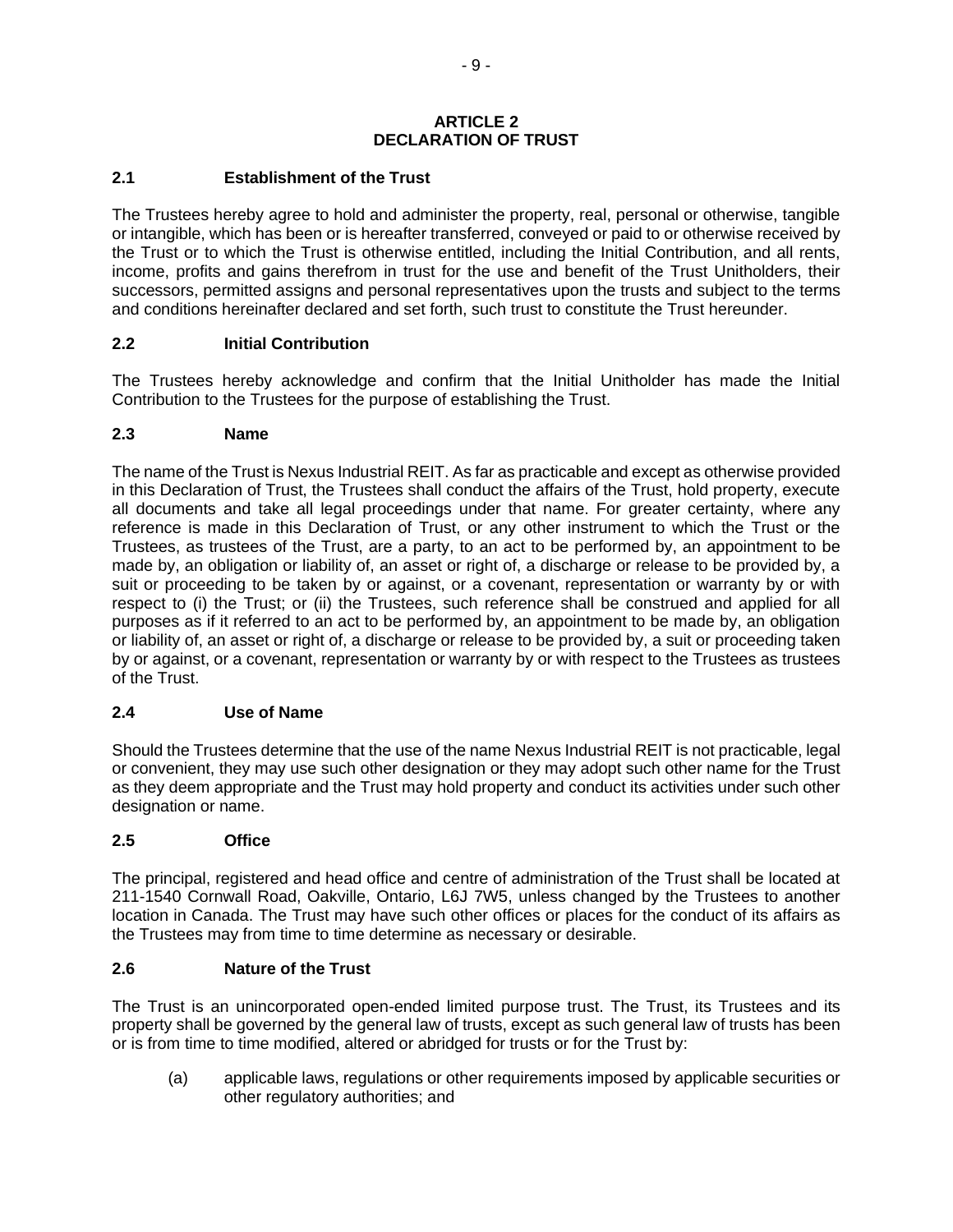## ARTICLE 2
## DECLARATION OF TRUST

### 2.1 Establishment of the Trust

The Trustees hereby agree to hold and administer the property, real, personal or otherwise, tangible or intangible, which has been or is hereafter transferred, conveyed or paid to or otherwise received by the Trust or to which the Trust is otherwise entitled, including the Initial Contribution, and all rents, income, profits and gains therefrom in trust for the use and benefit of the Trust Unitholders, their successors, permitted assigns and personal representatives upon the trusts and subject to the terms and conditions hereinafter declared and set forth, such trust to constitute the Trust hereunder.

### 2.2 Initial Contribution

The Trustees hereby acknowledge and confirm that the Initial Unitholder has made the Initial Contribution to the Trustees for the purpose of establishing the Trust.

### 2.3 Name

The name of the Trust is Nexus Industrial REIT. As far as practicable and except as otherwise provided in this Declaration of Trust, the Trustees shall conduct the affairs of the Trust, hold property, execute all documents and take all legal proceedings under that name. For greater certainty, where any reference is made in this Declaration of Trust, or any other instrument to which the Trust or the Trustees, as trustees of the Trust, are a party, to an act to be performed by, an appointment to be made by, an obligation or liability of, an asset or right of, a discharge or release to be provided by, a suit or proceeding to be taken by or against, or a covenant, representation or warranty by or with respect to (i) the Trust; or (ii) the Trustees, such reference shall be construed and applied for all purposes as if it referred to an act to be performed by, an appointment to be made by, an obligation or liability of, an asset or right of, a discharge or release to be provided by, a suit or proceeding taken by or against, or a covenant, representation or warranty by or with respect to the Trustees as trustees of the Trust.

### 2.4 Use of Name

Should the Trustees determine that the use of the name Nexus Industrial REIT is not practicable, legal or convenient, they may use such other designation or they may adopt such other name for the Trust as they deem appropriate and the Trust may hold property and conduct its activities under such other designation or name.

### 2.5 Office

The principal, registered and head office and centre of administration of the Trust shall be located at 211-1540 Cornwall Road, Oakville, Ontario, L6J 7W5, unless changed by the Trustees to another location in Canada. The Trust may have such other offices or places for the conduct of its affairs as the Trustees may from time to time determine as necessary or desirable.

### 2.6 Nature of the Trust

The Trust is an unincorporated open-ended limited purpose trust. The Trust, its Trustees and its property shall be governed by the general law of trusts, except as such general law of trusts has been or is from time to time modified, altered or abridged for trusts or for the Trust by:

(a) applicable laws, regulations or other requirements imposed by applicable securities or other regulatory authorities; and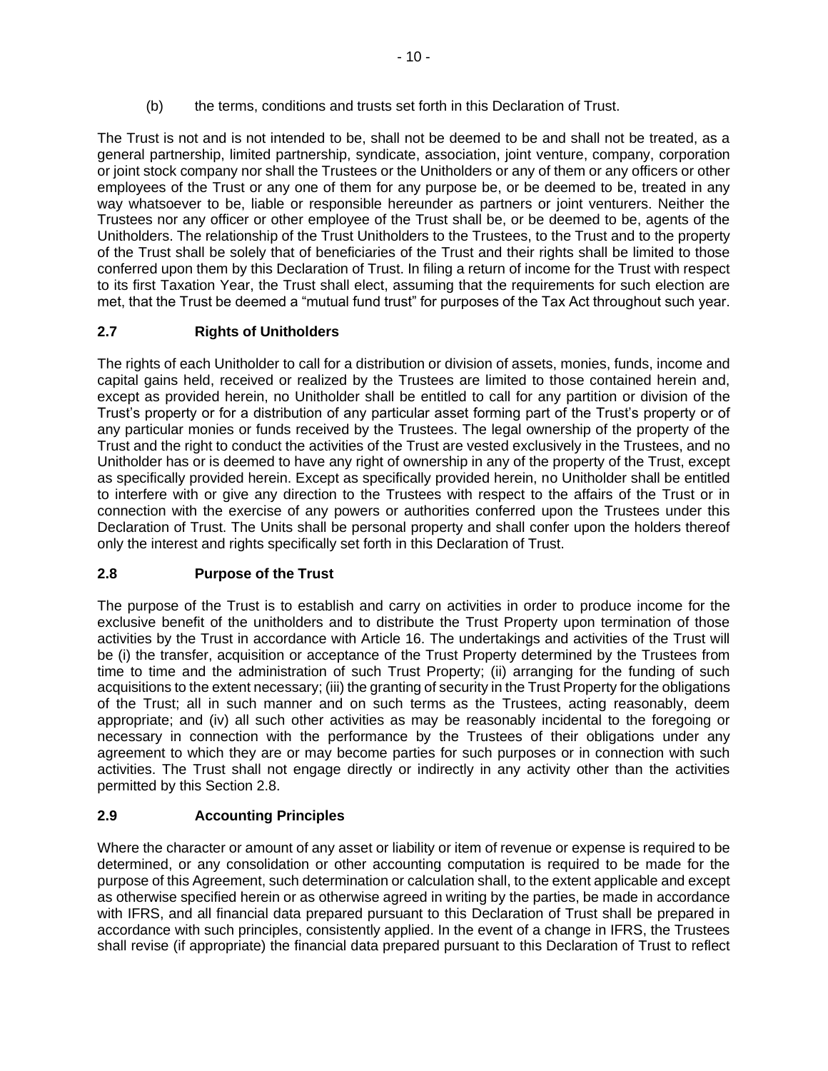(b) the terms, conditions and trusts set forth in this Declaration of Trust.

The Trust is not and is not intended to be, shall not be deemed to be and shall not be treated, as a general partnership, limited partnership, syndicate, association, joint venture, company, corporation or joint stock company nor shall the Trustees or the Unitholders or any of them or any officers or other employees of the Trust or any one of them for any purpose be, or be deemed to be, treated in any way whatsoever to be, liable or responsible hereunder as partners or joint venturers. Neither the Trustees nor any officer or other employee of the Trust shall be, or be deemed to be, agents of the Unitholders. The relationship of the Trust Unitholders to the Trustees, to the Trust and to the property of the Trust shall be solely that of beneficiaries of the Trust and their rights shall be limited to those conferred upon them by this Declaration of Trust. In filing a return of income for the Trust with respect to its first Taxation Year, the Trust shall elect, assuming that the requirements for such election are met, that the Trust be deemed a "mutual fund trust" for purposes of the Tax Act throughout such year.

## 2.7 Rights of Unitholders

The rights of each Unitholder to call for a distribution or division of assets, monies, funds, income and capital gains held, received or realized by the Trustees are limited to those contained herein and, except as provided herein, no Unitholder shall be entitled to call for any partition or division of the Trust's property or for a distribution of any particular asset forming part of the Trust's property or of any particular monies or funds received by the Trustees. The legal ownership of the property of the Trust and the right to conduct the activities of the Trust are vested exclusively in the Trustees, and no Unitholder has or is deemed to have any right of ownership in any of the property of the Trust, except as specifically provided herein. Except as specifically provided herein, no Unitholder shall be entitled to interfere with or give any direction to the Trustees with respect to the affairs of the Trust or in connection with the exercise of any powers or authorities conferred upon the Trustees under this Declaration of Trust. The Units shall be personal property and shall confer upon the holders thereof only the interest and rights specifically set forth in this Declaration of Trust.

## 2.8 Purpose of the Trust

The purpose of the Trust is to establish and carry on activities in order to produce income for the exclusive benefit of the unitholders and to distribute the Trust Property upon termination of those activities by the Trust in accordance with Article 16. The undertakings and activities of the Trust will be (i) the transfer, acquisition or acceptance of the Trust Property determined by the Trustees from time to time and the administration of such Trust Property; (ii) arranging for the funding of such acquisitions to the extent necessary; (iii) the granting of security in the Trust Property for the obligations of the Trust; all in such manner and on such terms as the Trustees, acting reasonably, deem appropriate; and (iv) all such other activities as may be reasonably incidental to the foregoing or necessary in connection with the performance by the Trustees of their obligations under any agreement to which they are or may become parties for such purposes or in connection with such activities. The Trust shall not engage directly or indirectly in any activity other than the activities permitted by this Section 2.8.

## 2.9 Accounting Principles

Where the character or amount of any asset or liability or item of revenue or expense is required to be determined, or any consolidation or other accounting computation is required to be made for the purpose of this Agreement, such determination or calculation shall, to the extent applicable and except as otherwise specified herein or as otherwise agreed in writing by the parties, be made in accordance with IFRS, and all financial data prepared pursuant to this Declaration of Trust shall be prepared in accordance with such principles, consistently applied. In the event of a change in IFRS, the Trustees shall revise (if appropriate) the financial data prepared pursuant to this Declaration of Trust to reflect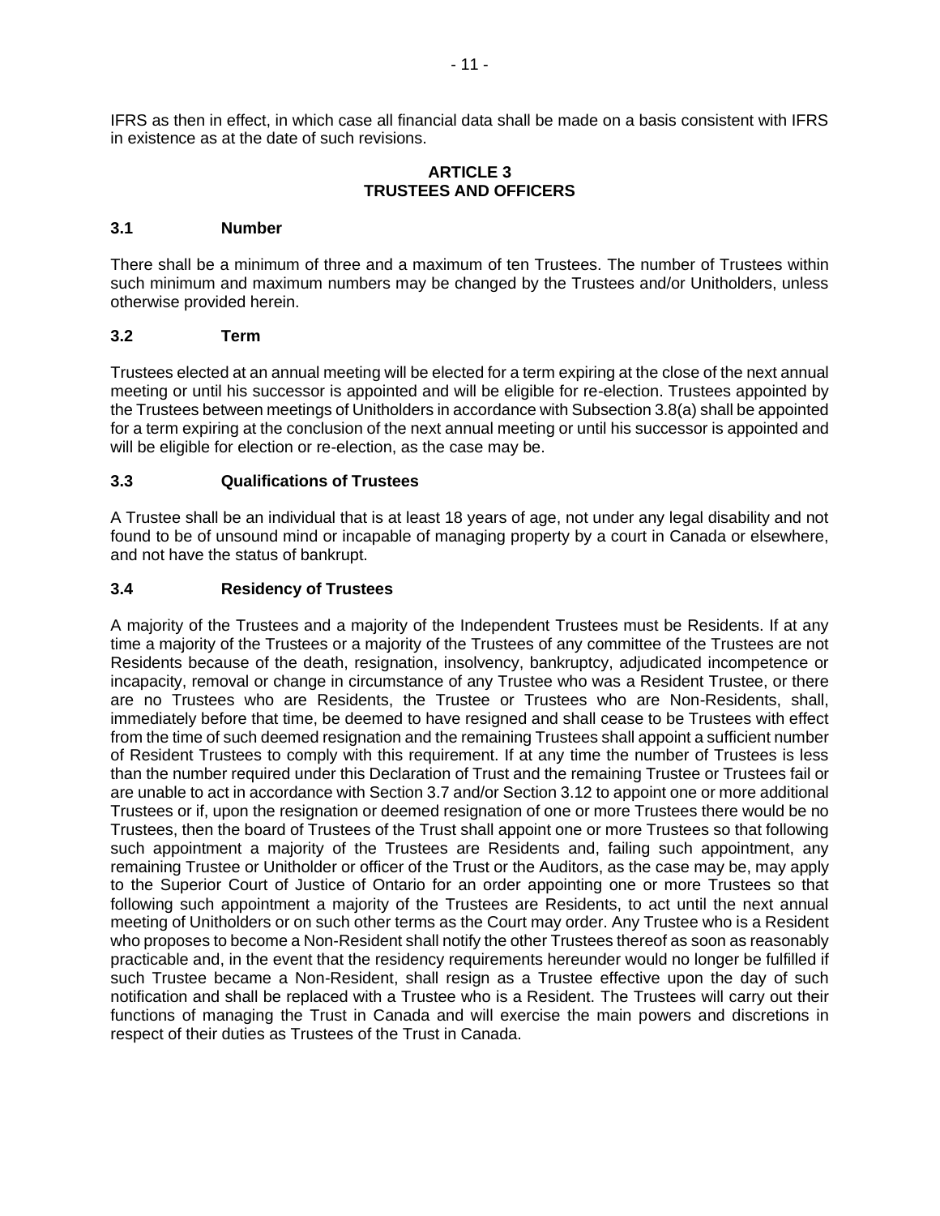IFRS as then in effect, in which case all financial data shall be made on a basis consistent with IFRS in existence as at the date of such revisions.

## ARTICLE 3
## TRUSTEES AND OFFICERS

### 3.1 Number

There shall be a minimum of three and a maximum of ten Trustees. The number of Trustees within such minimum and maximum numbers may be changed by the Trustees and/or Unitholders, unless otherwise provided herein.

### 3.2 Term

Trustees elected at an annual meeting will be elected for a term expiring at the close of the next annual meeting or until his successor is appointed and will be eligible for re-election. Trustees appointed by the Trustees between meetings of Unitholders in accordance with Subsection 3.8(a) shall be appointed for a term expiring at the conclusion of the next annual meeting or until his successor is appointed and will be eligible for election or re-election, as the case may be.

### 3.3 Qualifications of Trustees

A Trustee shall be an individual that is at least 18 years of age, not under any legal disability and not found to be of unsound mind or incapable of managing property by a court in Canada or elsewhere, and not have the status of bankrupt.

### 3.4 Residency of Trustees

A majority of the Trustees and a majority of the Independent Trustees must be Residents. If at any time a majority of the Trustees or a majority of the Trustees of any committee of the Trustees are not Residents because of the death, resignation, insolvency, bankruptcy, adjudicated incompetence or incapacity, removal or change in circumstance of any Trustee who was a Resident Trustee, or there are no Trustees who are Residents, the Trustee or Trustees who are Non-Residents, shall, immediately before that time, be deemed to have resigned and shall cease to be Trustees with effect from the time of such deemed resignation and the remaining Trustees shall appoint a sufficient number of Resident Trustees to comply with this requirement. If at any time the number of Trustees is less than the number required under this Declaration of Trust and the remaining Trustee or Trustees fail or are unable to act in accordance with Section 3.7 and/or Section 3.12 to appoint one or more additional Trustees or if, upon the resignation or deemed resignation of one or more Trustees there would be no Trustees, then the board of Trustees of the Trust shall appoint one or more Trustees so that following such appointment a majority of the Trustees are Residents and, failing such appointment, any remaining Trustee or Unitholder or officer of the Trust or the Auditors, as the case may be, may apply to the Superior Court of Justice of Ontario for an order appointing one or more Trustees so that following such appointment a majority of the Trustees are Residents, to act until the next annual meeting of Unitholders or on such other terms as the Court may order. Any Trustee who is a Resident who proposes to become a Non-Resident shall notify the other Trustees thereof as soon as reasonably practicable and, in the event that the residency requirements hereunder would no longer be fulfilled if such Trustee became a Non-Resident, shall resign as a Trustee effective upon the day of such notification and shall be replaced with a Trustee who is a Resident. The Trustees will carry out their functions of managing the Trust in Canada and will exercise the main powers and discretions in respect of their duties as Trustees of the Trust in Canada.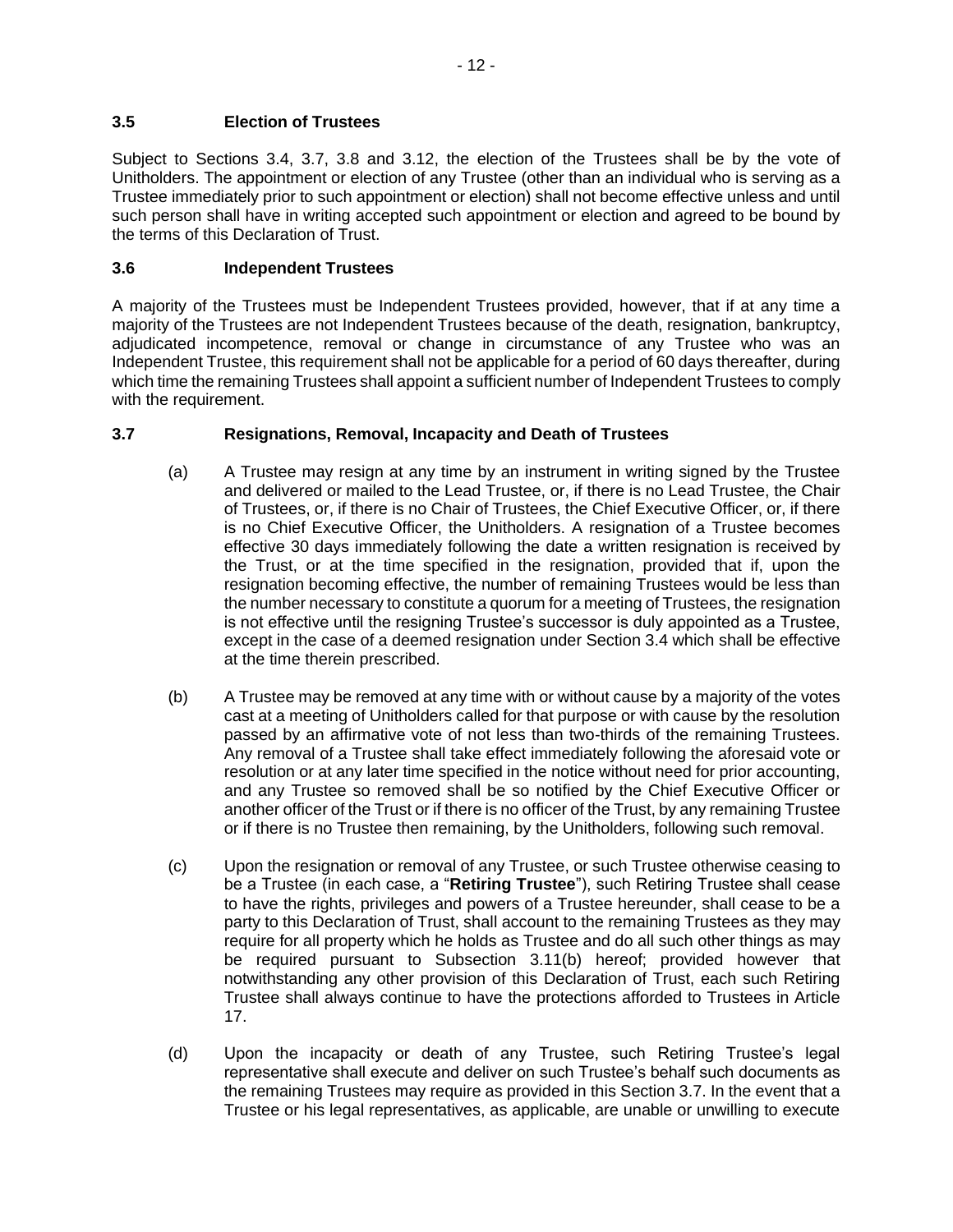### 3.5 Election of Trustees

Subject to Sections 3.4, 3.7, 3.8 and 3.12, the election of the Trustees shall be by the vote of Unitholders. The appointment or election of any Trustee (other than an individual who is serving as a Trustee immediately prior to such appointment or election) shall not become effective unless and until such person shall have in writing accepted such appointment or election and agreed to be bound by the terms of this Declaration of Trust.

### 3.6 Independent Trustees

A majority of the Trustees must be Independent Trustees provided, however, that if at any time a majority of the Trustees are not Independent Trustees because of the death, resignation, bankruptcy, adjudicated incompetence, removal or change in circumstance of any Trustee who was an Independent Trustee, this requirement shall not be applicable for a period of 60 days thereafter, during which time the remaining Trustees shall appoint a sufficient number of Independent Trustees to comply with the requirement.

### 3.7 Resignations, Removal, Incapacity and Death of Trustees

(a) A Trustee may resign at any time by an instrument in writing signed by the Trustee and delivered or mailed to the Lead Trustee, or, if there is no Lead Trustee, the Chair of Trustees, or, if there is no Chair of Trustees, the Chief Executive Officer, or, if there is no Chief Executive Officer, the Unitholders. A resignation of a Trustee becomes effective 30 days immediately following the date a written resignation is received by the Trust, or at the time specified in the resignation, provided that if, upon the resignation becoming effective, the number of remaining Trustees would be less than the number necessary to constitute a quorum for a meeting of Trustees, the resignation is not effective until the resigning Trustee's successor is duly appointed as a Trustee, except in the case of a deemed resignation under Section 3.4 which shall be effective at the time therein prescribed.

(b) A Trustee may be removed at any time with or without cause by a majority of the votes cast at a meeting of Unitholders called for that purpose or with cause by the resolution passed by an affirmative vote of not less than two-thirds of the remaining Trustees. Any removal of a Trustee shall take effect immediately following the aforesaid vote or resolution or at any later time specified in the notice without need for prior accounting, and any Trustee so removed shall be so notified by the Chief Executive Officer or another officer of the Trust or if there is no officer of the Trust, by any remaining Trustee or if there is no Trustee then remaining, by the Unitholders, following such removal.

(c) Upon the resignation or removal of any Trustee, or such Trustee otherwise ceasing to be a Trustee (in each case, a "**Retiring Trustee**"), such Retiring Trustee shall cease to have the rights, privileges and powers of a Trustee hereunder, shall cease to be a party to this Declaration of Trust, shall account to the remaining Trustees as they may require for all property which he holds as Trustee and do all such other things as may be required pursuant to Subsection 3.11(b) hereof; provided however that notwithstanding any other provision of this Declaration of Trust, each such Retiring Trustee shall always continue to have the protections afforded to Trustees in Article 17.

(d) Upon the incapacity or death of any Trustee, such Retiring Trustee's legal representative shall execute and deliver on such Trustee's behalf such documents as the remaining Trustees may require as provided in this Section 3.7. In the event that a Trustee or his legal representatives, as applicable, are unable or unwilling to execute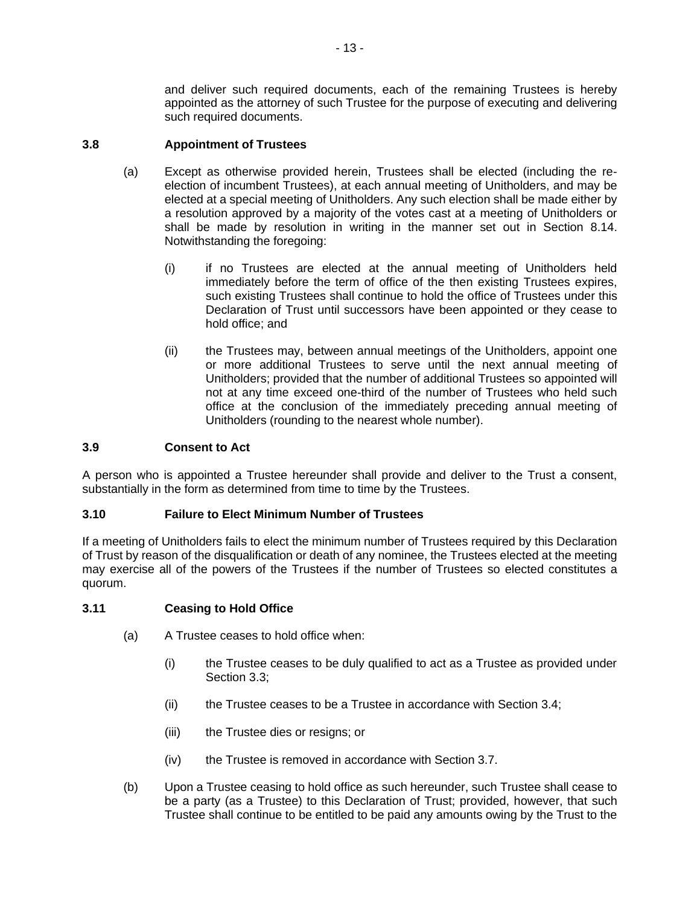and deliver such required documents, each of the remaining Trustees is hereby appointed as the attorney of such Trustee for the purpose of executing and delivering such required documents.

### 3.8 Appointment of Trustees

(a) Except as otherwise provided herein, Trustees shall be elected (including the re-election of incumbent Trustees), at each annual meeting of Unitholders, and may be elected at a special meeting of Unitholders. Any such election shall be made either by a resolution approved by a majority of the votes cast at a meeting of Unitholders or shall be made by resolution in writing in the manner set out in Section 8.14. Notwithstanding the foregoing:

(i) if no Trustees are elected at the annual meeting of Unitholders held immediately before the term of office of the then existing Trustees expires, such existing Trustees shall continue to hold the office of Trustees under this Declaration of Trust until successors have been appointed or they cease to hold office; and

(ii) the Trustees may, between annual meetings of the Unitholders, appoint one or more additional Trustees to serve until the next annual meeting of Unitholders; provided that the number of additional Trustees so appointed will not at any time exceed one-third of the number of Trustees who held such office at the conclusion of the immediately preceding annual meeting of Unitholders (rounding to the nearest whole number).

### 3.9 Consent to Act

A person who is appointed a Trustee hereunder shall provide and deliver to the Trust a consent, substantially in the form as determined from time to time by the Trustees.

### 3.10 Failure to Elect Minimum Number of Trustees

If a meeting of Unitholders fails to elect the minimum number of Trustees required by this Declaration of Trust by reason of the disqualification or death of any nominee, the Trustees elected at the meeting may exercise all of the powers of the Trustees if the number of Trustees so elected constitutes a quorum.

### 3.11 Ceasing to Hold Office

(a) A Trustee ceases to hold office when:

(i) the Trustee ceases to be duly qualified to act as a Trustee as provided under Section 3.3;

(ii) the Trustee ceases to be a Trustee in accordance with Section 3.4;

(iii) the Trustee dies or resigns; or

(iv) the Trustee is removed in accordance with Section 3.7.

(b) Upon a Trustee ceasing to hold office as such hereunder, such Trustee shall cease to be a party (as a Trustee) to this Declaration of Trust; provided, however, that such Trustee shall continue to be entitled to be paid any amounts owing by the Trust to the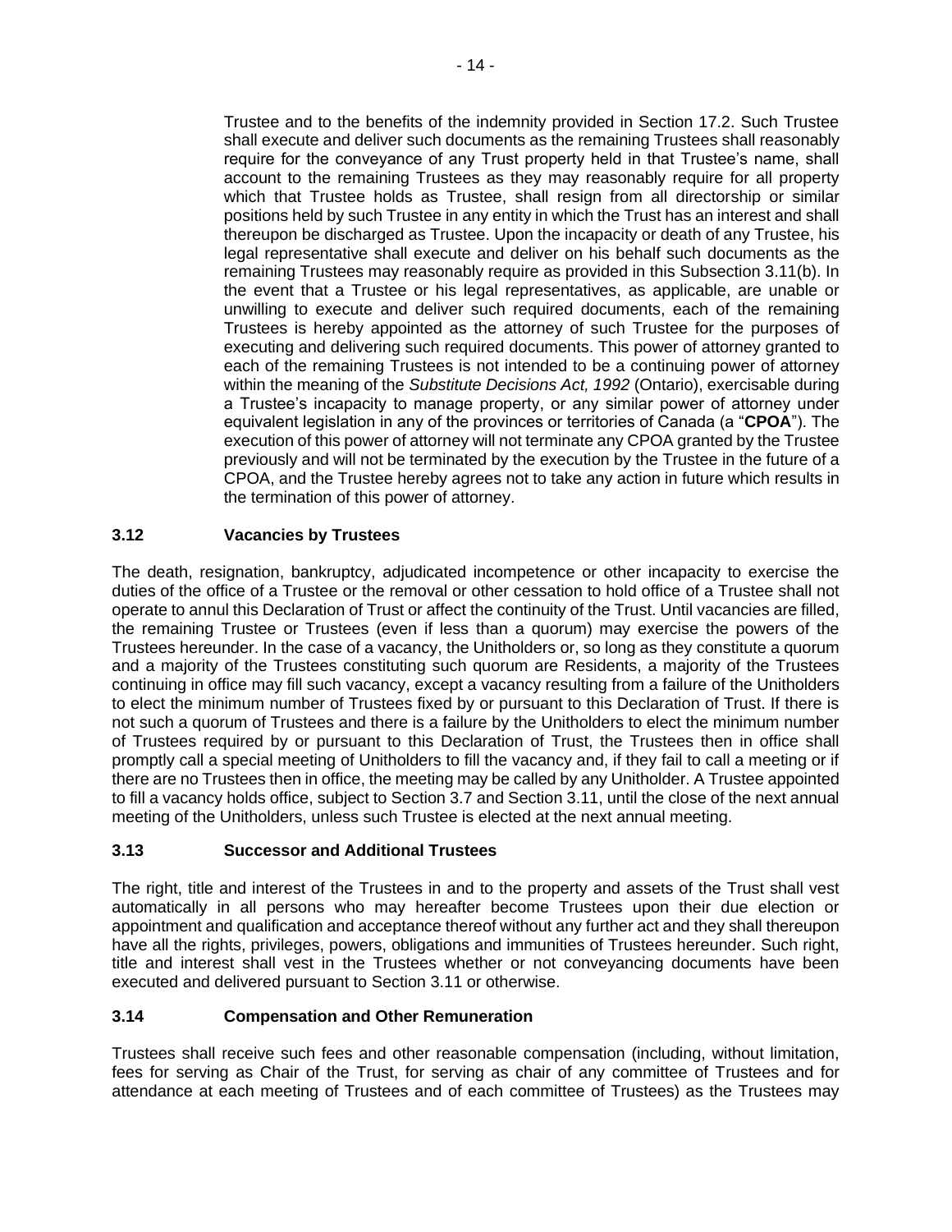Trustee and to the benefits of the indemnity provided in Section 17.2. Such Trustee shall execute and deliver such documents as the remaining Trustees shall reasonably require for the conveyance of any Trust property held in that Trustee's name, shall account to the remaining Trustees as they may reasonably require for all property which that Trustee holds as Trustee, shall resign from all directorship or similar positions held by such Trustee in any entity in which the Trust has an interest and shall thereupon be discharged as Trustee. Upon the incapacity or death of any Trustee, his legal representative shall execute and deliver on his behalf such documents as the remaining Trustees may reasonably require as provided in this Subsection 3.11(b). In the event that a Trustee or his legal representatives, as applicable, are unable or unwilling to execute and deliver such required documents, each of the remaining Trustees is hereby appointed as the attorney of such Trustee for the purposes of executing and delivering such required documents. This power of attorney granted to each of the remaining Trustees is not intended to be a continuing power of attorney within the meaning of the *Substitute Decisions Act, 1992* (Ontario), exercisable during a Trustee's incapacity to manage property, or any similar power of attorney under equivalent legislation in any of the provinces or territories of Canada (a "**CPOA**"). The execution of this power of attorney will not terminate any CPOA granted by the Trustee previously and will not be terminated by the execution by the Trustee in the future of a CPOA, and the Trustee hereby agrees not to take any action in future which results in the termination of this power of attorney.

### 3.12 Vacancies by Trustees

The death, resignation, bankruptcy, adjudicated incompetence or other incapacity to exercise the duties of the office of a Trustee or the removal or other cessation to hold office of a Trustee shall not operate to annul this Declaration of Trust or affect the continuity of the Trust. Until vacancies are filled, the remaining Trustee or Trustees (even if less than a quorum) may exercise the powers of the Trustees hereunder. In the case of a vacancy, the Unitholders or, so long as they constitute a quorum and a majority of the Trustees constituting such quorum are Residents, a majority of the Trustees continuing in office may fill such vacancy, except a vacancy resulting from a failure of the Unitholders to elect the minimum number of Trustees fixed by or pursuant to this Declaration of Trust. If there is not such a quorum of Trustees and there is a failure by the Unitholders to elect the minimum number of Trustees required by or pursuant to this Declaration of Trust, the Trustees then in office shall promptly call a special meeting of Unitholders to fill the vacancy and, if they fail to call a meeting or if there are no Trustees then in office, the meeting may be called by any Unitholder. A Trustee appointed to fill a vacancy holds office, subject to Section 3.7 and Section 3.11, until the close of the next annual meeting of the Unitholders, unless such Trustee is elected at the next annual meeting.

### 3.13 Successor and Additional Trustees

The right, title and interest of the Trustees in and to the property and assets of the Trust shall vest automatically in all persons who may hereafter become Trustees upon their due election or appointment and qualification and acceptance thereof without any further act and they shall thereupon have all the rights, privileges, powers, obligations and immunities of Trustees hereunder. Such right, title and interest shall vest in the Trustees whether or not conveyancing documents have been executed and delivered pursuant to Section 3.11 or otherwise.

### 3.14 Compensation and Other Remuneration

Trustees shall receive such fees and other reasonable compensation (including, without limitation, fees for serving as Chair of the Trust, for serving as chair of any committee of Trustees and for attendance at each meeting of Trustees and of each committee of Trustees) as the Trustees may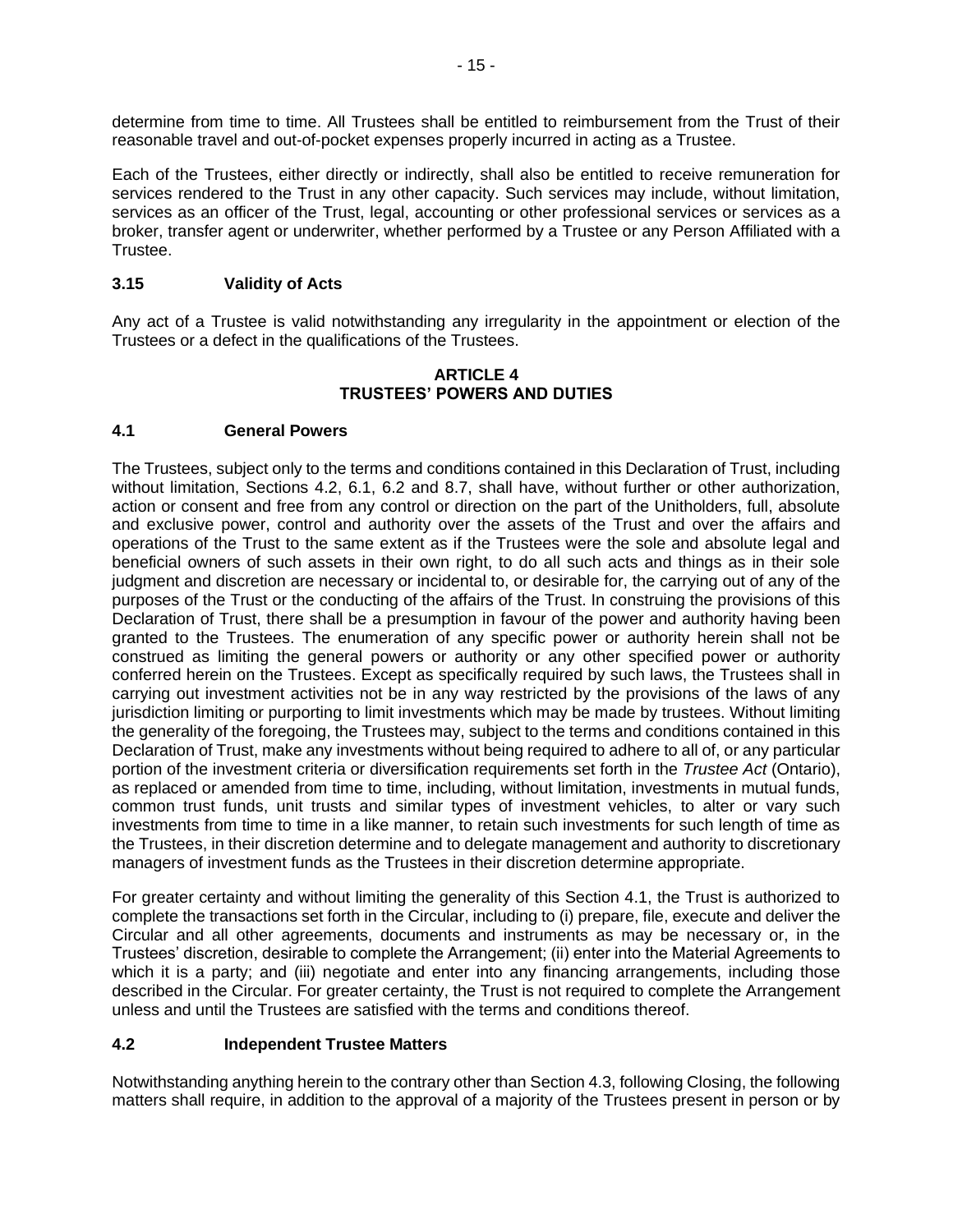determine from time to time. All Trustees shall be entitled to reimbursement from the Trust of their reasonable travel and out-of-pocket expenses properly incurred in acting as a Trustee.

Each of the Trustees, either directly or indirectly, shall also be entitled to receive remuneration for services rendered to the Trust in any other capacity. Such services may include, without limitation, services as an officer of the Trust, legal, accounting or other professional services or services as a broker, transfer agent or underwriter, whether performed by a Trustee or any Person Affiliated with a Trustee.

### 3.15 Validity of Acts

Any act of a Trustee is valid notwithstanding any irregularity in the appointment or election of the Trustees or a defect in the qualifications of the Trustees.

## ARTICLE 4
## TRUSTEES' POWERS AND DUTIES

### 4.1 General Powers

The Trustees, subject only to the terms and conditions contained in this Declaration of Trust, including without limitation, Sections 4.2, 6.1, 6.2 and 8.7, shall have, without further or other authorization, action or consent and free from any control or direction on the part of the Unitholders, full, absolute and exclusive power, control and authority over the assets of the Trust and over the affairs and operations of the Trust to the same extent as if the Trustees were the sole and absolute legal and beneficial owners of such assets in their own right, to do all such acts and things as in their sole judgment and discretion are necessary or incidental to, or desirable for, the carrying out of any of the purposes of the Trust or the conducting of the affairs of the Trust. In construing the provisions of this Declaration of Trust, there shall be a presumption in favour of the power and authority having been granted to the Trustees. The enumeration of any specific power or authority herein shall not be construed as limiting the general powers or authority or any other specified power or authority conferred herein on the Trustees. Except as specifically required by such laws, the Trustees shall in carrying out investment activities not be in any way restricted by the provisions of the laws of any jurisdiction limiting or purporting to limit investments which may be made by trustees. Without limiting the generality of the foregoing, the Trustees may, subject to the terms and conditions contained in this Declaration of Trust, make any investments without being required to adhere to all of, or any particular portion of the investment criteria or diversification requirements set forth in the *Trustee Act* (Ontario), as replaced or amended from time to time, including, without limitation, investments in mutual funds, common trust funds, unit trusts and similar types of investment vehicles, to alter or vary such investments from time to time in a like manner, to retain such investments for such length of time as the Trustees, in their discretion determine and to delegate management and authority to discretionary managers of investment funds as the Trustees in their discretion determine appropriate.

For greater certainty and without limiting the generality of this Section 4.1, the Trust is authorized to complete the transactions set forth in the Circular, including to (i) prepare, file, execute and deliver the Circular and all other agreements, documents and instruments as may be necessary or, in the Trustees' discretion, desirable to complete the Arrangement; (ii) enter into the Material Agreements to which it is a party; and (iii) negotiate and enter into any financing arrangements, including those described in the Circular. For greater certainty, the Trust is not required to complete the Arrangement unless and until the Trustees are satisfied with the terms and conditions thereof.

### 4.2 Independent Trustee Matters

Notwithstanding anything herein to the contrary other than Section 4.3, following Closing, the following matters shall require, in addition to the approval of a majority of the Trustees present in person or by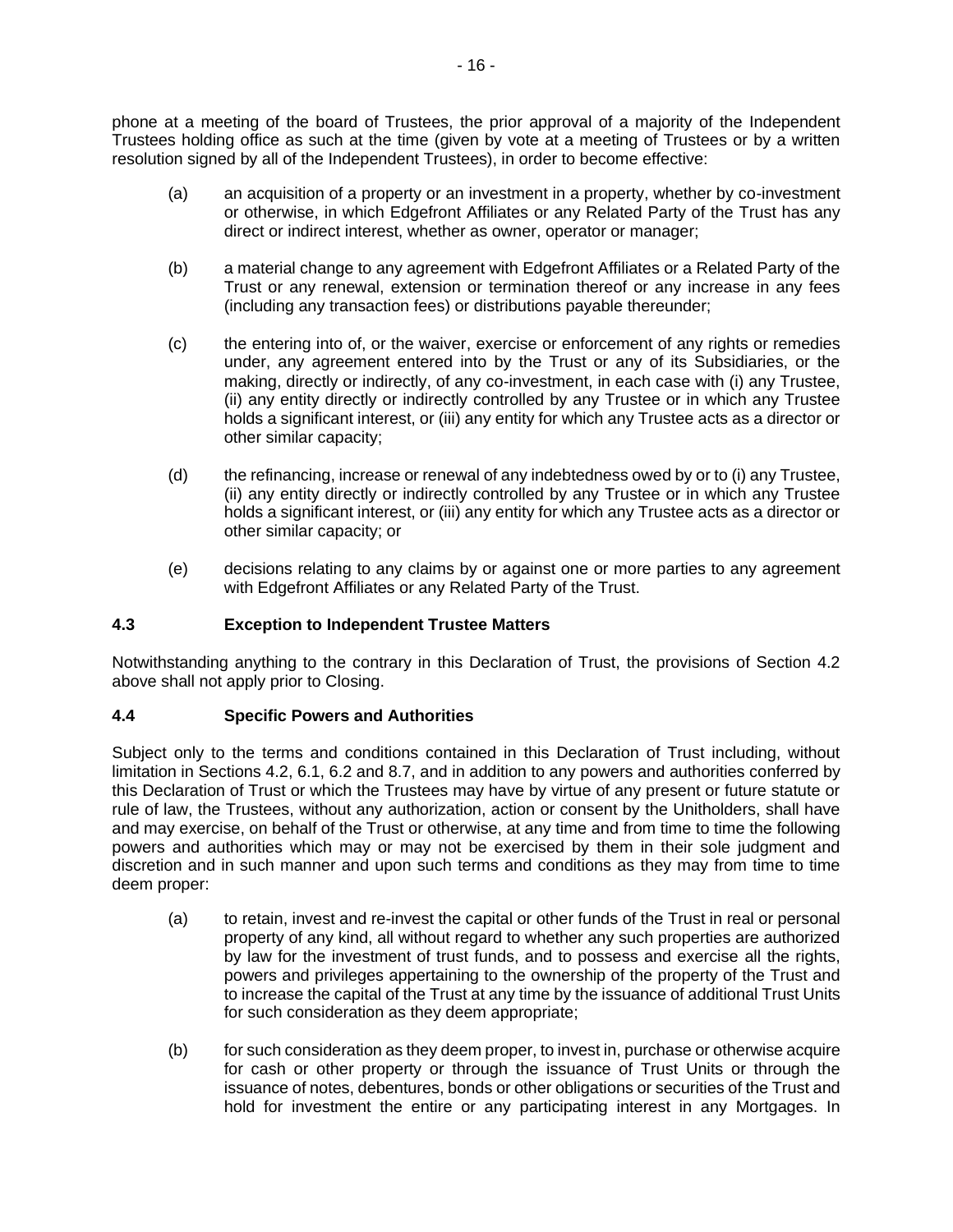phone at a meeting of the board of Trustees, the prior approval of a majority of the Independent Trustees holding office as such at the time (given by vote at a meeting of Trustees or by a written resolution signed by all of the Independent Trustees), in order to become effective:

(a) an acquisition of a property or an investment in a property, whether by co-investment or otherwise, in which Edgefront Affiliates or any Related Party of the Trust has any direct or indirect interest, whether as owner, operator or manager;

(b) a material change to any agreement with Edgefront Affiliates or a Related Party of the Trust or any renewal, extension or termination thereof or any increase in any fees (including any transaction fees) or distributions payable thereunder;

(c) the entering into of, or the waiver, exercise or enforcement of any rights or remedies under, any agreement entered into by the Trust or any of its Subsidiaries, or the making, directly or indirectly, of any co-investment, in each case with (i) any Trustee, (ii) any entity directly or indirectly controlled by any Trustee or in which any Trustee holds a significant interest, or (iii) any entity for which any Trustee acts as a director or other similar capacity;

(d) the refinancing, increase or renewal of any indebtedness owed by or to (i) any Trustee, (ii) any entity directly or indirectly controlled by any Trustee or in which any Trustee holds a significant interest, or (iii) any entity for which any Trustee acts as a director or other similar capacity; or

(e) decisions relating to any claims by or against one or more parties to any agreement with Edgefront Affiliates or any Related Party of the Trust.

### 4.3 Exception to Independent Trustee Matters

Notwithstanding anything to the contrary in this Declaration of Trust, the provisions of Section 4.2 above shall not apply prior to Closing.

### 4.4 Specific Powers and Authorities

Subject only to the terms and conditions contained in this Declaration of Trust including, without limitation in Sections 4.2, 6.1, 6.2 and 8.7, and in addition to any powers and authorities conferred by this Declaration of Trust or which the Trustees may have by virtue of any present or future statute or rule of law, the Trustees, without any authorization, action or consent by the Unitholders, shall have and may exercise, on behalf of the Trust or otherwise, at any time and from time to time the following powers and authorities which may or may not be exercised by them in their sole judgment and discretion and in such manner and upon such terms and conditions as they may from time to time deem proper:

(a) to retain, invest and re-invest the capital or other funds of the Trust in real or personal property of any kind, all without regard to whether any such properties are authorized by law for the investment of trust funds, and to possess and exercise all the rights, powers and privileges appertaining to the ownership of the property of the Trust and to increase the capital of the Trust at any time by the issuance of additional Trust Units for such consideration as they deem appropriate;

(b) for such consideration as they deem proper, to invest in, purchase or otherwise acquire for cash or other property or through the issuance of Trust Units or through the issuance of notes, debentures, bonds or other obligations or securities of the Trust and hold for investment the entire or any participating interest in any Mortgages. In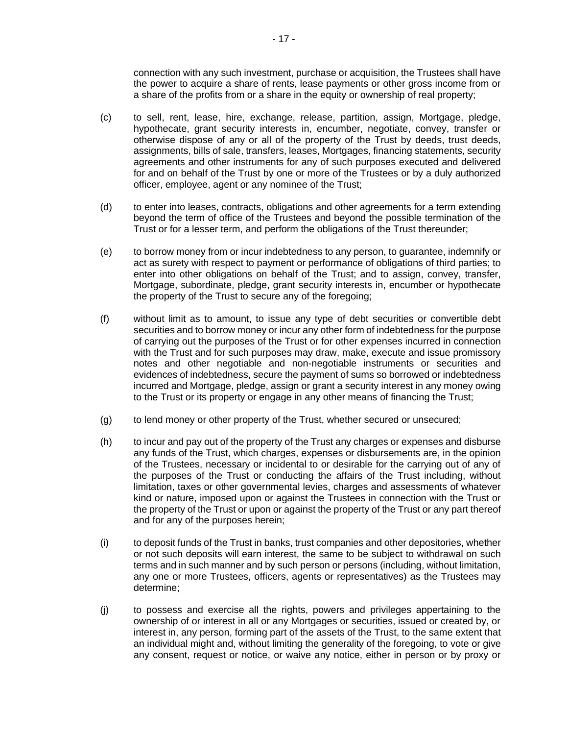connection with any such investment, purchase or acquisition, the Trustees shall have the power to acquire a share of rents, lease payments or other gross income from or a share of the profits from or a share in the equity or ownership of real property;

(c) to sell, rent, lease, hire, exchange, release, partition, assign, Mortgage, pledge, hypothecate, grant security interests in, encumber, negotiate, convey, transfer or otherwise dispose of any or all of the property of the Trust by deeds, trust deeds, assignments, bills of sale, transfers, leases, Mortgages, financing statements, security agreements and other instruments for any of such purposes executed and delivered for and on behalf of the Trust by one or more of the Trustees or by a duly authorized officer, employee, agent or any nominee of the Trust;

(d) to enter into leases, contracts, obligations and other agreements for a term extending beyond the term of office of the Trustees and beyond the possible termination of the Trust or for a lesser term, and perform the obligations of the Trust thereunder;

(e) to borrow money from or incur indebtedness to any person, to guarantee, indemnify or act as surety with respect to payment or performance of obligations of third parties; to enter into other obligations on behalf of the Trust; and to assign, convey, transfer, Mortgage, subordinate, pledge, grant security interests in, encumber or hypothecate the property of the Trust to secure any of the foregoing;

(f) without limit as to amount, to issue any type of debt securities or convertible debt securities and to borrow money or incur any other form of indebtedness for the purpose of carrying out the purposes of the Trust or for other expenses incurred in connection with the Trust and for such purposes may draw, make, execute and issue promissory notes and other negotiable and non-negotiable instruments or securities and evidences of indebtedness, secure the payment of sums so borrowed or indebtedness incurred and Mortgage, pledge, assign or grant a security interest in any money owing to the Trust or its property or engage in any other means of financing the Trust;

(g) to lend money or other property of the Trust, whether secured or unsecured;

(h) to incur and pay out of the property of the Trust any charges or expenses and disburse any funds of the Trust, which charges, expenses or disbursements are, in the opinion of the Trustees, necessary or incidental to or desirable for the carrying out of any of the purposes of the Trust or conducting the affairs of the Trust including, without limitation, taxes or other governmental levies, charges and assessments of whatever kind or nature, imposed upon or against the Trustees in connection with the Trust or the property of the Trust or upon or against the property of the Trust or any part thereof and for any of the purposes herein;

(i) to deposit funds of the Trust in banks, trust companies and other depositories, whether or not such deposits will earn interest, the same to be subject to withdrawal on such terms and in such manner and by such person or persons (including, without limitation, any one or more Trustees, officers, agents or representatives) as the Trustees may determine;

(j) to possess and exercise all the rights, powers and privileges appertaining to the ownership of or interest in all or any Mortgages or securities, issued or created by, or interest in, any person, forming part of the assets of the Trust, to the same extent that an individual might and, without limiting the generality of the foregoing, to vote or give any consent, request or notice, or waive any notice, either in person or by proxy or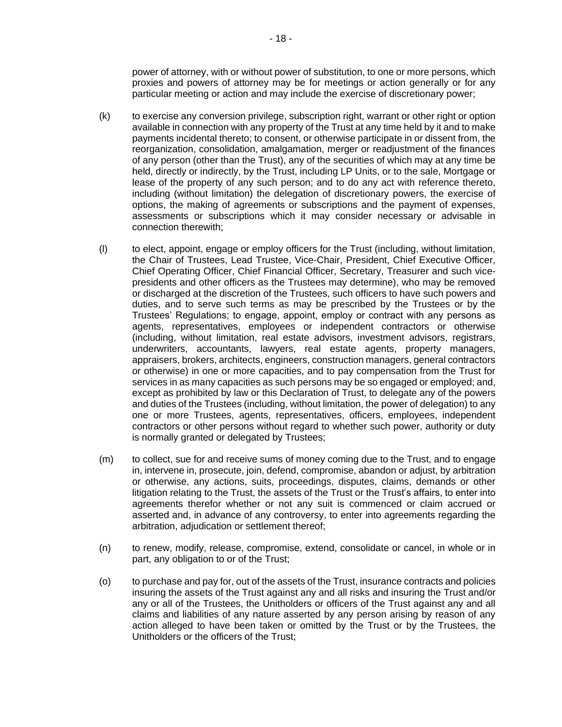power of attorney, with or without power of substitution, to one or more persons, which proxies and powers of attorney may be for meetings or action generally or for any particular meeting or action and may include the exercise of discretionary power;

(k) to exercise any conversion privilege, subscription right, warrant or other right or option available in connection with any property of the Trust at any time held by it and to make payments incidental thereto; to consent, or otherwise participate in or dissent from, the reorganization, consolidation, amalgamation, merger or readjustment of the finances of any person (other than the Trust), any of the securities of which may at any time be held, directly or indirectly, by the Trust, including LP Units, or to the sale, Mortgage or lease of the property of any such person; and to do any act with reference thereto, including (without limitation) the delegation of discretionary powers, the exercise of options, the making of agreements or subscriptions and the payment of expenses, assessments or subscriptions which it may consider necessary or advisable in connection therewith;

(l) to elect, appoint, engage or employ officers for the Trust (including, without limitation, the Chair of Trustees, Lead Trustee, Vice-Chair, President, Chief Executive Officer, Chief Operating Officer, Chief Financial Officer, Secretary, Treasurer and such vice-presidents and other officers as the Trustees may determine), who may be removed or discharged at the discretion of the Trustees, such officers to have such powers and duties, and to serve such terms as may be prescribed by the Trustees or by the Trustees' Regulations; to engage, appoint, employ or contract with any persons as agents, representatives, employees or independent contractors or otherwise (including, without limitation, real estate advisors, investment advisors, registrars, underwriters, accountants, lawyers, real estate agents, property managers, appraisers, brokers, architects, engineers, construction managers, general contractors or otherwise) in one or more capacities, and to pay compensation from the Trust for services in as many capacities as such persons may be so engaged or employed; and, except as prohibited by law or this Declaration of Trust, to delegate any of the powers and duties of the Trustees (including, without limitation, the power of delegation) to any one or more Trustees, agents, representatives, officers, employees, independent contractors or other persons without regard to whether such power, authority or duty is normally granted or delegated by Trustees;

(m) to collect, sue for and receive sums of money coming due to the Trust, and to engage in, intervene in, prosecute, join, defend, compromise, abandon or adjust, by arbitration or otherwise, any actions, suits, proceedings, disputes, claims, demands or other litigation relating to the Trust, the assets of the Trust or the Trust's affairs, to enter into agreements therefor whether or not any suit is commenced or claim accrued or asserted and, in advance of any controversy, to enter into agreements regarding the arbitration, adjudication or settlement thereof;

(n) to renew, modify, release, compromise, extend, consolidate or cancel, in whole or in part, any obligation to or of the Trust;

(o) to purchase and pay for, out of the assets of the Trust, insurance contracts and policies insuring the assets of the Trust against any and all risks and insuring the Trust and/or any or all of the Trustees, the Unitholders or officers of the Trust against any and all claims and liabilities of any nature asserted by any person arising by reason of any action alleged to have been taken or omitted by the Trust or by the Trustees, the Unitholders or the officers of the Trust;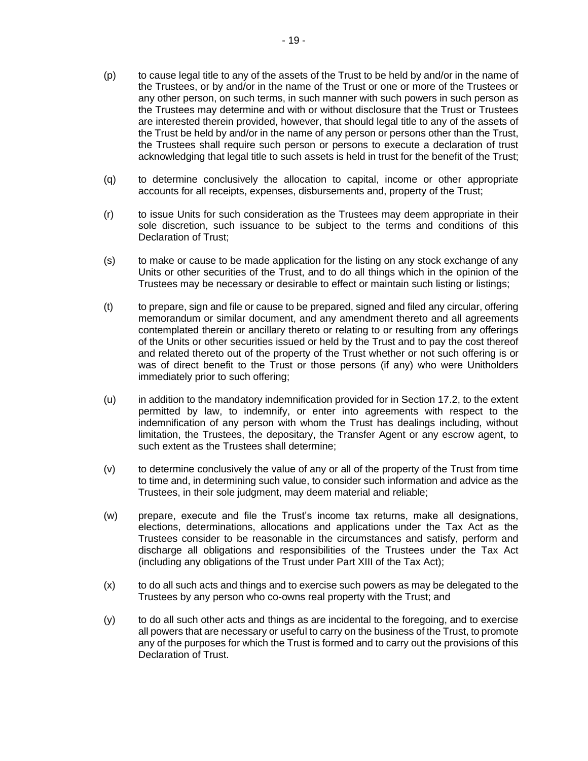(p) to cause legal title to any of the assets of the Trust to be held by and/or in the name of the Trustees, or by and/or in the name of the Trust or one or more of the Trustees or any other person, on such terms, in such manner with such powers in such person as the Trustees may determine and with or without disclosure that the Trust or Trustees are interested therein provided, however, that should legal title to any of the assets of the Trust be held by and/or in the name of any person or persons other than the Trust, the Trustees shall require such person or persons to execute a declaration of trust acknowledging that legal title to such assets is held in trust for the benefit of the Trust;

(q) to determine conclusively the allocation to capital, income or other appropriate accounts for all receipts, expenses, disbursements and, property of the Trust;

(r) to issue Units for such consideration as the Trustees may deem appropriate in their sole discretion, such issuance to be subject to the terms and conditions of this Declaration of Trust;

(s) to make or cause to be made application for the listing on any stock exchange of any Units or other securities of the Trust, and to do all things which in the opinion of the Trustees may be necessary or desirable to effect or maintain such listing or listings;

(t) to prepare, sign and file or cause to be prepared, signed and filed any circular, offering memorandum or similar document, and any amendment thereto and all agreements contemplated therein or ancillary thereto or relating to or resulting from any offerings of the Units or other securities issued or held by the Trust and to pay the cost thereof and related thereto out of the property of the Trust whether or not such offering is or was of direct benefit to the Trust or those persons (if any) who were Unitholders immediately prior to such offering;

(u) in addition to the mandatory indemnification provided for in Section 17.2, to the extent permitted by law, to indemnify, or enter into agreements with respect to the indemnification of any person with whom the Trust has dealings including, without limitation, the Trustees, the depositary, the Transfer Agent or any escrow agent, to such extent as the Trustees shall determine;

(v) to determine conclusively the value of any or all of the property of the Trust from time to time and, in determining such value, to consider such information and advice as the Trustees, in their sole judgment, may deem material and reliable;

(w) prepare, execute and file the Trust's income tax returns, make all designations, elections, determinations, allocations and applications under the Tax Act as the Trustees consider to be reasonable in the circumstances and satisfy, perform and discharge all obligations and responsibilities of the Trustees under the Tax Act (including any obligations of the Trust under Part XIII of the Tax Act);

(x) to do all such acts and things and to exercise such powers as may be delegated to the Trustees by any person who co-owns real property with the Trust; and

(y) to do all such other acts and things as are incidental to the foregoing, and to exercise all powers that are necessary or useful to carry on the business of the Trust, to promote any of the purposes for which the Trust is formed and to carry out the provisions of this Declaration of Trust.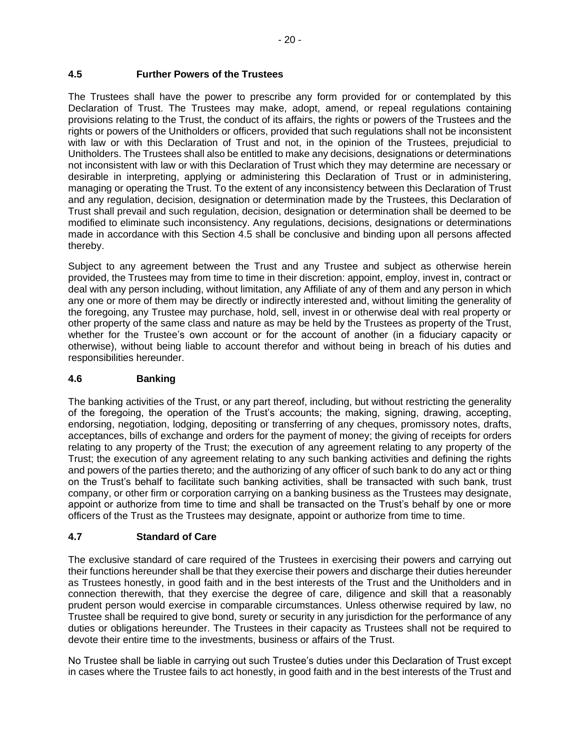## 4.5 Further Powers of the Trustees

The Trustees shall have the power to prescribe any form provided for or contemplated by this Declaration of Trust. The Trustees may make, adopt, amend, or repeal regulations containing provisions relating to the Trust, the conduct of its affairs, the rights or powers of the Trustees and the rights or powers of the Unitholders or officers, provided that such regulations shall not be inconsistent with law or with this Declaration of Trust and not, in the opinion of the Trustees, prejudicial to Unitholders. The Trustees shall also be entitled to make any decisions, designations or determinations not inconsistent with law or with this Declaration of Trust which they may determine are necessary or desirable in interpreting, applying or administering this Declaration of Trust or in administering, managing or operating the Trust. To the extent of any inconsistency between this Declaration of Trust and any regulation, decision, designation or determination made by the Trustees, this Declaration of Trust shall prevail and such regulation, decision, designation or determination shall be deemed to be modified to eliminate such inconsistency. Any regulations, decisions, designations or determinations made in accordance with this Section 4.5 shall be conclusive and binding upon all persons affected thereby.

Subject to any agreement between the Trust and any Trustee and subject as otherwise herein provided, the Trustees may from time to time in their discretion: appoint, employ, invest in, contract or deal with any person including, without limitation, any Affiliate of any of them and any person in which any one or more of them may be directly or indirectly interested and, without limiting the generality of the foregoing, any Trustee may purchase, hold, sell, invest in or otherwise deal with real property or other property of the same class and nature as may be held by the Trustees as property of the Trust, whether for the Trustee's own account or for the account of another (in a fiduciary capacity or otherwise), without being liable to account therefor and without being in breach of his duties and responsibilities hereunder.

## 4.6 Banking

The banking activities of the Trust, or any part thereof, including, but without restricting the generality of the foregoing, the operation of the Trust's accounts; the making, signing, drawing, accepting, endorsing, negotiation, lodging, depositing or transferring of any cheques, promissory notes, drafts, acceptances, bills of exchange and orders for the payment of money; the giving of receipts for orders relating to any property of the Trust; the execution of any agreement relating to any property of the Trust; the execution of any agreement relating to any such banking activities and defining the rights and powers of the parties thereto; and the authorizing of any officer of such bank to do any act or thing on the Trust's behalf to facilitate such banking activities, shall be transacted with such bank, trust company, or other firm or corporation carrying on a banking business as the Trustees may designate, appoint or authorize from time to time and shall be transacted on the Trust's behalf by one or more officers of the Trust as the Trustees may designate, appoint or authorize from time to time.

## 4.7 Standard of Care

The exclusive standard of care required of the Trustees in exercising their powers and carrying out their functions hereunder shall be that they exercise their powers and discharge their duties hereunder as Trustees honestly, in good faith and in the best interests of the Trust and the Unitholders and in connection therewith, that they exercise the degree of care, diligence and skill that a reasonably prudent person would exercise in comparable circumstances. Unless otherwise required by law, no Trustee shall be required to give bond, surety or security in any jurisdiction for the performance of any duties or obligations hereunder. The Trustees in their capacity as Trustees shall not be required to devote their entire time to the investments, business or affairs of the Trust.

No Trustee shall be liable in carrying out such Trustee's duties under this Declaration of Trust except in cases where the Trustee fails to act honestly, in good faith and in the best interests of the Trust and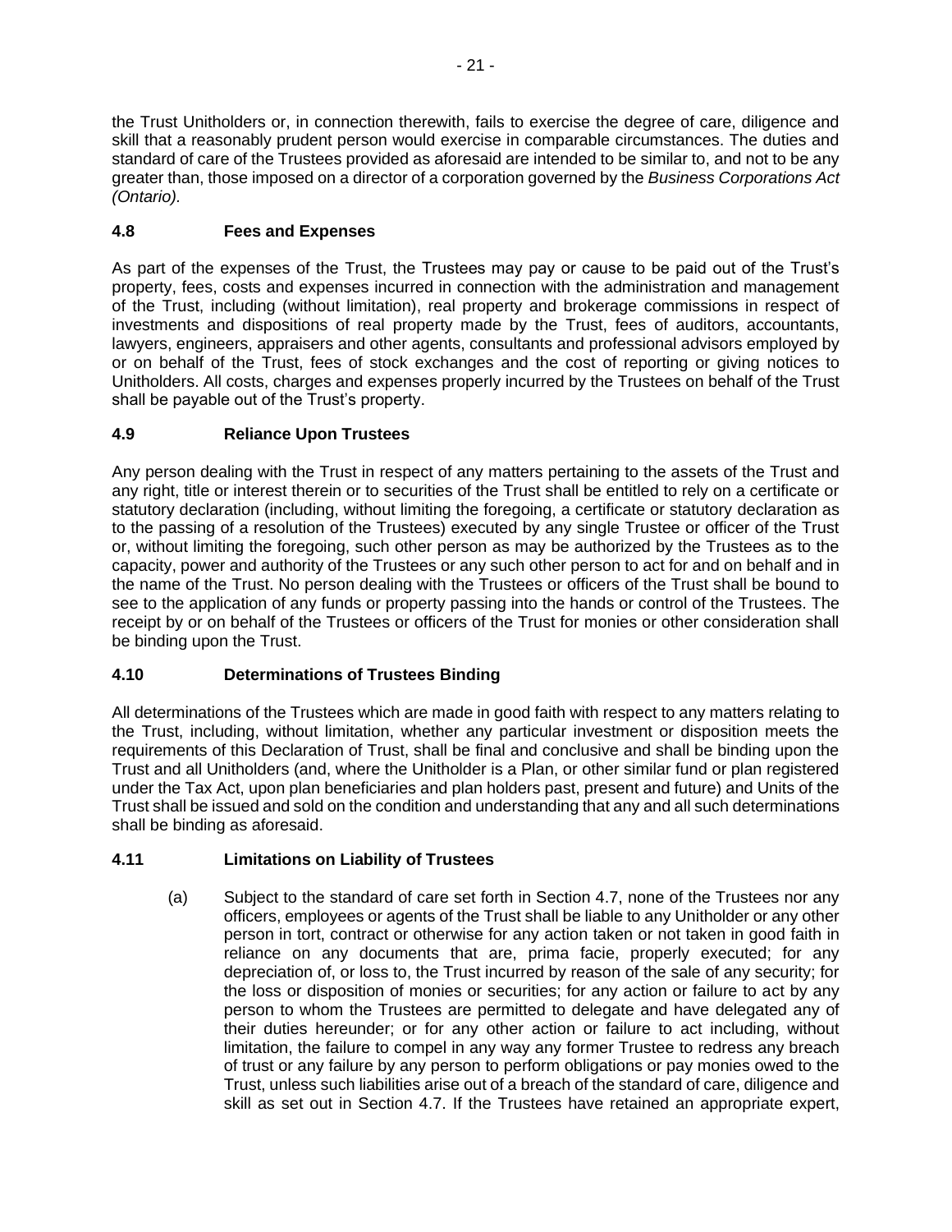the Trust Unitholders or, in connection therewith, fails to exercise the degree of care, diligence and skill that a reasonably prudent person would exercise in comparable circumstances. The duties and standard of care of the Trustees provided as aforesaid are intended to be similar to, and not to be any greater than, those imposed on a director of a corporation governed by the *Business Corporations Act (Ontario)*.

### 4.8 Fees and Expenses

As part of the expenses of the Trust, the Trustees may pay or cause to be paid out of the Trust's property, fees, costs and expenses incurred in connection with the administration and management of the Trust, including (without limitation), real property and brokerage commissions in respect of investments and dispositions of real property made by the Trust, fees of auditors, accountants, lawyers, engineers, appraisers and other agents, consultants and professional advisors employed by or on behalf of the Trust, fees of stock exchanges and the cost of reporting or giving notices to Unitholders. All costs, charges and expenses properly incurred by the Trustees on behalf of the Trust shall be payable out of the Trust's property.

### 4.9 Reliance Upon Trustees

Any person dealing with the Trust in respect of any matters pertaining to the assets of the Trust and any right, title or interest therein or to securities of the Trust shall be entitled to rely on a certificate or statutory declaration (including, without limiting the foregoing, a certificate or statutory declaration as to the passing of a resolution of the Trustees) executed by any single Trustee or officer of the Trust or, without limiting the foregoing, such other person as may be authorized by the Trustees as to the capacity, power and authority of the Trustees or any such other person to act for and on behalf and in the name of the Trust. No person dealing with the Trustees or officers of the Trust shall be bound to see to the application of any funds or property passing into the hands or control of the Trustees. The receipt by or on behalf of the Trustees or officers of the Trust for monies or other consideration shall be binding upon the Trust.

### 4.10 Determinations of Trustees Binding

All determinations of the Trustees which are made in good faith with respect to any matters relating to the Trust, including, without limitation, whether any particular investment or disposition meets the requirements of this Declaration of Trust, shall be final and conclusive and shall be binding upon the Trust and all Unitholders (and, where the Unitholder is a Plan, or other similar fund or plan registered under the Tax Act, upon plan beneficiaries and plan holders past, present and future) and Units of the Trust shall be issued and sold on the condition and understanding that any and all such determinations shall be binding as aforesaid.

### 4.11 Limitations on Liability of Trustees

(a) Subject to the standard of care set forth in Section 4.7, none of the Trustees nor any officers, employees or agents of the Trust shall be liable to any Unitholder or any other person in tort, contract or otherwise for any action taken or not taken in good faith in reliance on any documents that are, prima facie, properly executed; for any depreciation of, or loss to, the Trust incurred by reason of the sale of any security; for the loss or disposition of monies or securities; for any action or failure to act by any person to whom the Trustees are permitted to delegate and have delegated any of their duties hereunder; or for any other action or failure to act including, without limitation, the failure to compel in any way any former Trustee to redress any breach of trust or any failure by any person to perform obligations or pay monies owed to the Trust, unless such liabilities arise out of a breach of the standard of care, diligence and skill as set out in Section 4.7. If the Trustees have retained an appropriate expert,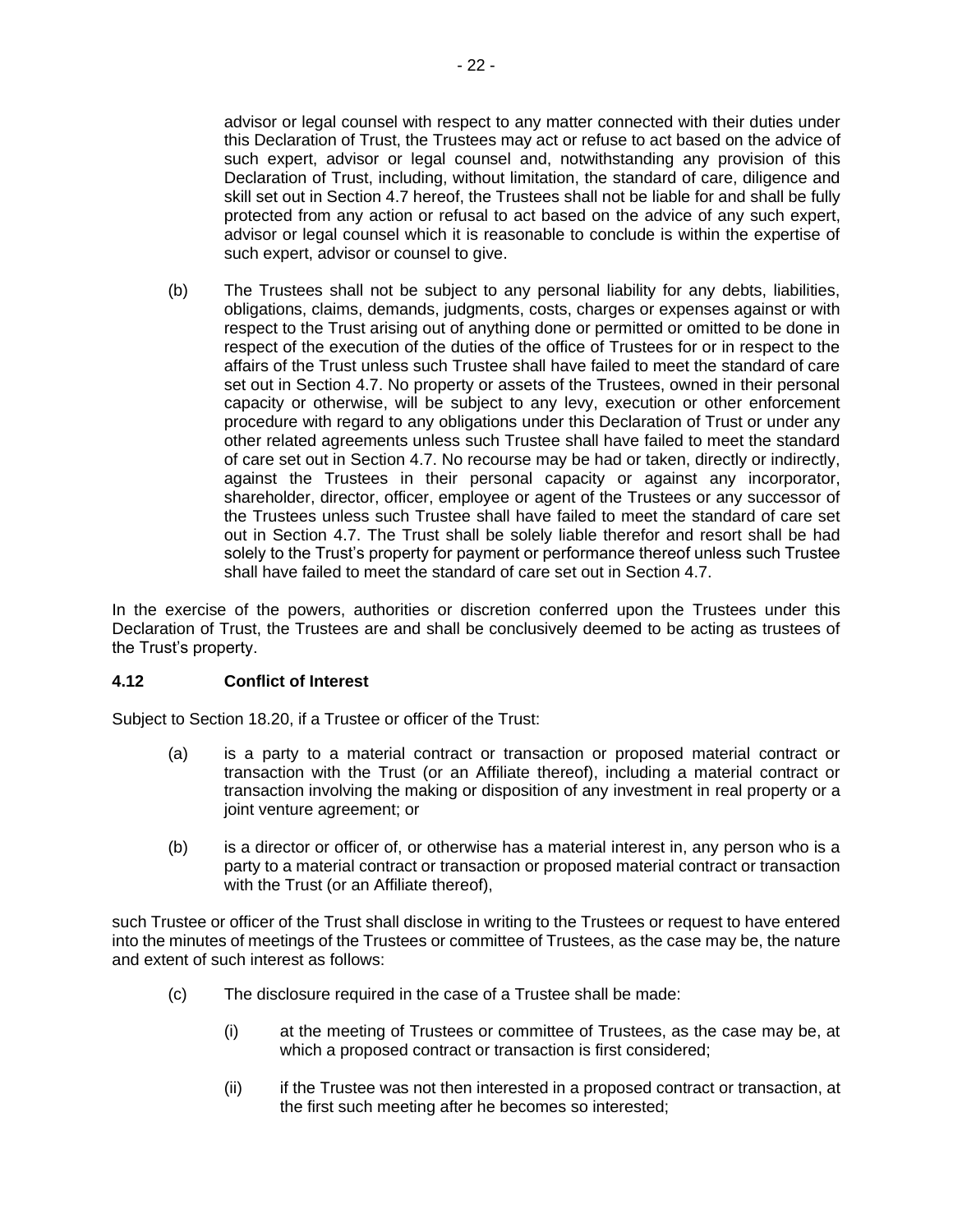advisor or legal counsel with respect to any matter connected with their duties under this Declaration of Trust, the Trustees may act or refuse to act based on the advice of such expert, advisor or legal counsel and, notwithstanding any provision of this Declaration of Trust, including, without limitation, the standard of care, diligence and skill set out in Section 4.7 hereof, the Trustees shall not be liable for and shall be fully protected from any action or refusal to act based on the advice of any such expert, advisor or legal counsel which it is reasonable to conclude is within the expertise of such expert, advisor or counsel to give.

(b) The Trustees shall not be subject to any personal liability for any debts, liabilities, obligations, claims, demands, judgments, costs, charges or expenses against or with respect to the Trust arising out of anything done or permitted or omitted to be done in respect of the execution of the duties of the office of Trustees for or in respect to the affairs of the Trust unless such Trustee shall have failed to meet the standard of care set out in Section 4.7. No property or assets of the Trustees, owned in their personal capacity or otherwise, will be subject to any levy, execution or other enforcement procedure with regard to any obligations under this Declaration of Trust or under any other related agreements unless such Trustee shall have failed to meet the standard of care set out in Section 4.7. No recourse may be had or taken, directly or indirectly, against the Trustees in their personal capacity or against any incorporator, shareholder, director, officer, employee or agent of the Trustees or any successor of the Trustees unless such Trustee shall have failed to meet the standard of care set out in Section 4.7. The Trust shall be solely liable therefor and resort shall be had solely to the Trust's property for payment or performance thereof unless such Trustee shall have failed to meet the standard of care set out in Section 4.7.

In the exercise of the powers, authorities or discretion conferred upon the Trustees under this Declaration of Trust, the Trustees are and shall be conclusively deemed to be acting as trustees of the Trust's property.

### 4.12 Conflict of Interest

Subject to Section 18.20, if a Trustee or officer of the Trust:

(a) is a party to a material contract or transaction or proposed material contract or transaction with the Trust (or an Affiliate thereof), including a material contract or transaction involving the making or disposition of any investment in real property or a joint venture agreement; or

(b) is a director or officer of, or otherwise has a material interest in, any person who is a party to a material contract or transaction or proposed material contract or transaction with the Trust (or an Affiliate thereof),

such Trustee or officer of the Trust shall disclose in writing to the Trustees or request to have entered into the minutes of meetings of the Trustees or committee of Trustees, as the case may be, the nature and extent of such interest as follows:

(c) The disclosure required in the case of a Trustee shall be made:

(i) at the meeting of Trustees or committee of Trustees, as the case may be, at which a proposed contract or transaction is first considered;

(ii) if the Trustee was not then interested in a proposed contract or transaction, at the first such meeting after he becomes so interested;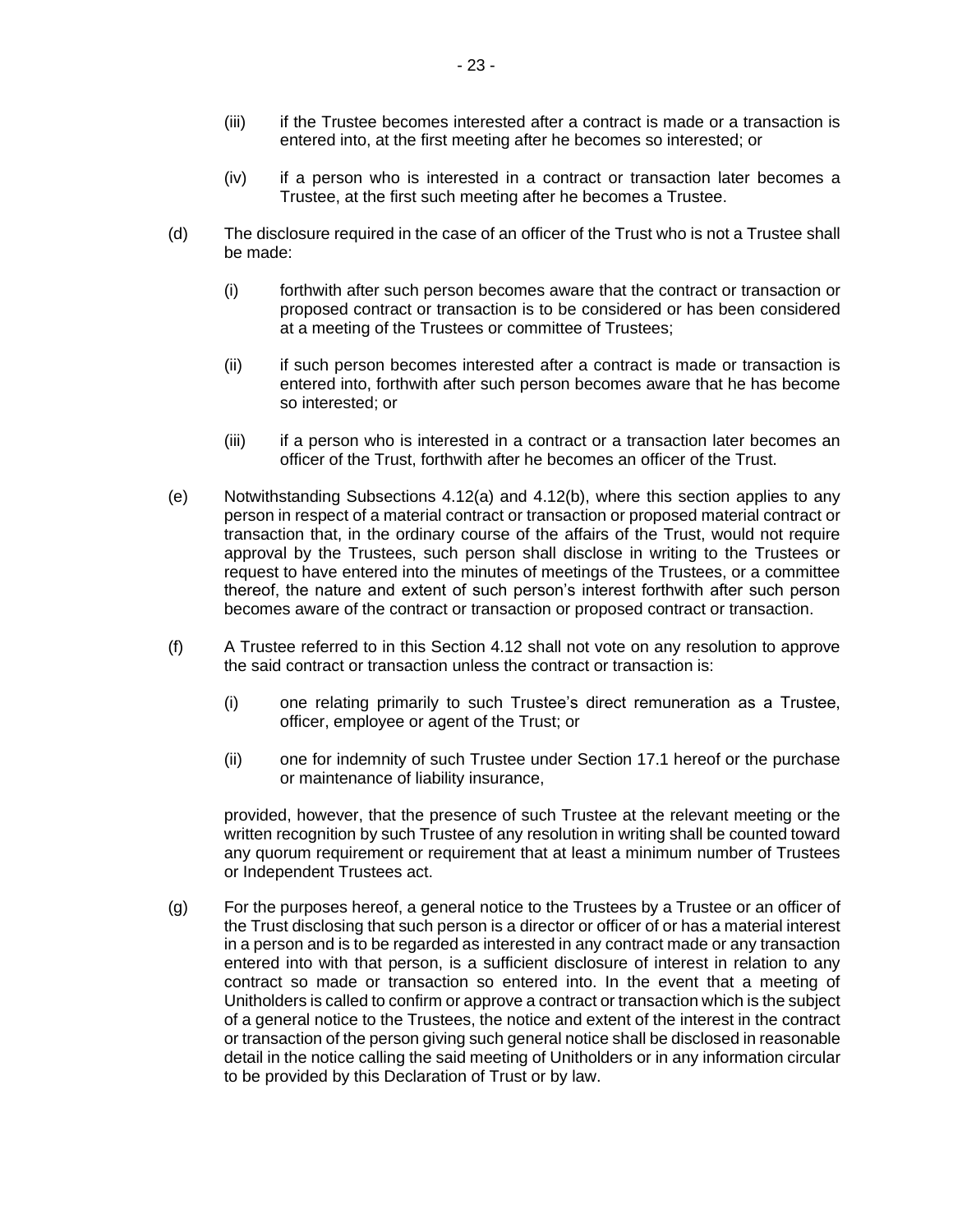(iii) if the Trustee becomes interested after a contract is made or a transaction is entered into, at the first meeting after he becomes so interested; or

(iv) if a person who is interested in a contract or transaction later becomes a Trustee, at the first such meeting after he becomes a Trustee.

(d) The disclosure required in the case of an officer of the Trust who is not a Trustee shall be made:

(i) forthwith after such person becomes aware that the contract or transaction or proposed contract or transaction is to be considered or has been considered at a meeting of the Trustees or committee of Trustees;

(ii) if such person becomes interested after a contract is made or transaction is entered into, forthwith after such person becomes aware that he has become so interested; or

(iii) if a person who is interested in a contract or a transaction later becomes an officer of the Trust, forthwith after he becomes an officer of the Trust.

(e) Notwithstanding Subsections 4.12(a) and 4.12(b), where this section applies to any person in respect of a material contract or transaction or proposed material contract or transaction that, in the ordinary course of the affairs of the Trust, would not require approval by the Trustees, such person shall disclose in writing to the Trustees or request to have entered into the minutes of meetings of the Trustees, or a committee thereof, the nature and extent of such person's interest forthwith after such person becomes aware of the contract or transaction or proposed contract or transaction.

(f) A Trustee referred to in this Section 4.12 shall not vote on any resolution to approve the said contract or transaction unless the contract or transaction is:

(i) one relating primarily to such Trustee's direct remuneration as a Trustee, officer, employee or agent of the Trust; or

(ii) one for indemnity of such Trustee under Section 17.1 hereof or the purchase or maintenance of liability insurance,

provided, however, that the presence of such Trustee at the relevant meeting or the written recognition by such Trustee of any resolution in writing shall be counted toward any quorum requirement or requirement that at least a minimum number of Trustees or Independent Trustees act.

(g) For the purposes hereof, a general notice to the Trustees by a Trustee or an officer of the Trust disclosing that such person is a director or officer of or has a material interest in a person and is to be regarded as interested in any contract made or any transaction entered into with that person, is a sufficient disclosure of interest in relation to any contract so made or transaction so entered into. In the event that a meeting of Unitholders is called to confirm or approve a contract or transaction which is the subject of a general notice to the Trustees, the notice and extent of the interest in the contract or transaction of the person giving such general notice shall be disclosed in reasonable detail in the notice calling the said meeting of Unitholders or in any information circular to be provided by this Declaration of Trust or by law.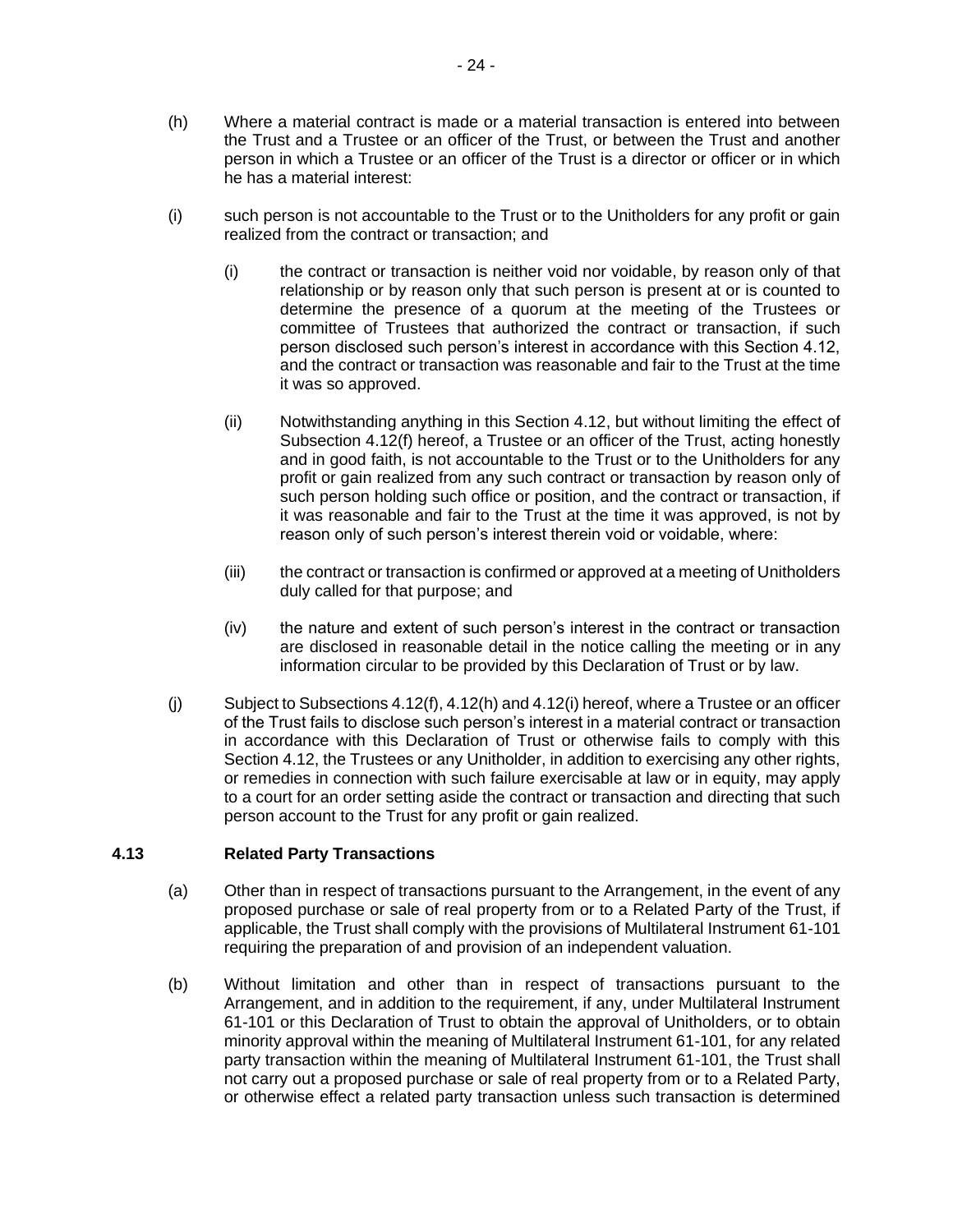(h) Where a material contract is made or a material transaction is entered into between the Trust and a Trustee or an officer of the Trust, or between the Trust and another person in which a Trustee or an officer of the Trust is a director or officer or in which he has a material interest:

(i) such person is not accountable to the Trust or to the Unitholders for any profit or gain realized from the contract or transaction; and

> (i) the contract or transaction is neither void nor voidable, by reason only of that relationship or by reason only that such person is present at or is counted to determine the presence of a quorum at the meeting of the Trustees or committee of Trustees that authorized the contract or transaction, if such person disclosed such person's interest in accordance with this Section 4.12, and the contract or transaction was reasonable and fair to the Trust at the time it was so approved.
>
> (ii) Notwithstanding anything in this Section 4.12, but without limiting the effect of Subsection 4.12(f) hereof, a Trustee or an officer of the Trust, acting honestly and in good faith, is not accountable to the Trust or to the Unitholders for any profit or gain realized from any such contract or transaction by reason only of such person holding such office or position, and the contract or transaction, if it was reasonable and fair to the Trust at the time it was approved, is not by reason only of such person's interest therein void or voidable, where:
>
> (iii) the contract or transaction is confirmed or approved at a meeting of Unitholders duly called for that purpose; and
>
> (iv) the nature and extent of such person's interest in the contract or transaction are disclosed in reasonable detail in the notice calling the meeting or in any information circular to be provided by this Declaration of Trust or by law.

(j) Subject to Subsections 4.12(f), 4.12(h) and 4.12(i) hereof, where a Trustee or an officer of the Trust fails to disclose such person's interest in a material contract or transaction in accordance with this Declaration of Trust or otherwise fails to comply with this Section 4.12, the Trustees or any Unitholder, in addition to exercising any other rights, or remedies in connection with such failure exercisable at law or in equity, may apply to a court for an order setting aside the contract or transaction and directing that such person account to the Trust for any profit or gain realized.

### 4.13 Related Party Transactions

(a) Other than in respect of transactions pursuant to the Arrangement, in the event of any proposed purchase or sale of real property from or to a Related Party of the Trust, if applicable, the Trust shall comply with the provisions of Multilateral Instrument 61-101 requiring the preparation of and provision of an independent valuation.

(b) Without limitation and other than in respect of transactions pursuant to the Arrangement, and in addition to the requirement, if any, under Multilateral Instrument 61-101 or this Declaration of Trust to obtain the approval of Unitholders, or to obtain minority approval within the meaning of Multilateral Instrument 61-101, for any related party transaction within the meaning of Multilateral Instrument 61-101, the Trust shall not carry out a proposed purchase or sale of real property from or to a Related Party, or otherwise effect a related party transaction unless such transaction is determined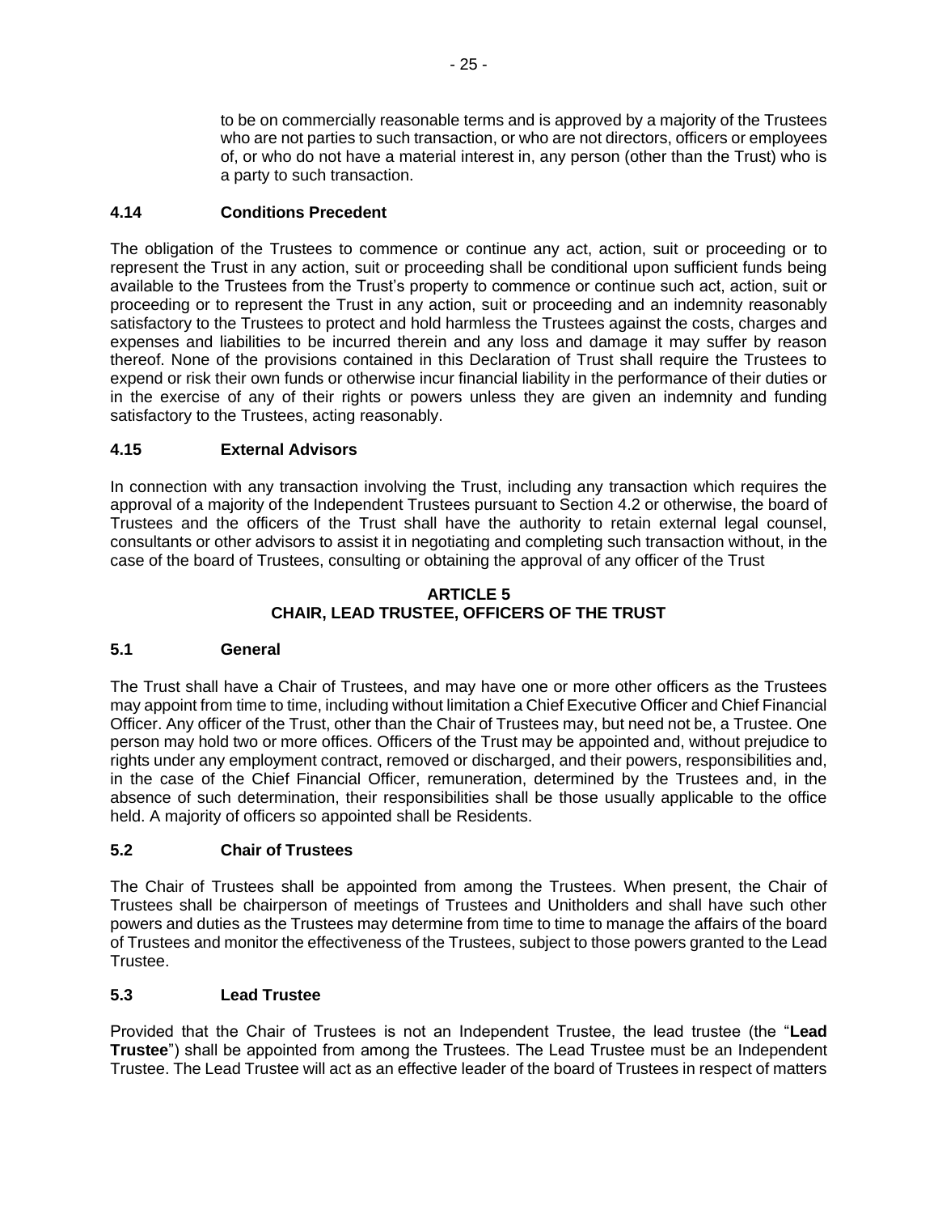to be on commercially reasonable terms and is approved by a majority of the Trustees who are not parties to such transaction, or who are not directors, officers or employees of, or who do not have a material interest in, any person (other than the Trust) who is a party to such transaction.

### 4.14 Conditions Precedent

The obligation of the Trustees to commence or continue any act, action, suit or proceeding or to represent the Trust in any action, suit or proceeding shall be conditional upon sufficient funds being available to the Trustees from the Trust's property to commence or continue such act, action, suit or proceeding or to represent the Trust in any action, suit or proceeding and an indemnity reasonably satisfactory to the Trustees to protect and hold harmless the Trustees against the costs, charges and expenses and liabilities to be incurred therein and any loss and damage it may suffer by reason thereof. None of the provisions contained in this Declaration of Trust shall require the Trustees to expend or risk their own funds or otherwise incur financial liability in the performance of their duties or in the exercise of any of their rights or powers unless they are given an indemnity and funding satisfactory to the Trustees, acting reasonably.

### 4.15 External Advisors

In connection with any transaction involving the Trust, including any transaction which requires the approval of a majority of the Independent Trustees pursuant to Section 4.2 or otherwise, the board of Trustees and the officers of the Trust shall have the authority to retain external legal counsel, consultants or other advisors to assist it in negotiating and completing such transaction without, in the case of the board of Trustees, consulting or obtaining the approval of any officer of the Trust

## ARTICLE 5
## CHAIR, LEAD TRUSTEE, OFFICERS OF THE TRUST

### 5.1 General

The Trust shall have a Chair of Trustees, and may have one or more other officers as the Trustees may appoint from time to time, including without limitation a Chief Executive Officer and Chief Financial Officer. Any officer of the Trust, other than the Chair of Trustees may, but need not be, a Trustee. One person may hold two or more offices. Officers of the Trust may be appointed and, without prejudice to rights under any employment contract, removed or discharged, and their powers, responsibilities and, in the case of the Chief Financial Officer, remuneration, determined by the Trustees and, in the absence of such determination, their responsibilities shall be those usually applicable to the office held. A majority of officers so appointed shall be Residents.

### 5.2 Chair of Trustees

The Chair of Trustees shall be appointed from among the Trustees. When present, the Chair of Trustees shall be chairperson of meetings of Trustees and Unitholders and shall have such other powers and duties as the Trustees may determine from time to time to manage the affairs of the board of Trustees and monitor the effectiveness of the Trustees, subject to those powers granted to the Lead Trustee.

### 5.3 Lead Trustee

Provided that the Chair of Trustees is not an Independent Trustee, the lead trustee (the "**Lead Trustee**") shall be appointed from among the Trustees. The Lead Trustee must be an Independent Trustee. The Lead Trustee will act as an effective leader of the board of Trustees in respect of matters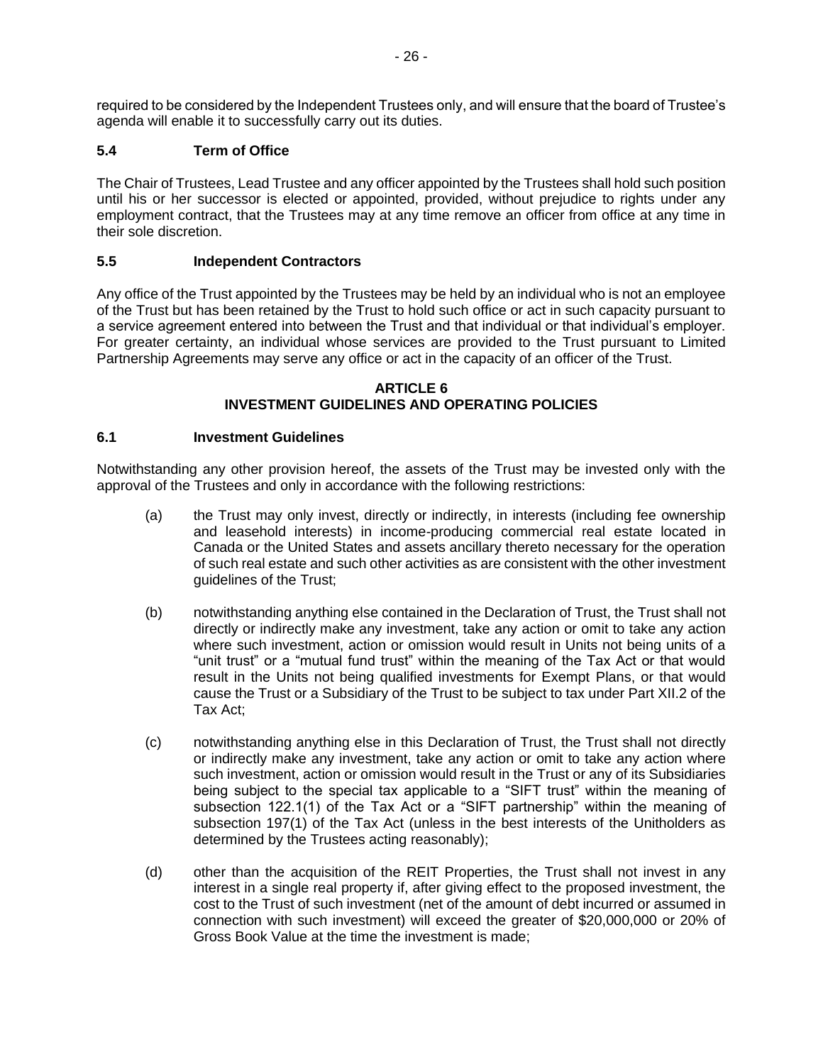required to be considered by the Independent Trustees only, and will ensure that the board of Trustee's agenda will enable it to successfully carry out its duties.

### 5.4 Term of Office

The Chair of Trustees, Lead Trustee and any officer appointed by the Trustees shall hold such position until his or her successor is elected or appointed, provided, without prejudice to rights under any employment contract, that the Trustees may at any time remove an officer from office at any time in their sole discretion.

### 5.5 Independent Contractors

Any office of the Trust appointed by the Trustees may be held by an individual who is not an employee of the Trust but has been retained by the Trust to hold such office or act in such capacity pursuant to a service agreement entered into between the Trust and that individual or that individual's employer. For greater certainty, an individual whose services are provided to the Trust pursuant to Limited Partnership Agreements may serve any office or act in the capacity of an officer of the Trust.

## ARTICLE 6
## INVESTMENT GUIDELINES AND OPERATING POLICIES

### 6.1 Investment Guidelines

Notwithstanding any other provision hereof, the assets of the Trust may be invested only with the approval of the Trustees and only in accordance with the following restrictions:

(a) the Trust may only invest, directly or indirectly, in interests (including fee ownership and leasehold interests) in income-producing commercial real estate located in Canada or the United States and assets ancillary thereto necessary for the operation of such real estate and such other activities as are consistent with the other investment guidelines of the Trust;

(b) notwithstanding anything else contained in the Declaration of Trust, the Trust shall not directly or indirectly make any investment, take any action or omit to take any action where such investment, action or omission would result in Units not being units of a "unit trust" or a "mutual fund trust" within the meaning of the Tax Act or that would result in the Units not being qualified investments for Exempt Plans, or that would cause the Trust or a Subsidiary of the Trust to be subject to tax under Part XII.2 of the Tax Act;

(c) notwithstanding anything else in this Declaration of Trust, the Trust shall not directly or indirectly make any investment, take any action or omit to take any action where such investment, action or omission would result in the Trust or any of its Subsidiaries being subject to the special tax applicable to a "SIFT trust" within the meaning of subsection 122.1(1) of the Tax Act or a "SIFT partnership" within the meaning of subsection 197(1) of the Tax Act (unless in the best interests of the Unitholders as determined by the Trustees acting reasonably);

(d) other than the acquisition of the REIT Properties, the Trust shall not invest in any interest in a single real property if, after giving effect to the proposed investment, the cost to the Trust of such investment (net of the amount of debt incurred or assumed in connection with such investment) will exceed the greater of $20,000,000 or 20% of Gross Book Value at the time the investment is made;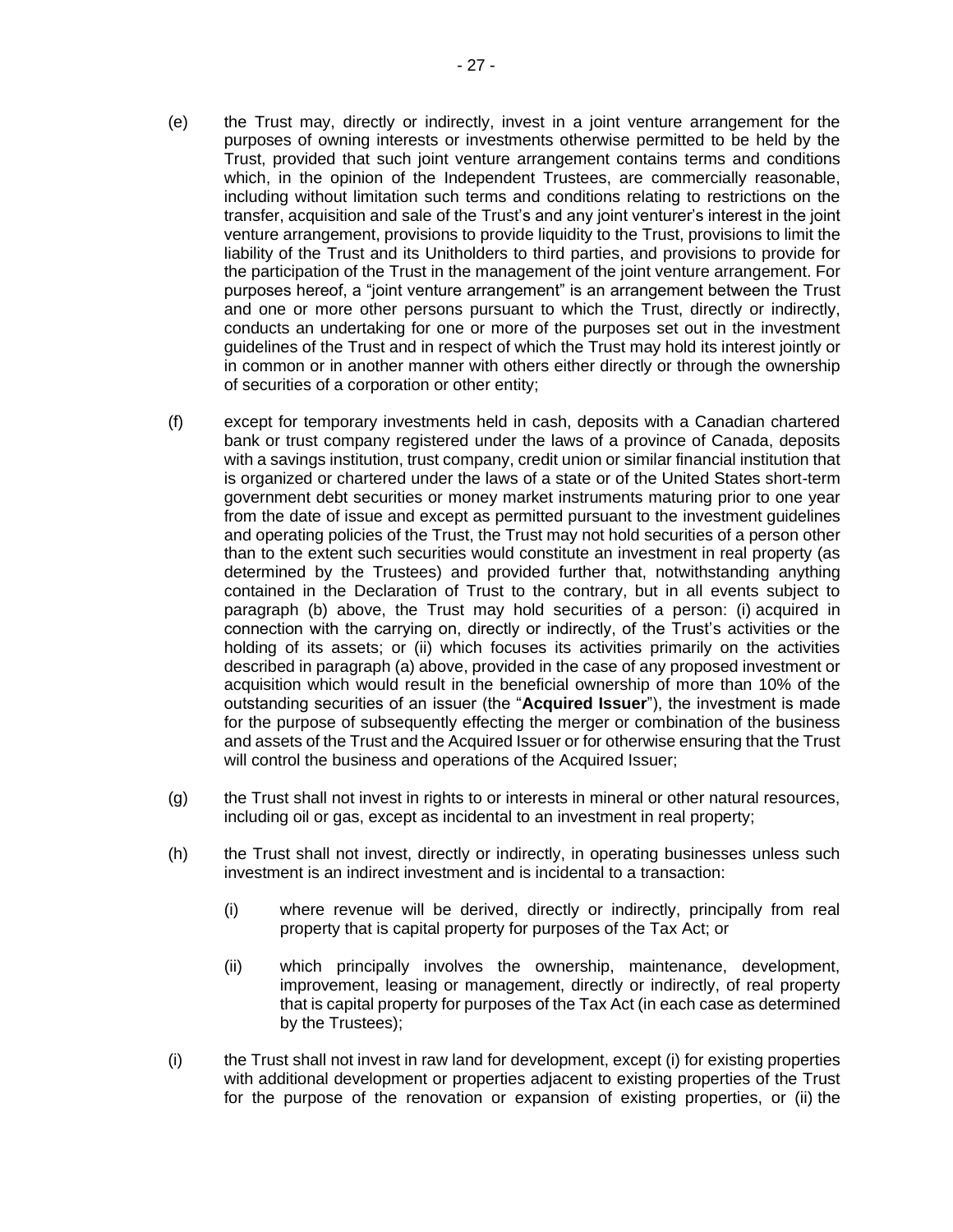(e) the Trust may, directly or indirectly, invest in a joint venture arrangement for the purposes of owning interests or investments otherwise permitted to be held by the Trust, provided that such joint venture arrangement contains terms and conditions which, in the opinion of the Independent Trustees, are commercially reasonable, including without limitation such terms and conditions relating to restrictions on the transfer, acquisition and sale of the Trust's and any joint venturer's interest in the joint venture arrangement, provisions to provide liquidity to the Trust, provisions to limit the liability of the Trust and its Unitholders to third parties, and provisions to provide for the participation of the Trust in the management of the joint venture arrangement. For purposes hereof, a "joint venture arrangement" is an arrangement between the Trust and one or more other persons pursuant to which the Trust, directly or indirectly, conducts an undertaking for one or more of the purposes set out in the investment guidelines of the Trust and in respect of which the Trust may hold its interest jointly or in common or in another manner with others either directly or through the ownership of securities of a corporation or other entity;

(f) except for temporary investments held in cash, deposits with a Canadian chartered bank or trust company registered under the laws of a province of Canada, deposits with a savings institution, trust company, credit union or similar financial institution that is organized or chartered under the laws of a state or of the United States short-term government debt securities or money market instruments maturing prior to one year from the date of issue and except as permitted pursuant to the investment guidelines and operating policies of the Trust, the Trust may not hold securities of a person other than to the extent such securities would constitute an investment in real property (as determined by the Trustees) and provided further that, notwithstanding anything contained in the Declaration of Trust to the contrary, but in all events subject to paragraph (b) above, the Trust may hold securities of a person: (i) acquired in connection with the carrying on, directly or indirectly, of the Trust's activities or the holding of its assets; or (ii) which focuses its activities primarily on the activities described in paragraph (a) above, provided in the case of any proposed investment or acquisition which would result in the beneficial ownership of more than 10% of the outstanding securities of an issuer (the "**Acquired Issuer**"), the investment is made for the purpose of subsequently effecting the merger or combination of the business and assets of the Trust and the Acquired Issuer or for otherwise ensuring that the Trust will control the business and operations of the Acquired Issuer;

(g) the Trust shall not invest in rights to or interests in mineral or other natural resources, including oil or gas, except as incidental to an investment in real property;

(h) the Trust shall not invest, directly or indirectly, in operating businesses unless such investment is an indirect investment and is incidental to a transaction:

  (i) where revenue will be derived, directly or indirectly, principally from real property that is capital property for purposes of the Tax Act; or

  (ii) which principally involves the ownership, maintenance, development, improvement, leasing or management, directly or indirectly, of real property that is capital property for purposes of the Tax Act (in each case as determined by the Trustees);

(i) the Trust shall not invest in raw land for development, except (i) for existing properties with additional development or properties adjacent to existing properties of the Trust for the purpose of the renovation or expansion of existing properties, or (ii) the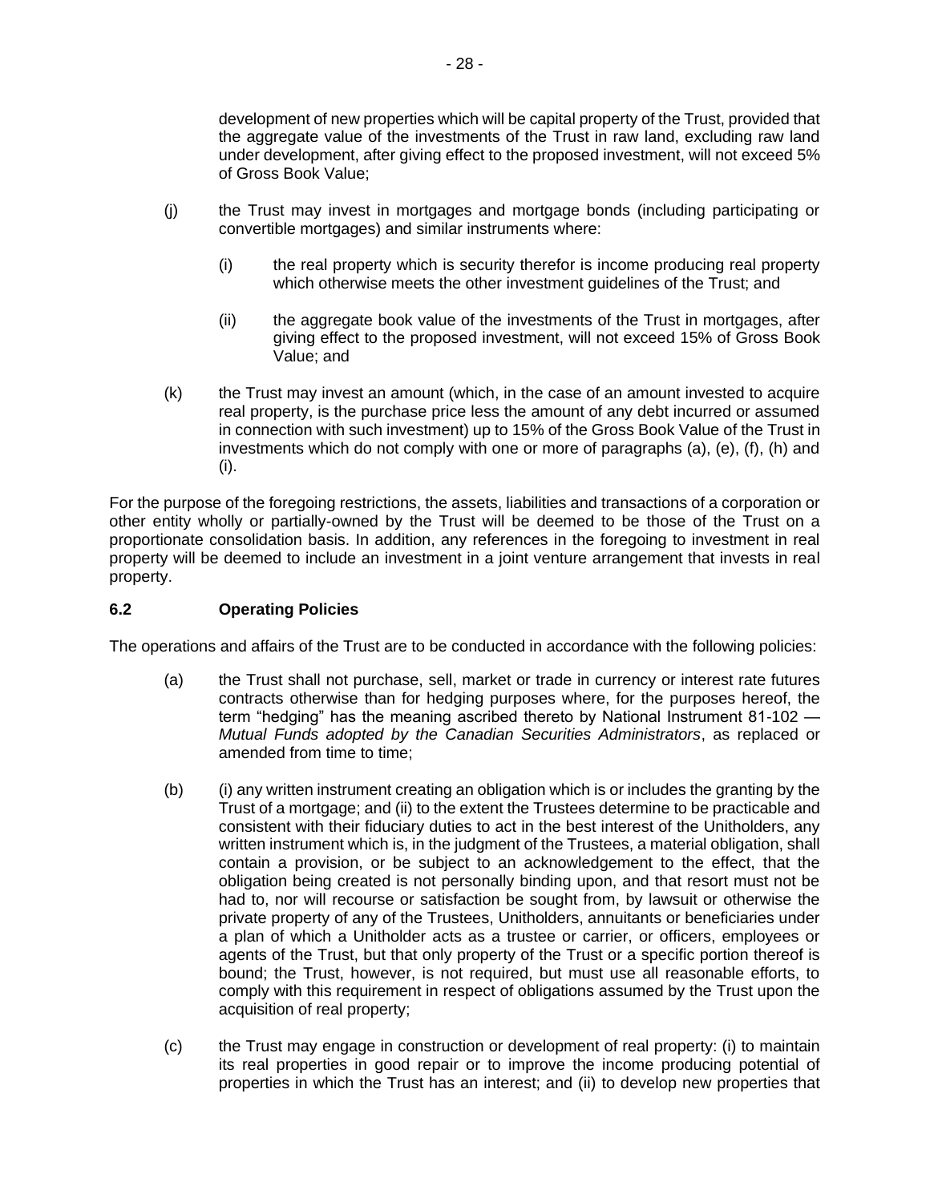development of new properties which will be capital property of the Trust, provided that the aggregate value of the investments of the Trust in raw land, excluding raw land under development, after giving effect to the proposed investment, will not exceed 5% of Gross Book Value;

(j) the Trust may invest in mortgages and mortgage bonds (including participating or convertible mortgages) and similar instruments where:

  (i) the real property which is security therefor is income producing real property which otherwise meets the other investment guidelines of the Trust; and

  (ii) the aggregate book value of the investments of the Trust in mortgages, after giving effect to the proposed investment, will not exceed 15% of Gross Book Value; and

(k) the Trust may invest an amount (which, in the case of an amount invested to acquire real property, is the purchase price less the amount of any debt incurred or assumed in connection with such investment) up to 15% of the Gross Book Value of the Trust in investments which do not comply with one or more of paragraphs (a), (e), (f), (h) and (i).

For the purpose of the foregoing restrictions, the assets, liabilities and transactions of a corporation or other entity wholly or partially-owned by the Trust will be deemed to be those of the Trust on a proportionate consolidation basis. In addition, any references in the foregoing to investment in real property will be deemed to include an investment in a joint venture arrangement that invests in real property.

### 6.2 Operating Policies

The operations and affairs of the Trust are to be conducted in accordance with the following policies:

(a) the Trust shall not purchase, sell, market or trade in currency or interest rate futures contracts otherwise than for hedging purposes where, for the purposes hereof, the term "hedging" has the meaning ascribed thereto by National Instrument 81-102 — *Mutual Funds adopted by the Canadian Securities Administrators*, as replaced or amended from time to time;

(b) (i) any written instrument creating an obligation which is or includes the granting by the Trust of a mortgage; and (ii) to the extent the Trustees determine to be practicable and consistent with their fiduciary duties to act in the best interest of the Unitholders, any written instrument which is, in the judgment of the Trustees, a material obligation, shall contain a provision, or be subject to an acknowledgement to the effect, that the obligation being created is not personally binding upon, and that resort must not be had to, nor will recourse or satisfaction be sought from, by lawsuit or otherwise the private property of any of the Trustees, Unitholders, annuitants or beneficiaries under a plan of which a Unitholder acts as a trustee or carrier, or officers, employees or agents of the Trust, but that only property of the Trust or a specific portion thereof is bound; the Trust, however, is not required, but must use all reasonable efforts, to comply with this requirement in respect of obligations assumed by the Trust upon the acquisition of real property;

(c) the Trust may engage in construction or development of real property: (i) to maintain its real properties in good repair or to improve the income producing potential of properties in which the Trust has an interest; and (ii) to develop new properties that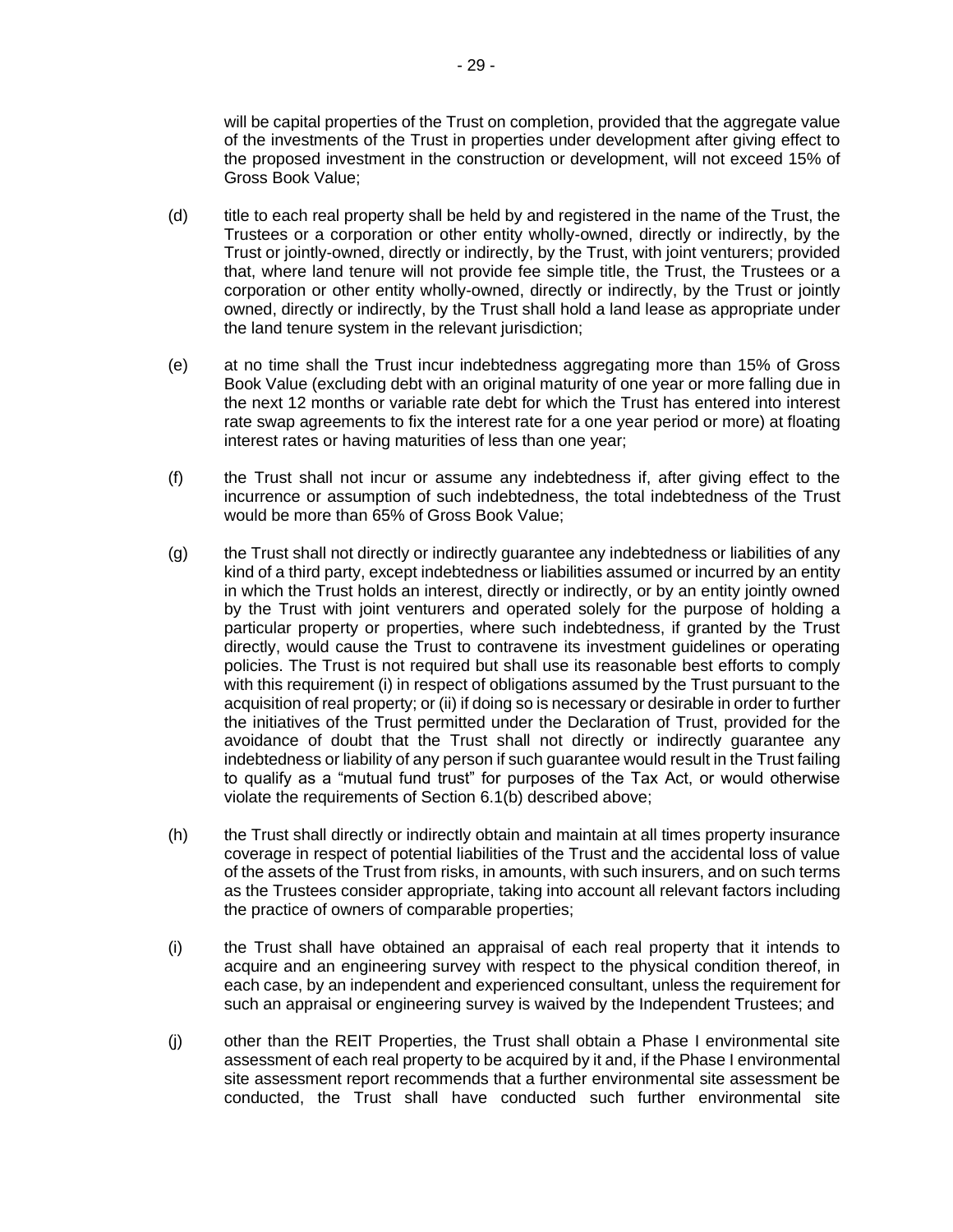will be capital properties of the Trust on completion, provided that the aggregate value of the investments of the Trust in properties under development after giving effect to the proposed investment in the construction or development, will not exceed 15% of Gross Book Value;

(d) title to each real property shall be held by and registered in the name of the Trust, the Trustees or a corporation or other entity wholly-owned, directly or indirectly, by the Trust or jointly-owned, directly or indirectly, by the Trust, with joint venturers; provided that, where land tenure will not provide fee simple title, the Trust, the Trustees or a corporation or other entity wholly-owned, directly or indirectly, by the Trust or jointly owned, directly or indirectly, by the Trust shall hold a land lease as appropriate under the land tenure system in the relevant jurisdiction;

(e) at no time shall the Trust incur indebtedness aggregating more than 15% of Gross Book Value (excluding debt with an original maturity of one year or more falling due in the next 12 months or variable rate debt for which the Trust has entered into interest rate swap agreements to fix the interest rate for a one year period or more) at floating interest rates or having maturities of less than one year;

(f) the Trust shall not incur or assume any indebtedness if, after giving effect to the incurrence or assumption of such indebtedness, the total indebtedness of the Trust would be more than 65% of Gross Book Value;

(g) the Trust shall not directly or indirectly guarantee any indebtedness or liabilities of any kind of a third party, except indebtedness or liabilities assumed or incurred by an entity in which the Trust holds an interest, directly or indirectly, or by an entity jointly owned by the Trust with joint venturers and operated solely for the purpose of holding a particular property or properties, where such indebtedness, if granted by the Trust directly, would cause the Trust to contravene its investment guidelines or operating policies. The Trust is not required but shall use its reasonable best efforts to comply with this requirement (i) in respect of obligations assumed by the Trust pursuant to the acquisition of real property; or (ii) if doing so is necessary or desirable in order to further the initiatives of the Trust permitted under the Declaration of Trust, provided for the avoidance of doubt that the Trust shall not directly or indirectly guarantee any indebtedness or liability of any person if such guarantee would result in the Trust failing to qualify as a "mutual fund trust" for purposes of the Tax Act, or would otherwise violate the requirements of Section 6.1(b) described above;

(h) the Trust shall directly or indirectly obtain and maintain at all times property insurance coverage in respect of potential liabilities of the Trust and the accidental loss of value of the assets of the Trust from risks, in amounts, with such insurers, and on such terms as the Trustees consider appropriate, taking into account all relevant factors including the practice of owners of comparable properties;

(i) the Trust shall have obtained an appraisal of each real property that it intends to acquire and an engineering survey with respect to the physical condition thereof, in each case, by an independent and experienced consultant, unless the requirement for such an appraisal or engineering survey is waived by the Independent Trustees; and

(j) other than the REIT Properties, the Trust shall obtain a Phase I environmental site assessment of each real property to be acquired by it and, if the Phase I environmental site assessment report recommends that a further environmental site assessment be conducted, the Trust shall have conducted such further environmental site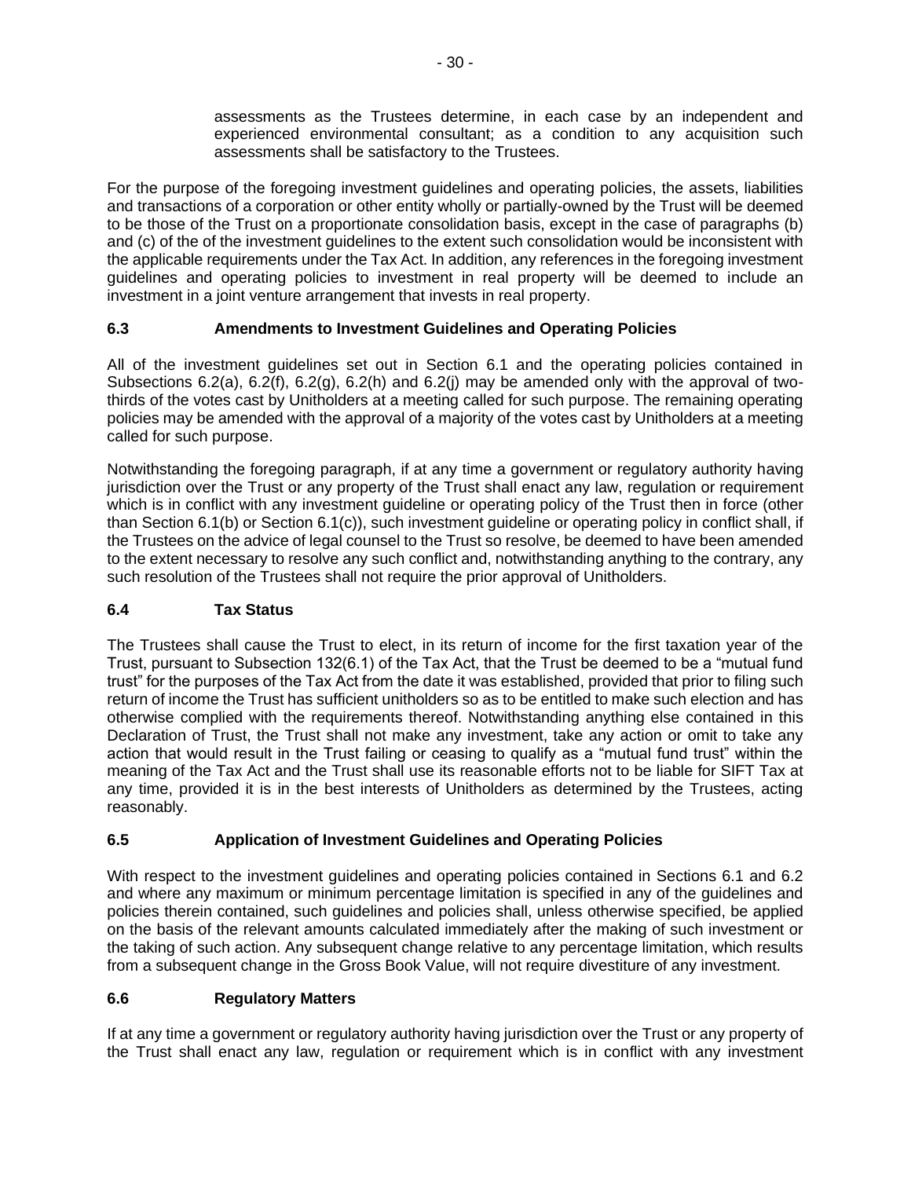assessments as the Trustees determine, in each case by an independent and experienced environmental consultant; as a condition to any acquisition such assessments shall be satisfactory to the Trustees.

For the purpose of the foregoing investment guidelines and operating policies, the assets, liabilities and transactions of a corporation or other entity wholly or partially-owned by the Trust will be deemed to be those of the Trust on a proportionate consolidation basis, except in the case of paragraphs (b) and (c) of the of the investment guidelines to the extent such consolidation would be inconsistent with the applicable requirements under the Tax Act. In addition, any references in the foregoing investment guidelines and operating policies to investment in real property will be deemed to include an investment in a joint venture arrangement that invests in real property.

### 6.3 Amendments to Investment Guidelines and Operating Policies

All of the investment guidelines set out in Section 6.1 and the operating policies contained in Subsections 6.2(a), 6.2(f), 6.2(g), 6.2(h) and 6.2(j) may be amended only with the approval of two-thirds of the votes cast by Unitholders at a meeting called for such purpose. The remaining operating policies may be amended with the approval of a majority of the votes cast by Unitholders at a meeting called for such purpose.

Notwithstanding the foregoing paragraph, if at any time a government or regulatory authority having jurisdiction over the Trust or any property of the Trust shall enact any law, regulation or requirement which is in conflict with any investment guideline or operating policy of the Trust then in force (other than Section 6.1(b) or Section 6.1(c)), such investment guideline or operating policy in conflict shall, if the Trustees on the advice of legal counsel to the Trust so resolve, be deemed to have been amended to the extent necessary to resolve any such conflict and, notwithstanding anything to the contrary, any such resolution of the Trustees shall not require the prior approval of Unitholders.

### 6.4 Tax Status

The Trustees shall cause the Trust to elect, in its return of income for the first taxation year of the Trust, pursuant to Subsection 132(6.1) of the Tax Act, that the Trust be deemed to be a "mutual fund trust" for the purposes of the Tax Act from the date it was established, provided that prior to filing such return of income the Trust has sufficient unitholders so as to be entitled to make such election and has otherwise complied with the requirements thereof. Notwithstanding anything else contained in this Declaration of Trust, the Trust shall not make any investment, take any action or omit to take any action that would result in the Trust failing or ceasing to qualify as a "mutual fund trust" within the meaning of the Tax Act and the Trust shall use its reasonable efforts not to be liable for SIFT Tax at any time, provided it is in the best interests of Unitholders as determined by the Trustees, acting reasonably.

### 6.5 Application of Investment Guidelines and Operating Policies

With respect to the investment guidelines and operating policies contained in Sections 6.1 and 6.2 and where any maximum or minimum percentage limitation is specified in any of the guidelines and policies therein contained, such guidelines and policies shall, unless otherwise specified, be applied on the basis of the relevant amounts calculated immediately after the making of such investment or the taking of such action. Any subsequent change relative to any percentage limitation, which results from a subsequent change in the Gross Book Value, will not require divestiture of any investment.

### 6.6 Regulatory Matters

If at any time a government or regulatory authority having jurisdiction over the Trust or any property of the Trust shall enact any law, regulation or requirement which is in conflict with any investment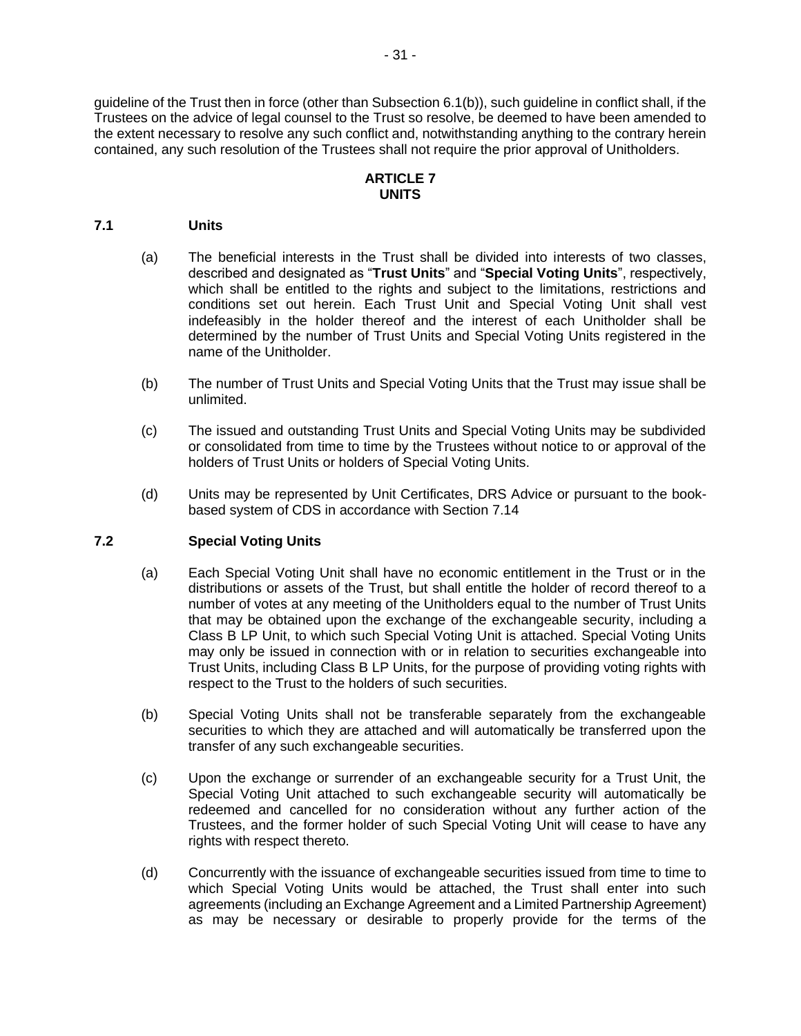guideline of the Trust then in force (other than Subsection 6.1(b)), such guideline in conflict shall, if the Trustees on the advice of legal counsel to the Trust so resolve, be deemed to have been amended to the extent necessary to resolve any such conflict and, notwithstanding anything to the contrary herein contained, any such resolution of the Trustees shall not require the prior approval of Unitholders.

## ARTICLE 7
## UNITS

### 7.1 Units

(a) The beneficial interests in the Trust shall be divided into interests of two classes, described and designated as "**Trust Units**" and "**Special Voting Units**", respectively, which shall be entitled to the rights and subject to the limitations, restrictions and conditions set out herein. Each Trust Unit and Special Voting Unit shall vest indefeasibly in the holder thereof and the interest of each Unitholder shall be determined by the number of Trust Units and Special Voting Units registered in the name of the Unitholder.

(b) The number of Trust Units and Special Voting Units that the Trust may issue shall be unlimited.

(c) The issued and outstanding Trust Units and Special Voting Units may be subdivided or consolidated from time to time by the Trustees without notice to or approval of the holders of Trust Units or holders of Special Voting Units.

(d) Units may be represented by Unit Certificates, DRS Advice or pursuant to the book-based system of CDS in accordance with Section 7.14

### 7.2 Special Voting Units

(a) Each Special Voting Unit shall have no economic entitlement in the Trust or in the distributions or assets of the Trust, but shall entitle the holder of record thereof to a number of votes at any meeting of the Unitholders equal to the number of Trust Units that may be obtained upon the exchange of the exchangeable security, including a Class B LP Unit, to which such Special Voting Unit is attached. Special Voting Units may only be issued in connection with or in relation to securities exchangeable into Trust Units, including Class B LP Units, for the purpose of providing voting rights with respect to the Trust to the holders of such securities.

(b) Special Voting Units shall not be transferable separately from the exchangeable securities to which they are attached and will automatically be transferred upon the transfer of any such exchangeable securities.

(c) Upon the exchange or surrender of an exchangeable security for a Trust Unit, the Special Voting Unit attached to such exchangeable security will automatically be redeemed and cancelled for no consideration without any further action of the Trustees, and the former holder of such Special Voting Unit will cease to have any rights with respect thereto.

(d) Concurrently with the issuance of exchangeable securities issued from time to time to which Special Voting Units would be attached, the Trust shall enter into such agreements (including an Exchange Agreement and a Limited Partnership Agreement) as may be necessary or desirable to properly provide for the terms of the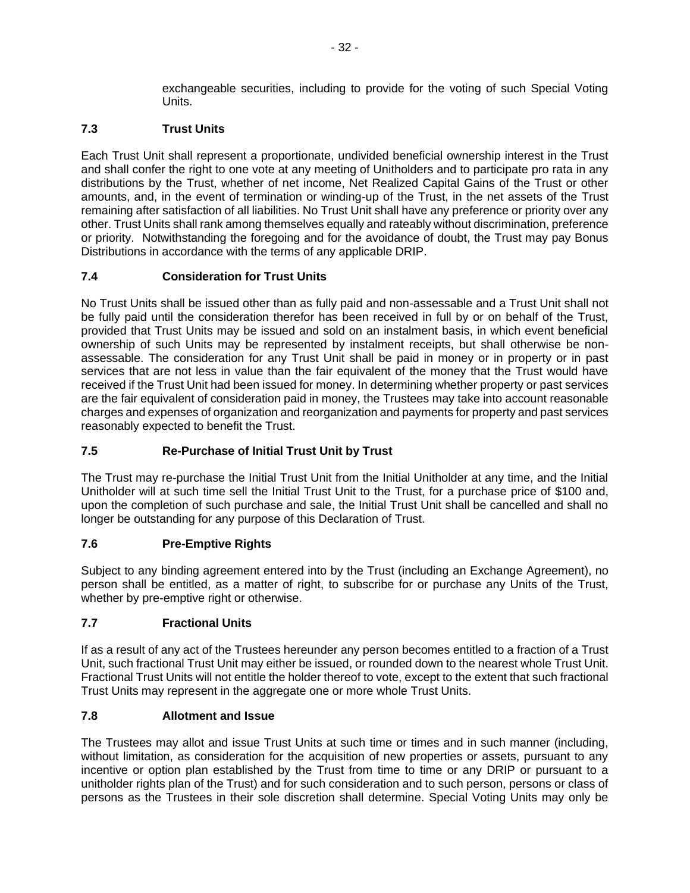exchangeable securities, including to provide for the voting of such Special Voting Units.

### 7.3 Trust Units

Each Trust Unit shall represent a proportionate, undivided beneficial ownership interest in the Trust and shall confer the right to one vote at any meeting of Unitholders and to participate pro rata in any distributions by the Trust, whether of net income, Net Realized Capital Gains of the Trust or other amounts, and, in the event of termination or winding-up of the Trust, in the net assets of the Trust remaining after satisfaction of all liabilities. No Trust Unit shall have any preference or priority over any other. Trust Units shall rank among themselves equally and rateably without discrimination, preference or priority. Notwithstanding the foregoing and for the avoidance of doubt, the Trust may pay Bonus Distributions in accordance with the terms of any applicable DRIP.

### 7.4 Consideration for Trust Units

No Trust Units shall be issued other than as fully paid and non-assessable and a Trust Unit shall not be fully paid until the consideration therefor has been received in full by or on behalf of the Trust, provided that Trust Units may be issued and sold on an instalment basis, in which event beneficial ownership of such Units may be represented by instalment receipts, but shall otherwise be non-assessable. The consideration for any Trust Unit shall be paid in money or in property or in past services that are not less in value than the fair equivalent of the money that the Trust would have received if the Trust Unit had been issued for money. In determining whether property or past services are the fair equivalent of consideration paid in money, the Trustees may take into account reasonable charges and expenses of organization and reorganization and payments for property and past services reasonably expected to benefit the Trust.

### 7.5 Re-Purchase of Initial Trust Unit by Trust

The Trust may re-purchase the Initial Trust Unit from the Initial Unitholder at any time, and the Initial Unitholder will at such time sell the Initial Trust Unit to the Trust, for a purchase price of $100 and, upon the completion of such purchase and sale, the Initial Trust Unit shall be cancelled and shall no longer be outstanding for any purpose of this Declaration of Trust.

### 7.6 Pre-Emptive Rights

Subject to any binding agreement entered into by the Trust (including an Exchange Agreement), no person shall be entitled, as a matter of right, to subscribe for or purchase any Units of the Trust, whether by pre-emptive right or otherwise.

### 7.7 Fractional Units

If as a result of any act of the Trustees hereunder any person becomes entitled to a fraction of a Trust Unit, such fractional Trust Unit may either be issued, or rounded down to the nearest whole Trust Unit. Fractional Trust Units will not entitle the holder thereof to vote, except to the extent that such fractional Trust Units may represent in the aggregate one or more whole Trust Units.

### 7.8 Allotment and Issue

The Trustees may allot and issue Trust Units at such time or times and in such manner (including, without limitation, as consideration for the acquisition of new properties or assets, pursuant to any incentive or option plan established by the Trust from time to time or any DRIP or pursuant to a unitholder rights plan of the Trust) and for such consideration and to such person, persons or class of persons as the Trustees in their sole discretion shall determine. Special Voting Units may only be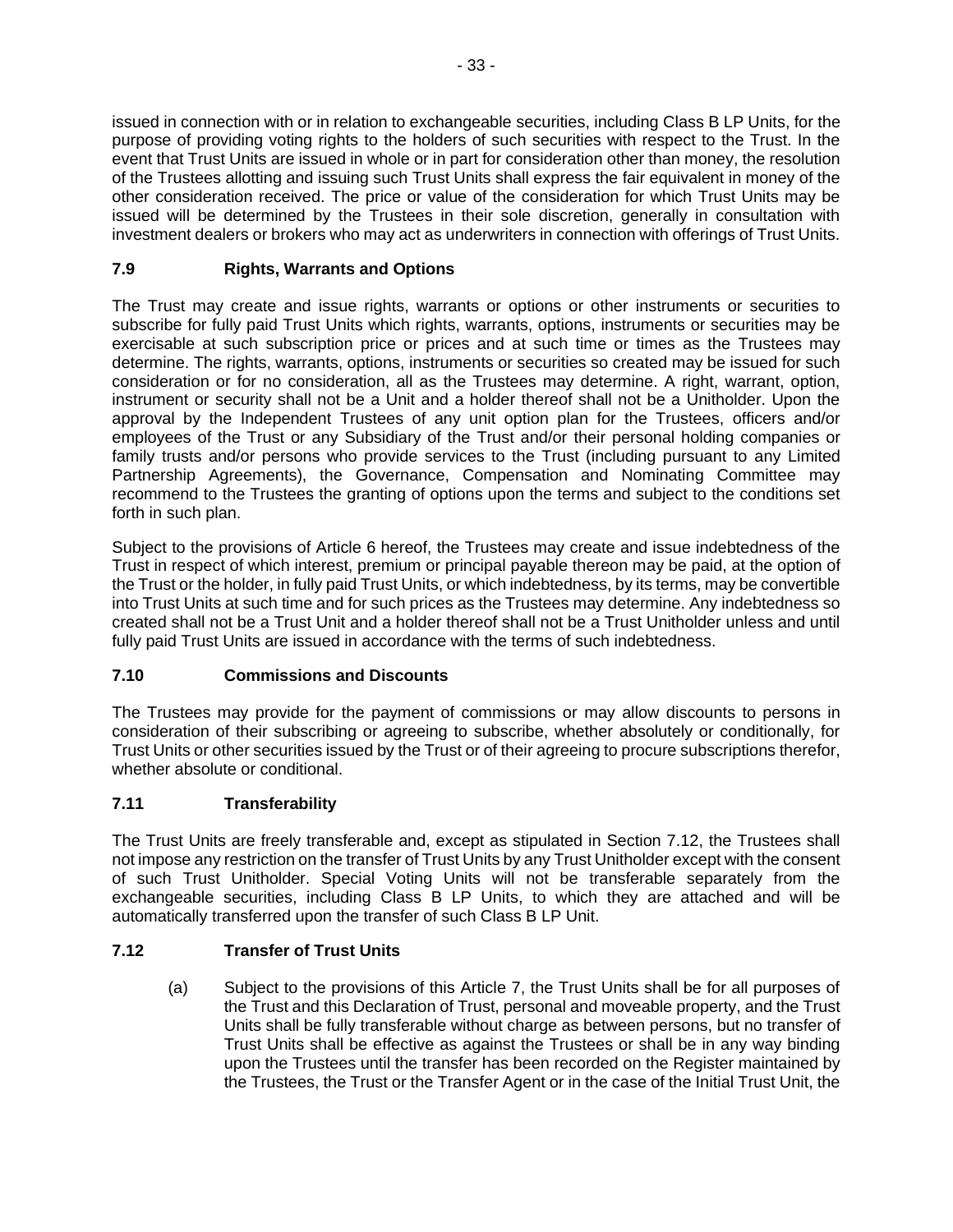issued in connection with or in relation to exchangeable securities, including Class B LP Units, for the purpose of providing voting rights to the holders of such securities with respect to the Trust. In the event that Trust Units are issued in whole or in part for consideration other than money, the resolution of the Trustees allotting and issuing such Trust Units shall express the fair equivalent in money of the other consideration received. The price or value of the consideration for which Trust Units may be issued will be determined by the Trustees in their sole discretion, generally in consultation with investment dealers or brokers who may act as underwriters in connection with offerings of Trust Units.

### 7.9 Rights, Warrants and Options

The Trust may create and issue rights, warrants or options or other instruments or securities to subscribe for fully paid Trust Units which rights, warrants, options, instruments or securities may be exercisable at such subscription price or prices and at such time or times as the Trustees may determine. The rights, warrants, options, instruments or securities so created may be issued for such consideration or for no consideration, all as the Trustees may determine. A right, warrant, option, instrument or security shall not be a Unit and a holder thereof shall not be a Unitholder. Upon the approval by the Independent Trustees of any unit option plan for the Trustees, officers and/or employees of the Trust or any Subsidiary of the Trust and/or their personal holding companies or family trusts and/or persons who provide services to the Trust (including pursuant to any Limited Partnership Agreements), the Governance, Compensation and Nominating Committee may recommend to the Trustees the granting of options upon the terms and subject to the conditions set forth in such plan.

Subject to the provisions of Article 6 hereof, the Trustees may create and issue indebtedness of the Trust in respect of which interest, premium or principal payable thereon may be paid, at the option of the Trust or the holder, in fully paid Trust Units, or which indebtedness, by its terms, may be convertible into Trust Units at such time and for such prices as the Trustees may determine. Any indebtedness so created shall not be a Trust Unit and a holder thereof shall not be a Trust Unitholder unless and until fully paid Trust Units are issued in accordance with the terms of such indebtedness.

### 7.10 Commissions and Discounts

The Trustees may provide for the payment of commissions or may allow discounts to persons in consideration of their subscribing or agreeing to subscribe, whether absolutely or conditionally, for Trust Units or other securities issued by the Trust or of their agreeing to procure subscriptions therefor, whether absolute or conditional.

### 7.11 Transferability

The Trust Units are freely transferable and, except as stipulated in Section 7.12, the Trustees shall not impose any restriction on the transfer of Trust Units by any Trust Unitholder except with the consent of such Trust Unitholder. Special Voting Units will not be transferable separately from the exchangeable securities, including Class B LP Units, to which they are attached and will be automatically transferred upon the transfer of such Class B LP Unit.

### 7.12 Transfer of Trust Units

(a) Subject to the provisions of this Article 7, the Trust Units shall be for all purposes of the Trust and this Declaration of Trust, personal and moveable property, and the Trust Units shall be fully transferable without charge as between persons, but no transfer of Trust Units shall be effective as against the Trustees or shall be in any way binding upon the Trustees until the transfer has been recorded on the Register maintained by the Trustees, the Trust or the Transfer Agent or in the case of the Initial Trust Unit, the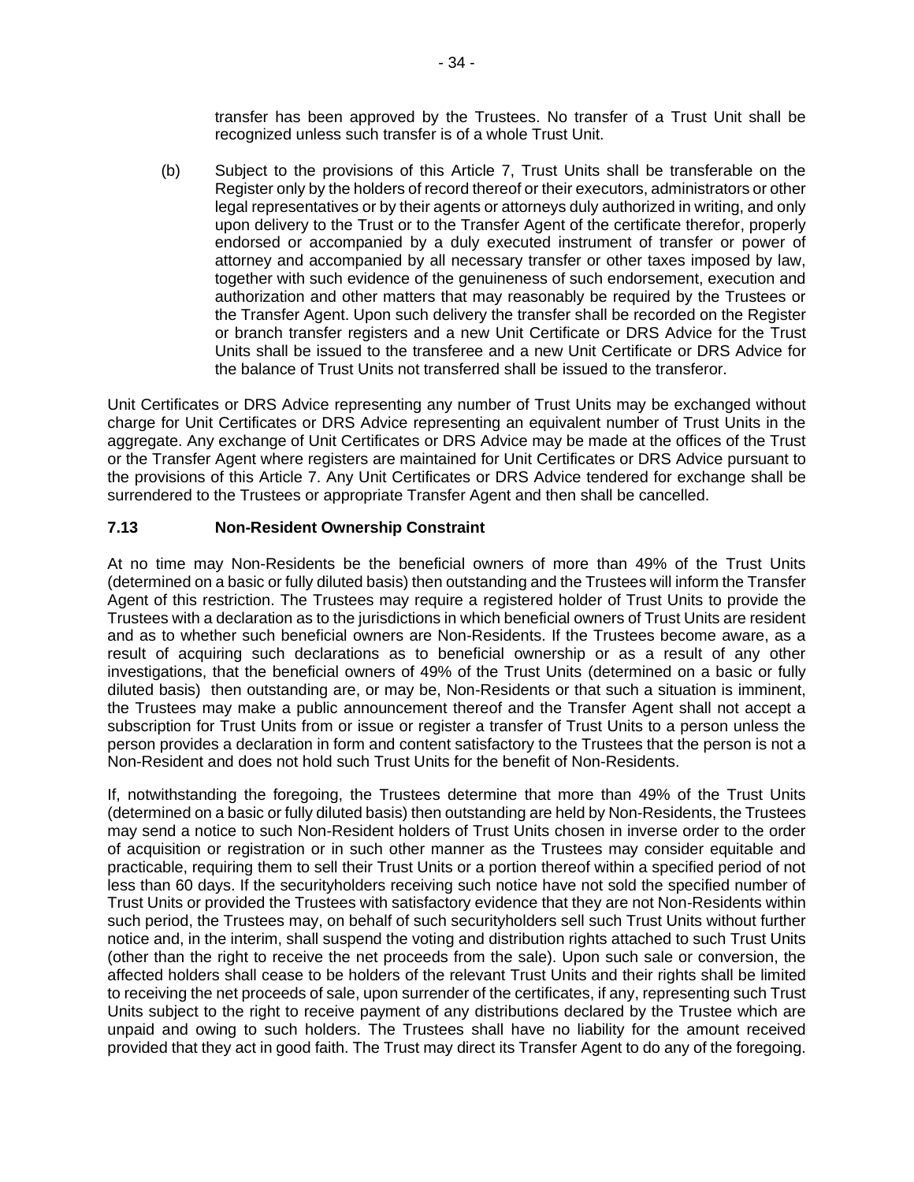transfer has been approved by the Trustees. No transfer of a Trust Unit shall be recognized unless such transfer is of a whole Trust Unit.

(b) Subject to the provisions of this Article 7, Trust Units shall be transferable on the Register only by the holders of record thereof or their executors, administrators or other legal representatives or by their agents or attorneys duly authorized in writing, and only upon delivery to the Trust or to the Transfer Agent of the certificate therefor, properly endorsed or accompanied by a duly executed instrument of transfer or power of attorney and accompanied by all necessary transfer or other taxes imposed by law, together with such evidence of the genuineness of such endorsement, execution and authorization and other matters that may reasonably be required by the Trustees or the Transfer Agent. Upon such delivery the transfer shall be recorded on the Register or branch transfer registers and a new Unit Certificate or DRS Advice for the Trust Units shall be issued to the transferee and a new Unit Certificate or DRS Advice for the balance of Trust Units not transferred shall be issued to the transferor.

Unit Certificates or DRS Advice representing any number of Trust Units may be exchanged without charge for Unit Certificates or DRS Advice representing an equivalent number of Trust Units in the aggregate. Any exchange of Unit Certificates or DRS Advice may be made at the offices of the Trust or the Transfer Agent where registers are maintained for Unit Certificates or DRS Advice pursuant to the provisions of this Article 7. Any Unit Certificates or DRS Advice tendered for exchange shall be surrendered to the Trustees or appropriate Transfer Agent and then shall be cancelled.

### 7.13 Non-Resident Ownership Constraint

At no time may Non-Residents be the beneficial owners of more than 49% of the Trust Units (determined on a basic or fully diluted basis) then outstanding and the Trustees will inform the Transfer Agent of this restriction. The Trustees may require a registered holder of Trust Units to provide the Trustees with a declaration as to the jurisdictions in which beneficial owners of Trust Units are resident and as to whether such beneficial owners are Non-Residents. If the Trustees become aware, as a result of acquiring such declarations as to beneficial ownership or as a result of any other investigations, that the beneficial owners of 49% of the Trust Units (determined on a basic or fully diluted basis) then outstanding are, or may be, Non-Residents or that such a situation is imminent, the Trustees may make a public announcement thereof and the Transfer Agent shall not accept a subscription for Trust Units from or issue or register a transfer of Trust Units to a person unless the person provides a declaration in form and content satisfactory to the Trustees that the person is not a Non-Resident and does not hold such Trust Units for the benefit of Non-Residents.

If, notwithstanding the foregoing, the Trustees determine that more than 49% of the Trust Units (determined on a basic or fully diluted basis) then outstanding are held by Non-Residents, the Trustees may send a notice to such Non-Resident holders of Trust Units chosen in inverse order to the order of acquisition or registration or in such other manner as the Trustees may consider equitable and practicable, requiring them to sell their Trust Units or a portion thereof within a specified period of not less than 60 days. If the securityholders receiving such notice have not sold the specified number of Trust Units or provided the Trustees with satisfactory evidence that they are not Non-Residents within such period, the Trustees may, on behalf of such securityholders sell such Trust Units without further notice and, in the interim, shall suspend the voting and distribution rights attached to such Trust Units (other than the right to receive the net proceeds from the sale). Upon such sale or conversion, the affected holders shall cease to be holders of the relevant Trust Units and their rights shall be limited to receiving the net proceeds of sale, upon surrender of the certificates, if any, representing such Trust Units subject to the right to receive payment of any distributions declared by the Trustee which are unpaid and owing to such holders. The Trustees shall have no liability for the amount received provided that they act in good faith. The Trust may direct its Transfer Agent to do any of the foregoing.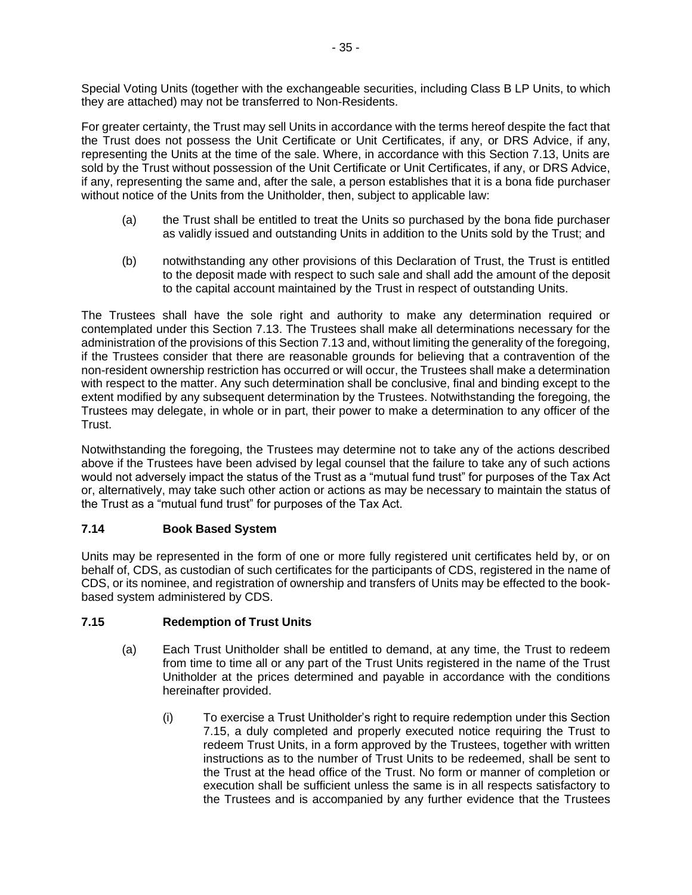Special Voting Units (together with the exchangeable securities, including Class B LP Units, to which they are attached) may not be transferred to Non-Residents.

For greater certainty, the Trust may sell Units in accordance with the terms hereof despite the fact that the Trust does not possess the Unit Certificate or Unit Certificates, if any, or DRS Advice, if any, representing the Units at the time of the sale. Where, in accordance with this Section 7.13, Units are sold by the Trust without possession of the Unit Certificate or Unit Certificates, if any, or DRS Advice, if any, representing the same and, after the sale, a person establishes that it is a bona fide purchaser without notice of the Units from the Unitholder, then, subject to applicable law:

(a) the Trust shall be entitled to treat the Units so purchased by the bona fide purchaser as validly issued and outstanding Units in addition to the Units sold by the Trust; and

(b) notwithstanding any other provisions of this Declaration of Trust, the Trust is entitled to the deposit made with respect to such sale and shall add the amount of the deposit to the capital account maintained by the Trust in respect of outstanding Units.

The Trustees shall have the sole right and authority to make any determination required or contemplated under this Section 7.13. The Trustees shall make all determinations necessary for the administration of the provisions of this Section 7.13 and, without limiting the generality of the foregoing, if the Trustees consider that there are reasonable grounds for believing that a contravention of the non-resident ownership restriction has occurred or will occur, the Trustees shall make a determination with respect to the matter. Any such determination shall be conclusive, final and binding except to the extent modified by any subsequent determination by the Trustees. Notwithstanding the foregoing, the Trustees may delegate, in whole or in part, their power to make a determination to any officer of the Trust.

Notwithstanding the foregoing, the Trustees may determine not to take any of the actions described above if the Trustees have been advised by legal counsel that the failure to take any of such actions would not adversely impact the status of the Trust as a "mutual fund trust" for purposes of the Tax Act or, alternatively, may take such other action or actions as may be necessary to maintain the status of the Trust as a "mutual fund trust" for purposes of the Tax Act.

### 7.14 Book Based System

Units may be represented in the form of one or more fully registered unit certificates held by, or on behalf of, CDS, as custodian of such certificates for the participants of CDS, registered in the name of CDS, or its nominee, and registration of ownership and transfers of Units may be effected to the book-based system administered by CDS.

### 7.15 Redemption of Trust Units

(a) Each Trust Unitholder shall be entitled to demand, at any time, the Trust to redeem from time to time all or any part of the Trust Units registered in the name of the Trust Unitholder at the prices determined and payable in accordance with the conditions hereinafter provided.

(i) To exercise a Trust Unitholder's right to require redemption under this Section 7.15, a duly completed and properly executed notice requiring the Trust to redeem Trust Units, in a form approved by the Trustees, together with written instructions as to the number of Trust Units to be redeemed, shall be sent to the Trust at the head office of the Trust. No form or manner of completion or execution shall be sufficient unless the same is in all respects satisfactory to the Trustees and is accompanied by any further evidence that the Trustees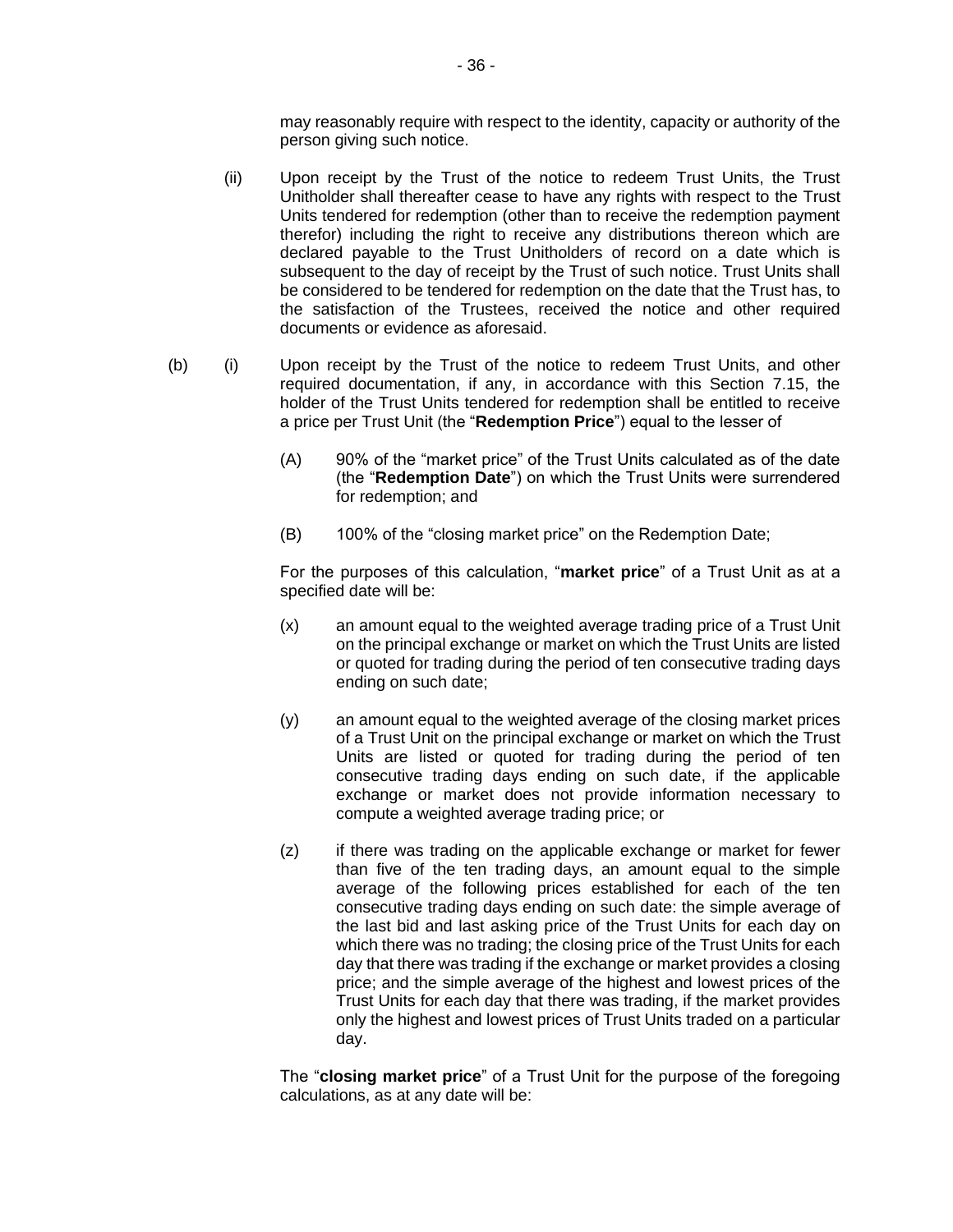may reasonably require with respect to the identity, capacity or authority of the person giving such notice.

(ii) Upon receipt by the Trust of the notice to redeem Trust Units, the Trust Unitholder shall thereafter cease to have any rights with respect to the Trust Units tendered for redemption (other than to receive the redemption payment therefor) including the right to receive any distributions thereon which are declared payable to the Trust Unitholders of record on a date which is subsequent to the day of receipt by the Trust of such notice. Trust Units shall be considered to be tendered for redemption on the date that the Trust has, to the satisfaction of the Trustees, received the notice and other required documents or evidence as aforesaid.

(b) (i) Upon receipt by the Trust of the notice to redeem Trust Units, and other required documentation, if any, in accordance with this Section 7.15, the holder of the Trust Units tendered for redemption shall be entitled to receive a price per Trust Unit (the "**Redemption Price**") equal to the lesser of

(A) 90% of the "market price" of the Trust Units calculated as of the date (the "**Redemption Date**") on which the Trust Units were surrendered for redemption; and

(B) 100% of the "closing market price" on the Redemption Date;

For the purposes of this calculation, "**market price**" of a Trust Unit as at a specified date will be:

(x) an amount equal to the weighted average trading price of a Trust Unit on the principal exchange or market on which the Trust Units are listed or quoted for trading during the period of ten consecutive trading days ending on such date;

(y) an amount equal to the weighted average of the closing market prices of a Trust Unit on the principal exchange or market on which the Trust Units are listed or quoted for trading during the period of ten consecutive trading days ending on such date, if the applicable exchange or market does not provide information necessary to compute a weighted average trading price; or

(z) if there was trading on the applicable exchange or market for fewer than five of the ten trading days, an amount equal to the simple average of the following prices established for each of the ten consecutive trading days ending on such date: the simple average of the last bid and last asking price of the Trust Units for each day on which there was no trading; the closing price of the Trust Units for each day that there was trading if the exchange or market provides a closing price; and the simple average of the highest and lowest prices of the Trust Units for each day that there was trading, if the market provides only the highest and lowest prices of Trust Units traded on a particular day.

The "**closing market price**" of a Trust Unit for the purpose of the foregoing calculations, as at any date will be: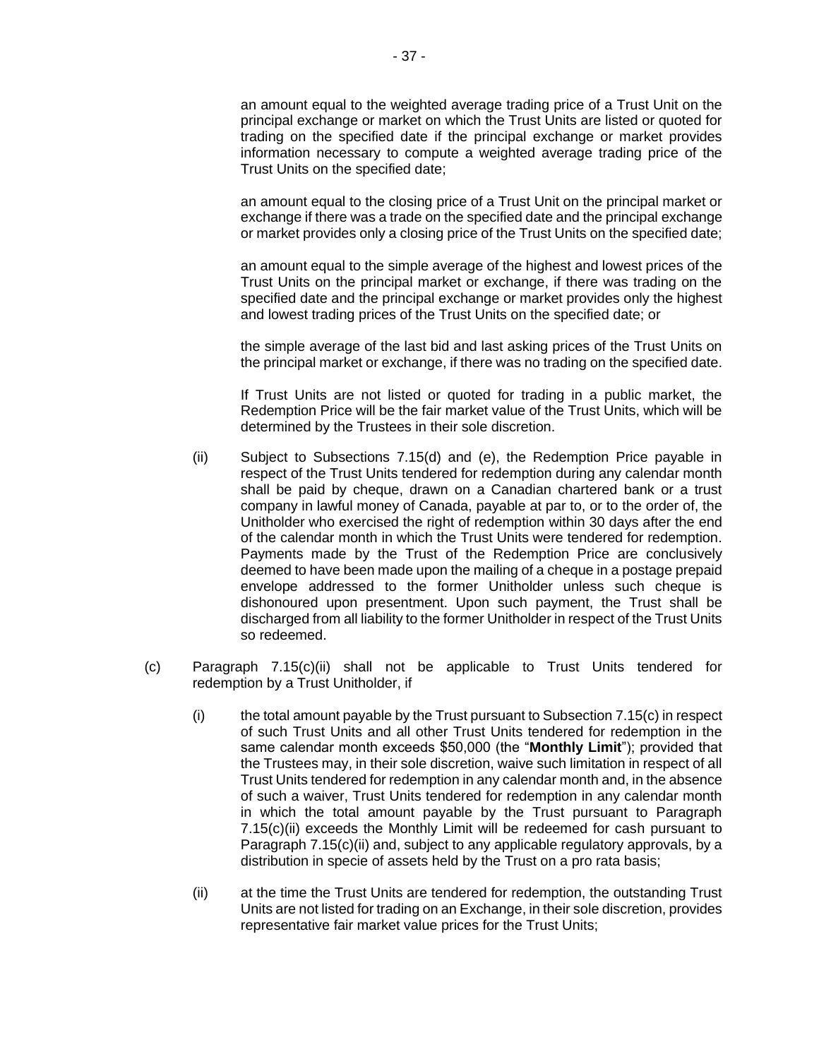an amount equal to the weighted average trading price of a Trust Unit on the principal exchange or market on which the Trust Units are listed or quoted for trading on the specified date if the principal exchange or market provides information necessary to compute a weighted average trading price of the Trust Units on the specified date;

an amount equal to the closing price of a Trust Unit on the principal market or exchange if there was a trade on the specified date and the principal exchange or market provides only a closing price of the Trust Units on the specified date;

an amount equal to the simple average of the highest and lowest prices of the Trust Units on the principal market or exchange, if there was trading on the specified date and the principal exchange or market provides only the highest and lowest trading prices of the Trust Units on the specified date; or

the simple average of the last bid and last asking prices of the Trust Units on the principal market or exchange, if there was no trading on the specified date.

If Trust Units are not listed or quoted for trading in a public market, the Redemption Price will be the fair market value of the Trust Units, which will be determined by the Trustees in their sole discretion.

(ii) Subject to Subsections 7.15(d) and (e), the Redemption Price payable in respect of the Trust Units tendered for redemption during any calendar month shall be paid by cheque, drawn on a Canadian chartered bank or a trust company in lawful money of Canada, payable at par to, or to the order of, the Unitholder who exercised the right of redemption within 30 days after the end of the calendar month in which the Trust Units were tendered for redemption. Payments made by the Trust of the Redemption Price are conclusively deemed to have been made upon the mailing of a cheque in a postage prepaid envelope addressed to the former Unitholder unless such cheque is dishonoured upon presentment. Upon such payment, the Trust shall be discharged from all liability to the former Unitholder in respect of the Trust Units so redeemed.

(c) Paragraph 7.15(c)(ii) shall not be applicable to Trust Units tendered for redemption by a Trust Unitholder, if

(i) the total amount payable by the Trust pursuant to Subsection 7.15(c) in respect of such Trust Units and all other Trust Units tendered for redemption in the same calendar month exceeds $50,000 (the "**Monthly Limit**"); provided that the Trustees may, in their sole discretion, waive such limitation in respect of all Trust Units tendered for redemption in any calendar month and, in the absence of such a waiver, Trust Units tendered for redemption in any calendar month in which the total amount payable by the Trust pursuant to Paragraph 7.15(c)(ii) exceeds the Monthly Limit will be redeemed for cash pursuant to Paragraph 7.15(c)(ii) and, subject to any applicable regulatory approvals, by a distribution in specie of assets held by the Trust on a pro rata basis;

(ii) at the time the Trust Units are tendered for redemption, the outstanding Trust Units are not listed for trading on an Exchange, in their sole discretion, provides representative fair market value prices for the Trust Units;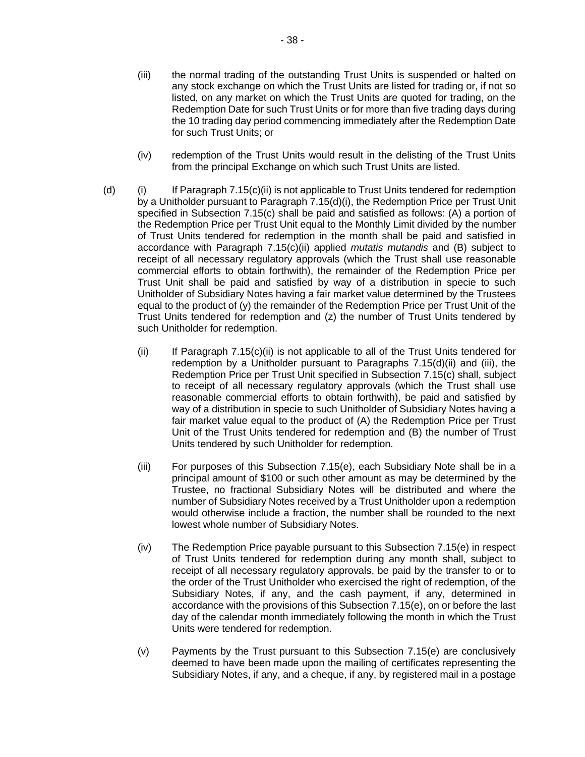(iii) the normal trading of the outstanding Trust Units is suspended or halted on any stock exchange on which the Trust Units are listed for trading or, if not so listed, on any market on which the Trust Units are quoted for trading, on the Redemption Date for such Trust Units or for more than five trading days during the 10 trading day period commencing immediately after the Redemption Date for such Trust Units; or

(iv) redemption of the Trust Units would result in the delisting of the Trust Units from the principal Exchange on which such Trust Units are listed.

(d) (i) If Paragraph 7.15(c)(ii) is not applicable to Trust Units tendered for redemption by a Unitholder pursuant to Paragraph 7.15(d)(i), the Redemption Price per Trust Unit specified in Subsection 7.15(c) shall be paid and satisfied as follows: (A) a portion of the Redemption Price per Trust Unit equal to the Monthly Limit divided by the number of Trust Units tendered for redemption in the month shall be paid and satisfied in accordance with Paragraph 7.15(c)(ii) applied *mutatis mutandis* and (B) subject to receipt of all necessary regulatory approvals (which the Trust shall use reasonable commercial efforts to obtain forthwith), the remainder of the Redemption Price per Trust Unit shall be paid and satisfied by way of a distribution in specie to such Unitholder of Subsidiary Notes having a fair market value determined by the Trustees equal to the product of (y) the remainder of the Redemption Price per Trust Unit of the Trust Units tendered for redemption and (z) the number of Trust Units tendered by such Unitholder for redemption.

(ii) If Paragraph 7.15(c)(ii) is not applicable to all of the Trust Units tendered for redemption by a Unitholder pursuant to Paragraphs 7.15(d)(ii) and (iii), the Redemption Price per Trust Unit specified in Subsection 7.15(c) shall, subject to receipt of all necessary regulatory approvals (which the Trust shall use reasonable commercial efforts to obtain forthwith), be paid and satisfied by way of a distribution in specie to such Unitholder of Subsidiary Notes having a fair market value equal to the product of (A) the Redemption Price per Trust Unit of the Trust Units tendered for redemption and (B) the number of Trust Units tendered by such Unitholder for redemption.

(iii) For purposes of this Subsection 7.15(e), each Subsidiary Note shall be in a principal amount of $100 or such other amount as may be determined by the Trustee, no fractional Subsidiary Notes will be distributed and where the number of Subsidiary Notes received by a Trust Unitholder upon a redemption would otherwise include a fraction, the number shall be rounded to the next lowest whole number of Subsidiary Notes.

(iv) The Redemption Price payable pursuant to this Subsection 7.15(e) in respect of Trust Units tendered for redemption during any month shall, subject to receipt of all necessary regulatory approvals, be paid by the transfer to or to the order of the Trust Unitholder who exercised the right of redemption, of the Subsidiary Notes, if any, and the cash payment, if any, determined in accordance with the provisions of this Subsection 7.15(e), on or before the last day of the calendar month immediately following the month in which the Trust Units were tendered for redemption.

(v) Payments by the Trust pursuant to this Subsection 7.15(e) are conclusively deemed to have been made upon the mailing of certificates representing the Subsidiary Notes, if any, and a cheque, if any, by registered mail in a postage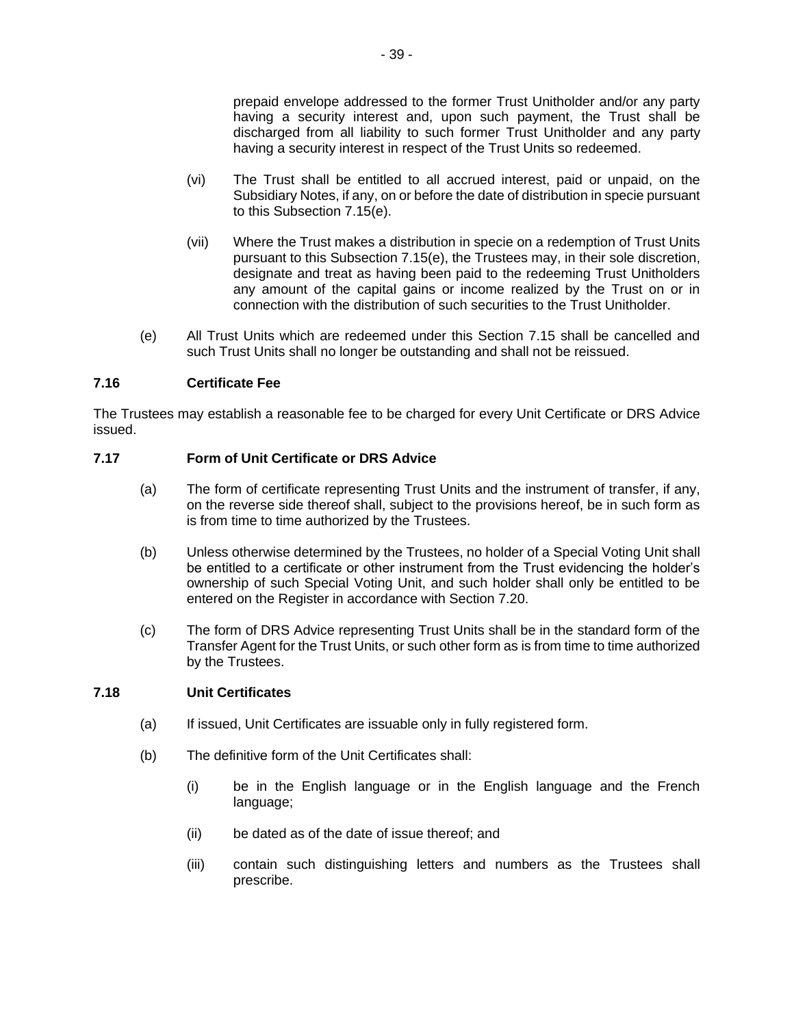prepaid envelope addressed to the former Trust Unitholder and/or any party having a security interest and, upon such payment, the Trust shall be discharged from all liability to such former Trust Unitholder and any party having a security interest in respect of the Trust Units so redeemed.

(vi) The Trust shall be entitled to all accrued interest, paid or unpaid, on the Subsidiary Notes, if any, on or before the date of distribution in specie pursuant to this Subsection 7.15(e).

(vii) Where the Trust makes a distribution in specie on a redemption of Trust Units pursuant to this Subsection 7.15(e), the Trustees may, in their sole discretion, designate and treat as having been paid to the redeeming Trust Unitholders any amount of the capital gains or income realized by the Trust on or in connection with the distribution of such securities to the Trust Unitholder.

(e) All Trust Units which are redeemed under this Section 7.15 shall be cancelled and such Trust Units shall no longer be outstanding and shall not be reissued.

### 7.16 Certificate Fee

The Trustees may establish a reasonable fee to be charged for every Unit Certificate or DRS Advice issued.

### 7.17 Form of Unit Certificate or DRS Advice

(a) The form of certificate representing Trust Units and the instrument of transfer, if any, on the reverse side thereof shall, subject to the provisions hereof, be in such form as is from time to time authorized by the Trustees.

(b) Unless otherwise determined by the Trustees, no holder of a Special Voting Unit shall be entitled to a certificate or other instrument from the Trust evidencing the holder's ownership of such Special Voting Unit, and such holder shall only be entitled to be entered on the Register in accordance with Section 7.20.

(c) The form of DRS Advice representing Trust Units shall be in the standard form of the Transfer Agent for the Trust Units, or such other form as is from time to time authorized by the Trustees.

### 7.18 Unit Certificates

(a) If issued, Unit Certificates are issuable only in fully registered form.

(b) The definitive form of the Unit Certificates shall:

(i) be in the English language or in the English language and the French language;

(ii) be dated as of the date of issue thereof; and

(iii) contain such distinguishing letters and numbers as the Trustees shall prescribe.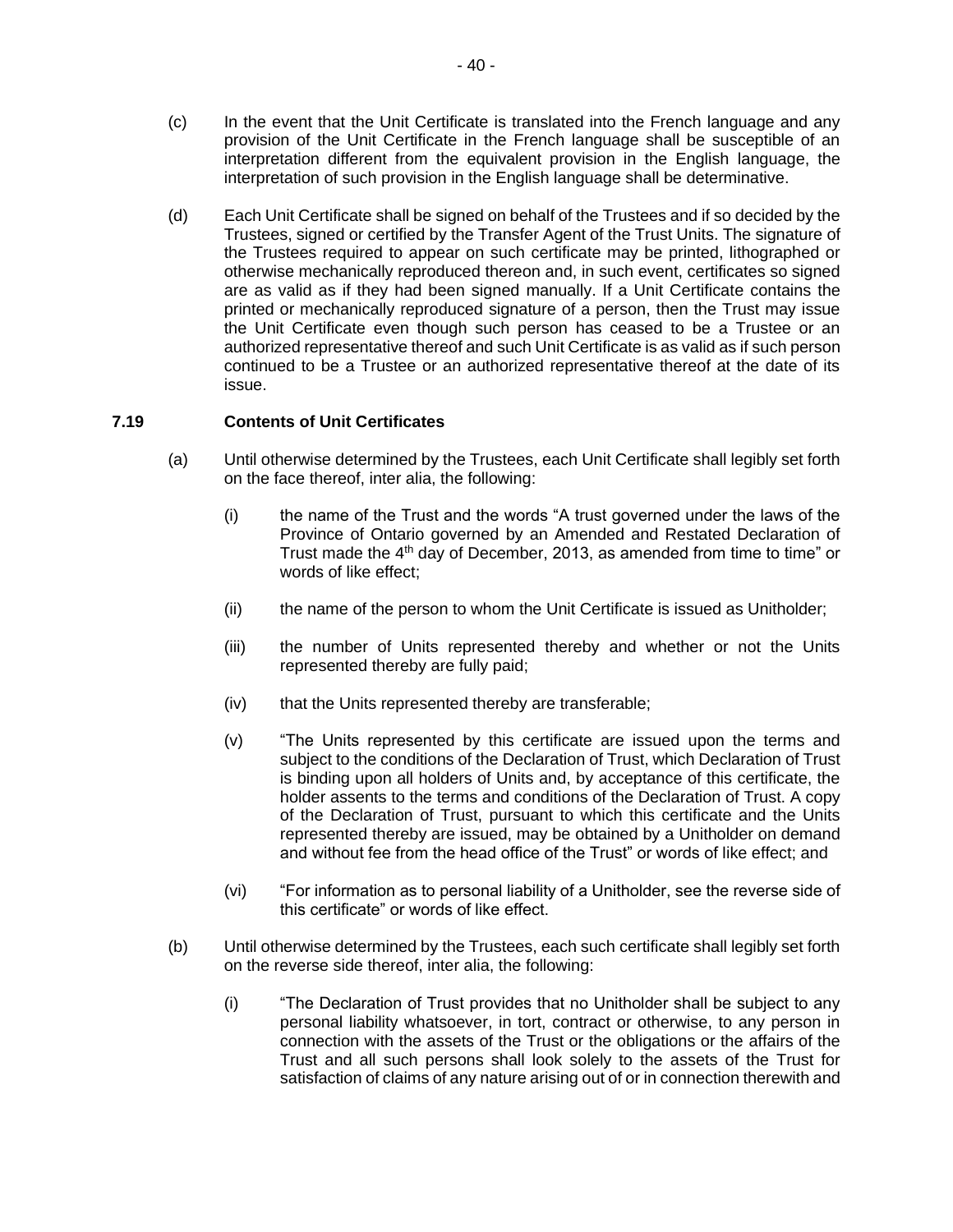(c) In the event that the Unit Certificate is translated into the French language and any provision of the Unit Certificate in the French language shall be susceptible of an interpretation different from the equivalent provision in the English language, the interpretation of such provision in the English language shall be determinative.

(d) Each Unit Certificate shall be signed on behalf of the Trustees and if so decided by the Trustees, signed or certified by the Transfer Agent of the Trust Units. The signature of the Trustees required to appear on such certificate may be printed, lithographed or otherwise mechanically reproduced thereon and, in such event, certificates so signed are as valid as if they had been signed manually. If a Unit Certificate contains the printed or mechanically reproduced signature of a person, then the Trust may issue the Unit Certificate even though such person has ceased to be a Trustee or an authorized representative thereof and such Unit Certificate is as valid as if such person continued to be a Trustee or an authorized representative thereof at the date of its issue.

### 7.19 Contents of Unit Certificates

(a) Until otherwise determined by the Trustees, each Unit Certificate shall legibly set forth on the face thereof, inter alia, the following:

(i) the name of the Trust and the words "A trust governed under the laws of the Province of Ontario governed by an Amended and Restated Declaration of Trust made the 4th day of December, 2013, as amended from time to time" or words of like effect;

(ii) the name of the person to whom the Unit Certificate is issued as Unitholder;

(iii) the number of Units represented thereby and whether or not the Units represented thereby are fully paid;

(iv) that the Units represented thereby are transferable;

(v) "The Units represented by this certificate are issued upon the terms and subject to the conditions of the Declaration of Trust, which Declaration of Trust is binding upon all holders of Units and, by acceptance of this certificate, the holder assents to the terms and conditions of the Declaration of Trust. A copy of the Declaration of Trust, pursuant to which this certificate and the Units represented thereby are issued, may be obtained by a Unitholder on demand and without fee from the head office of the Trust" or words of like effect; and

(vi) "For information as to personal liability of a Unitholder, see the reverse side of this certificate" or words of like effect.

(b) Until otherwise determined by the Trustees, each such certificate shall legibly set forth on the reverse side thereof, inter alia, the following:

(i) "The Declaration of Trust provides that no Unitholder shall be subject to any personal liability whatsoever, in tort, contract or otherwise, to any person in connection with the assets of the Trust or the obligations or the affairs of the Trust and all such persons shall look solely to the assets of the Trust for satisfaction of claims of any nature arising out of or in connection therewith and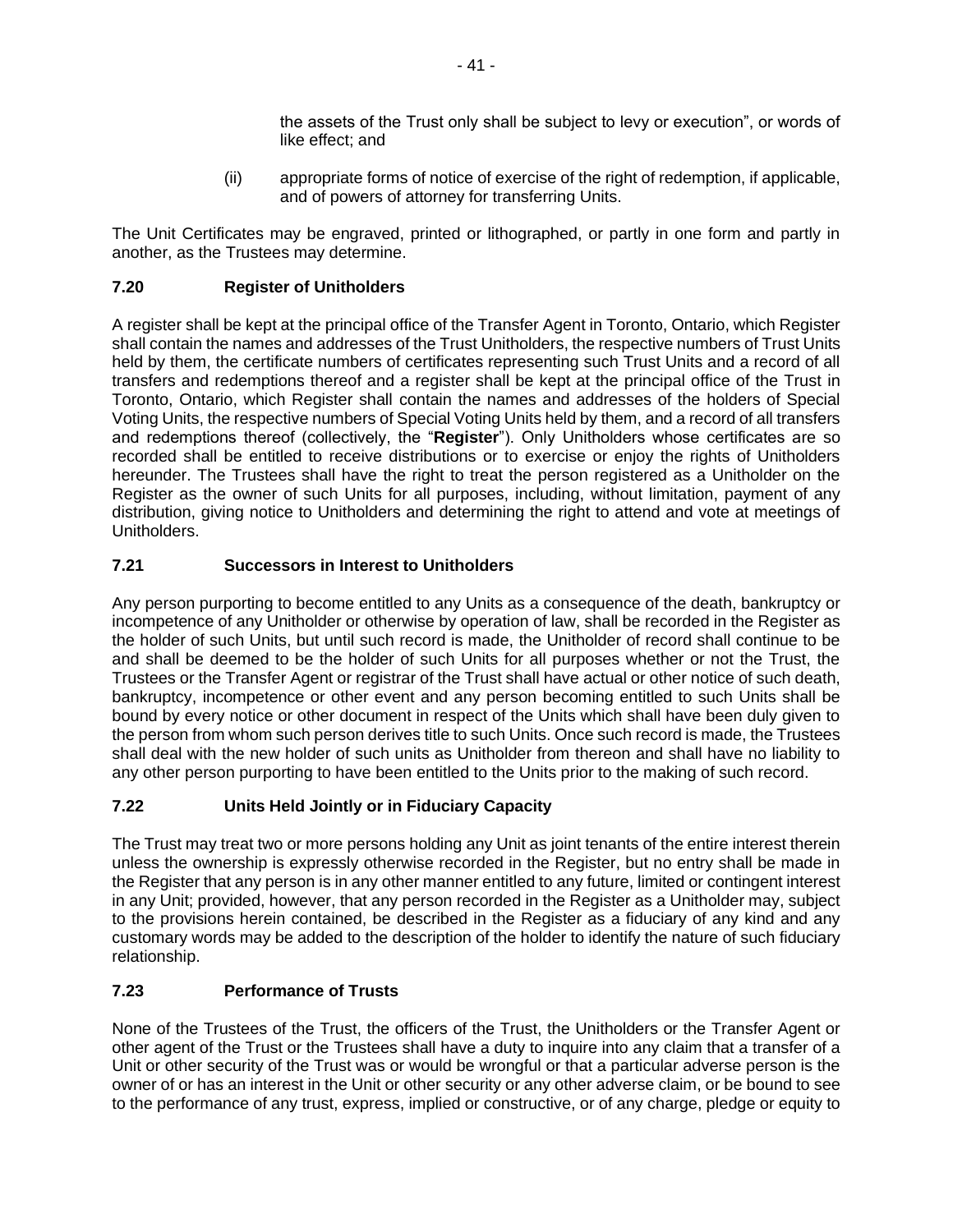the assets of the Trust only shall be subject to levy or execution", or words of like effect; and

(ii) appropriate forms of notice of exercise of the right of redemption, if applicable, and of powers of attorney for transferring Units.

The Unit Certificates may be engraved, printed or lithographed, or partly in one form and partly in another, as the Trustees may determine.

### 7.20 Register of Unitholders

A register shall be kept at the principal office of the Transfer Agent in Toronto, Ontario, which Register shall contain the names and addresses of the Trust Unitholders, the respective numbers of Trust Units held by them, the certificate numbers of certificates representing such Trust Units and a record of all transfers and redemptions thereof and a register shall be kept at the principal office of the Trust in Toronto, Ontario, which Register shall contain the names and addresses of the holders of Special Voting Units, the respective numbers of Special Voting Units held by them, and a record of all transfers and redemptions thereof (collectively, the "**Register**"). Only Unitholders whose certificates are so recorded shall be entitled to receive distributions or to exercise or enjoy the rights of Unitholders hereunder. The Trustees shall have the right to treat the person registered as a Unitholder on the Register as the owner of such Units for all purposes, including, without limitation, payment of any distribution, giving notice to Unitholders and determining the right to attend and vote at meetings of Unitholders.

### 7.21 Successors in Interest to Unitholders

Any person purporting to become entitled to any Units as a consequence of the death, bankruptcy or incompetence of any Unitholder or otherwise by operation of law, shall be recorded in the Register as the holder of such Units, but until such record is made, the Unitholder of record shall continue to be and shall be deemed to be the holder of such Units for all purposes whether or not the Trust, the Trustees or the Transfer Agent or registrar of the Trust shall have actual or other notice of such death, bankruptcy, incompetence or other event and any person becoming entitled to such Units shall be bound by every notice or other document in respect of the Units which shall have been duly given to the person from whom such person derives title to such Units. Once such record is made, the Trustees shall deal with the new holder of such units as Unitholder from thereon and shall have no liability to any other person purporting to have been entitled to the Units prior to the making of such record.

### 7.22 Units Held Jointly or in Fiduciary Capacity

The Trust may treat two or more persons holding any Unit as joint tenants of the entire interest therein unless the ownership is expressly otherwise recorded in the Register, but no entry shall be made in the Register that any person is in any other manner entitled to any future, limited or contingent interest in any Unit; provided, however, that any person recorded in the Register as a Unitholder may, subject to the provisions herein contained, be described in the Register as a fiduciary of any kind and any customary words may be added to the description of the holder to identify the nature of such fiduciary relationship.

### 7.23 Performance of Trusts

None of the Trustees of the Trust, the officers of the Trust, the Unitholders or the Transfer Agent or other agent of the Trust or the Trustees shall have a duty to inquire into any claim that a transfer of a Unit or other security of the Trust was or would be wrongful or that a particular adverse person is the owner of or has an interest in the Unit or other security or any other adverse claim, or be bound to see to the performance of any trust, express, implied or constructive, or of any charge, pledge or equity to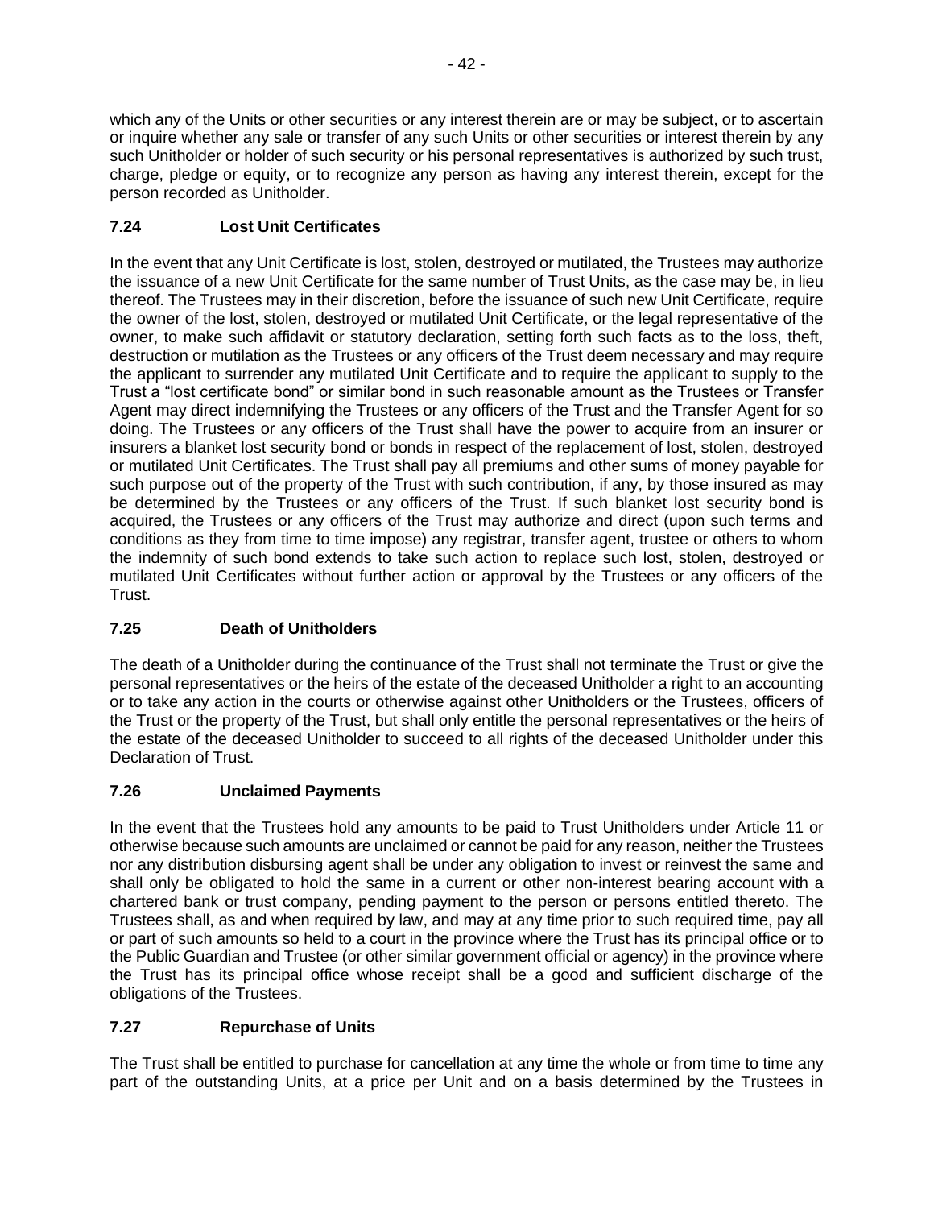which any of the Units or other securities or any interest therein are or may be subject, or to ascertain or inquire whether any sale or transfer of any such Units or other securities or interest therein by any such Unitholder or holder of such security or his personal representatives is authorized by such trust, charge, pledge or equity, or to recognize any person as having any interest therein, except for the person recorded as Unitholder.

### 7.24 Lost Unit Certificates

In the event that any Unit Certificate is lost, stolen, destroyed or mutilated, the Trustees may authorize the issuance of a new Unit Certificate for the same number of Trust Units, as the case may be, in lieu thereof. The Trustees may in their discretion, before the issuance of such new Unit Certificate, require the owner of the lost, stolen, destroyed or mutilated Unit Certificate, or the legal representative of the owner, to make such affidavit or statutory declaration, setting forth such facts as to the loss, theft, destruction or mutilation as the Trustees or any officers of the Trust deem necessary and may require the applicant to surrender any mutilated Unit Certificate and to require the applicant to supply to the Trust a "lost certificate bond" or similar bond in such reasonable amount as the Trustees or Transfer Agent may direct indemnifying the Trustees or any officers of the Trust and the Transfer Agent for so doing. The Trustees or any officers of the Trust shall have the power to acquire from an insurer or insurers a blanket lost security bond or bonds in respect of the replacement of lost, stolen, destroyed or mutilated Unit Certificates. The Trust shall pay all premiums and other sums of money payable for such purpose out of the property of the Trust with such contribution, if any, by those insured as may be determined by the Trustees or any officers of the Trust. If such blanket lost security bond is acquired, the Trustees or any officers of the Trust may authorize and direct (upon such terms and conditions as they from time to time impose) any registrar, transfer agent, trustee or others to whom the indemnity of such bond extends to take such action to replace such lost, stolen, destroyed or mutilated Unit Certificates without further action or approval by the Trustees or any officers of the Trust.

### 7.25 Death of Unitholders

The death of a Unitholder during the continuance of the Trust shall not terminate the Trust or give the personal representatives or the heirs of the estate of the deceased Unitholder a right to an accounting or to take any action in the courts or otherwise against other Unitholders or the Trustees, officers of the Trust or the property of the Trust, but shall only entitle the personal representatives or the heirs of the estate of the deceased Unitholder to succeed to all rights of the deceased Unitholder under this Declaration of Trust.

### 7.26 Unclaimed Payments

In the event that the Trustees hold any amounts to be paid to Trust Unitholders under Article 11 or otherwise because such amounts are unclaimed or cannot be paid for any reason, neither the Trustees nor any distribution disbursing agent shall be under any obligation to invest or reinvest the same and shall only be obligated to hold the same in a current or other non-interest bearing account with a chartered bank or trust company, pending payment to the person or persons entitled thereto. The Trustees shall, as and when required by law, and may at any time prior to such required time, pay all or part of such amounts so held to a court in the province where the Trust has its principal office or to the Public Guardian and Trustee (or other similar government official or agency) in the province where the Trust has its principal office whose receipt shall be a good and sufficient discharge of the obligations of the Trustees.

### 7.27 Repurchase of Units

The Trust shall be entitled to purchase for cancellation at any time the whole or from time to time any part of the outstanding Units, at a price per Unit and on a basis determined by the Trustees in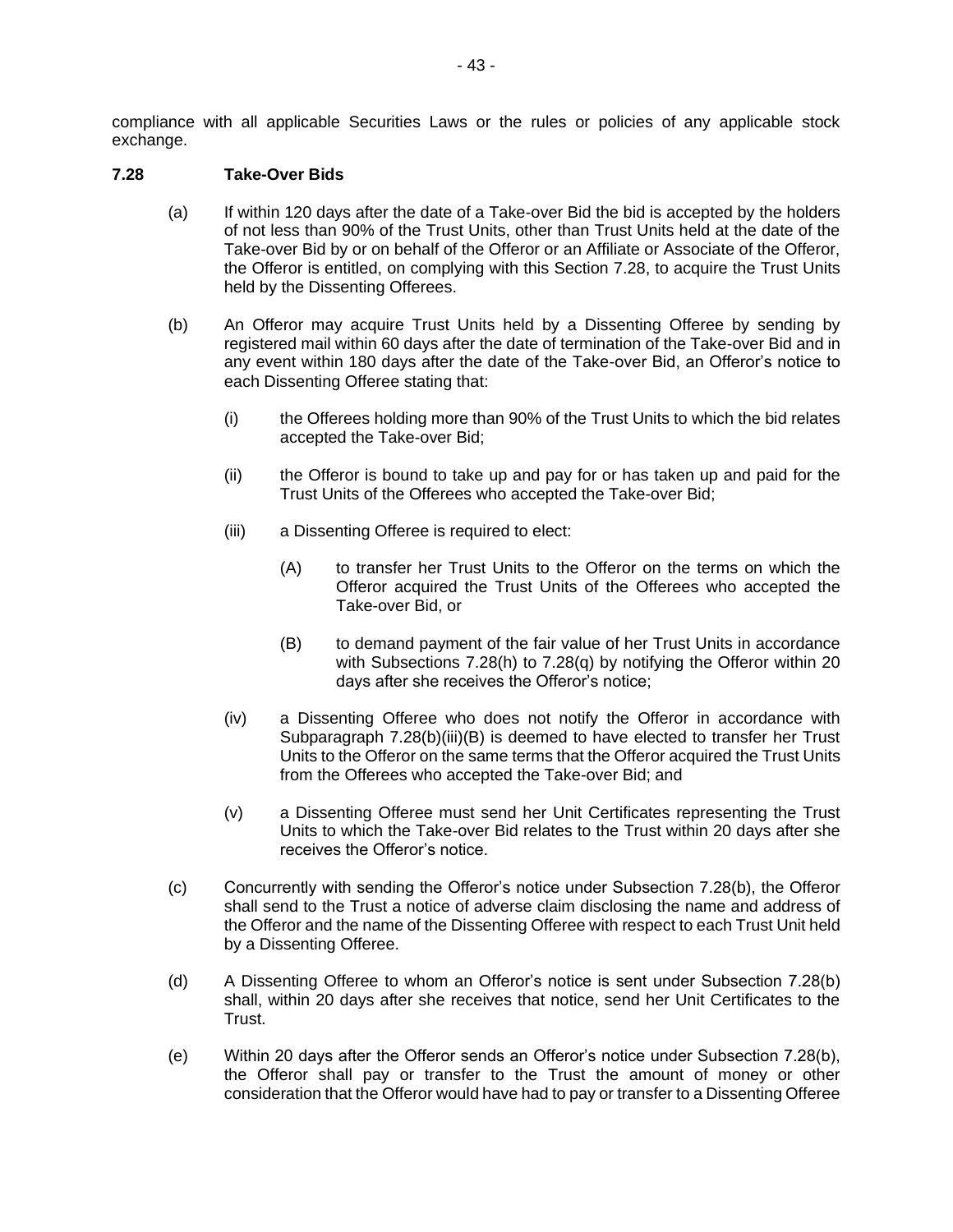compliance with all applicable Securities Laws or the rules or policies of any applicable stock exchange.

**7.28 Take-Over Bids**

(a) If within 120 days after the date of a Take-over Bid the bid is accepted by the holders of not less than 90% of the Trust Units, other than Trust Units held at the date of the Take-over Bid by or on behalf of the Offeror or an Affiliate or Associate of the Offeror, the Offeror is entitled, on complying with this Section 7.28, to acquire the Trust Units held by the Dissenting Offerees.

(b) An Offeror may acquire Trust Units held by a Dissenting Offeree by sending by registered mail within 60 days after the date of termination of the Take-over Bid and in any event within 180 days after the date of the Take-over Bid, an Offeror's notice to each Dissenting Offeree stating that:

(i) the Offerees holding more than 90% of the Trust Units to which the bid relates accepted the Take-over Bid;

(ii) the Offeror is bound to take up and pay for or has taken up and paid for the Trust Units of the Offerees who accepted the Take-over Bid;

(iii) a Dissenting Offeree is required to elect:

(A) to transfer her Trust Units to the Offeror on the terms on which the Offeror acquired the Trust Units of the Offerees who accepted the Take-over Bid, or

(B) to demand payment of the fair value of her Trust Units in accordance with Subsections 7.28(h) to 7.28(q) by notifying the Offeror within 20 days after she receives the Offeror's notice;

(iv) a Dissenting Offeree who does not notify the Offeror in accordance with Subparagraph 7.28(b)(iii)(B) is deemed to have elected to transfer her Trust Units to the Offeror on the same terms that the Offeror acquired the Trust Units from the Offerees who accepted the Take-over Bid; and

(v) a Dissenting Offeree must send her Unit Certificates representing the Trust Units to which the Take-over Bid relates to the Trust within 20 days after she receives the Offeror's notice.

(c) Concurrently with sending the Offeror's notice under Subsection 7.28(b), the Offeror shall send to the Trust a notice of adverse claim disclosing the name and address of the Offeror and the name of the Dissenting Offeree with respect to each Trust Unit held by a Dissenting Offeree.

(d) A Dissenting Offeree to whom an Offeror's notice is sent under Subsection 7.28(b) shall, within 20 days after she receives that notice, send her Unit Certificates to the Trust.

(e) Within 20 days after the Offeror sends an Offeror's notice under Subsection 7.28(b), the Offeror shall pay or transfer to the Trust the amount of money or other consideration that the Offeror would have had to pay or transfer to a Dissenting Offeree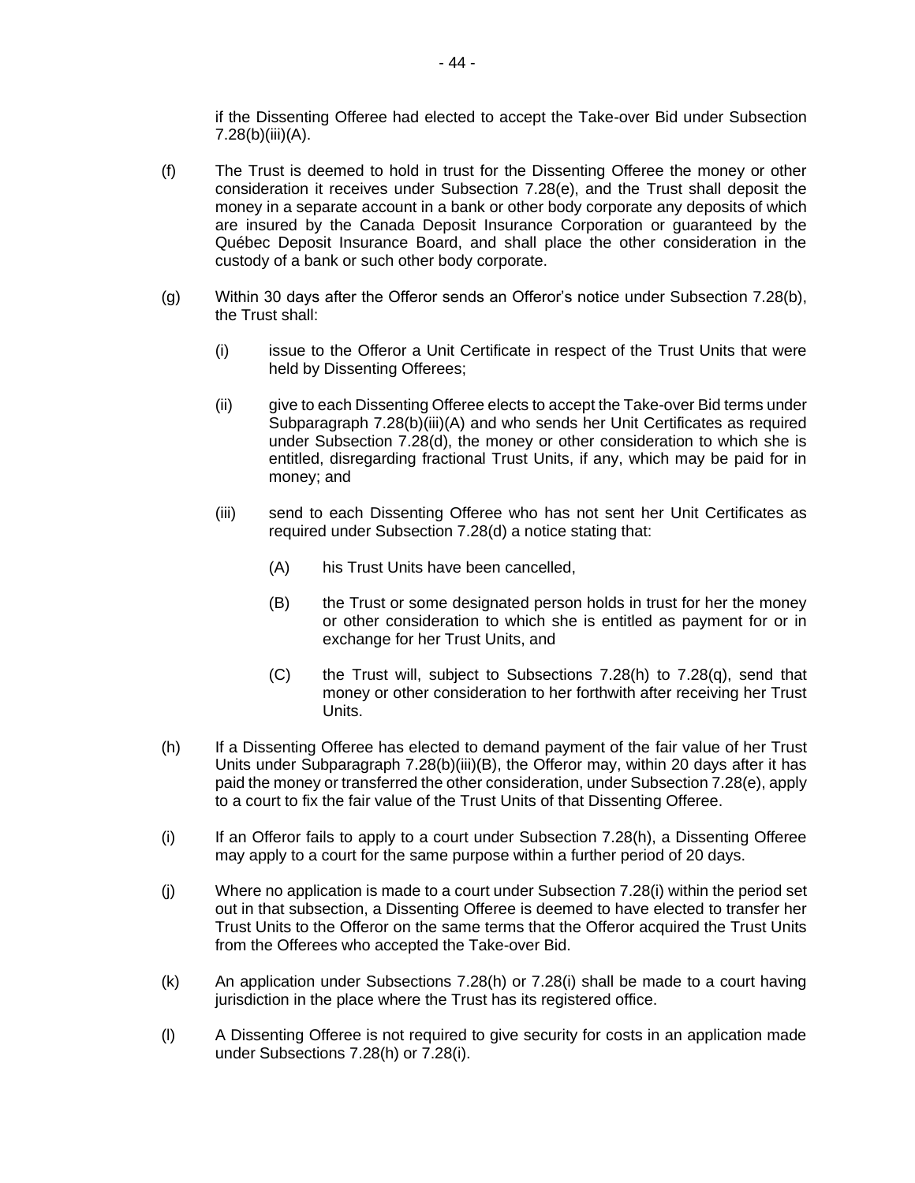if the Dissenting Offeree had elected to accept the Take-over Bid under Subsection 7.28(b)(iii)(A).

(f) The Trust is deemed to hold in trust for the Dissenting Offeree the money or other consideration it receives under Subsection 7.28(e), and the Trust shall deposit the money in a separate account in a bank or other body corporate any deposits of which are insured by the Canada Deposit Insurance Corporation or guaranteed by the Québec Deposit Insurance Board, and shall place the other consideration in the custody of a bank or such other body corporate.

(g) Within 30 days after the Offeror sends an Offeror's notice under Subsection 7.28(b), the Trust shall:

   (i) issue to the Offeror a Unit Certificate in respect of the Trust Units that were held by Dissenting Offerees;

   (ii) give to each Dissenting Offeree elects to accept the Take-over Bid terms under Subparagraph 7.28(b)(iii)(A) and who sends her Unit Certificates as required under Subsection 7.28(d), the money or other consideration to which she is entitled, disregarding fractional Trust Units, if any, which may be paid for in money; and

   (iii) send to each Dissenting Offeree who has not sent her Unit Certificates as required under Subsection 7.28(d) a notice stating that:

      (A) his Trust Units have been cancelled,

      (B) the Trust or some designated person holds in trust for her the money or other consideration to which she is entitled as payment for or in exchange for her Trust Units, and

      (C) the Trust will, subject to Subsections 7.28(h) to 7.28(q), send that money or other consideration to her forthwith after receiving her Trust Units.

(h) If a Dissenting Offeree has elected to demand payment of the fair value of her Trust Units under Subparagraph 7.28(b)(iii)(B), the Offeror may, within 20 days after it has paid the money or transferred the other consideration, under Subsection 7.28(e), apply to a court to fix the fair value of the Trust Units of that Dissenting Offeree.

(i) If an Offeror fails to apply to a court under Subsection 7.28(h), a Dissenting Offeree may apply to a court for the same purpose within a further period of 20 days.

(j) Where no application is made to a court under Subsection 7.28(i) within the period set out in that subsection, a Dissenting Offeree is deemed to have elected to transfer her Trust Units to the Offeror on the same terms that the Offeror acquired the Trust Units from the Offerees who accepted the Take-over Bid.

(k) An application under Subsections 7.28(h) or 7.28(i) shall be made to a court having jurisdiction in the place where the Trust has its registered office.

(l) A Dissenting Offeree is not required to give security for costs in an application made under Subsections 7.28(h) or 7.28(i).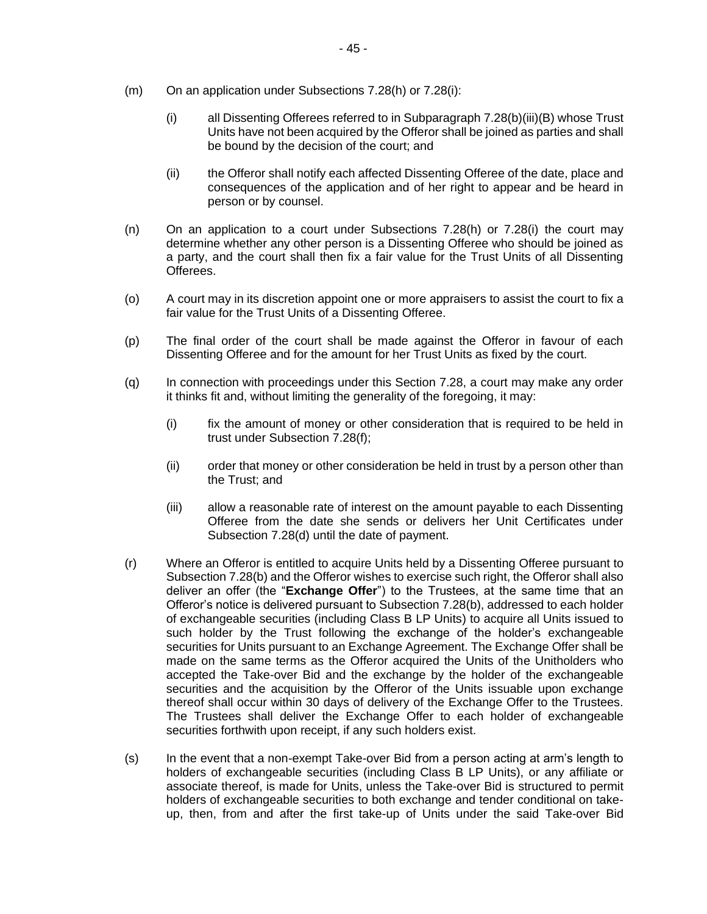(m) On an application under Subsections 7.28(h) or 7.28(i):

    (i) all Dissenting Offerees referred to in Subparagraph 7.28(b)(iii)(B) whose Trust Units have not been acquired by the Offeror shall be joined as parties and shall be bound by the decision of the court; and

    (ii) the Offeror shall notify each affected Dissenting Offeree of the date, place and consequences of the application and of her right to appear and be heard in person or by counsel.

(n) On an application to a court under Subsections 7.28(h) or 7.28(i) the court may determine whether any other person is a Dissenting Offeree who should be joined as a party, and the court shall then fix a fair value for the Trust Units of all Dissenting Offerees.

(o) A court may in its discretion appoint one or more appraisers to assist the court to fix a fair value for the Trust Units of a Dissenting Offeree.

(p) The final order of the court shall be made against the Offeror in favour of each Dissenting Offeree and for the amount for her Trust Units as fixed by the court.

(q) In connection with proceedings under this Section 7.28, a court may make any order it thinks fit and, without limiting the generality of the foregoing, it may:

    (i) fix the amount of money or other consideration that is required to be held in trust under Subsection 7.28(f);

    (ii) order that money or other consideration be held in trust by a person other than the Trust; and

    (iii) allow a reasonable rate of interest on the amount payable to each Dissenting Offeree from the date she sends or delivers her Unit Certificates under Subsection 7.28(d) until the date of payment.

(r) Where an Offeror is entitled to acquire Units held by a Dissenting Offeree pursuant to Subsection 7.28(b) and the Offeror wishes to exercise such right, the Offeror shall also deliver an offer (the "**Exchange Offer**") to the Trustees, at the same time that an Offeror's notice is delivered pursuant to Subsection 7.28(b), addressed to each holder of exchangeable securities (including Class B LP Units) to acquire all Units issued to such holder by the Trust following the exchange of the holder's exchangeable securities for Units pursuant to an Exchange Agreement. The Exchange Offer shall be made on the same terms as the Offeror acquired the Units of the Unitholders who accepted the Take-over Bid and the exchange by the holder of the exchangeable securities and the acquisition by the Offeror of the Units issuable upon exchange thereof shall occur within 30 days of delivery of the Exchange Offer to the Trustees. The Trustees shall deliver the Exchange Offer to each holder of exchangeable securities forthwith upon receipt, if any such holders exist.

(s) In the event that a non-exempt Take-over Bid from a person acting at arm's length to holders of exchangeable securities (including Class B LP Units), or any affiliate or associate thereof, is made for Units, unless the Take-over Bid is structured to permit holders of exchangeable securities to both exchange and tender conditional on take-up, then, from and after the first take-up of Units under the said Take-over Bid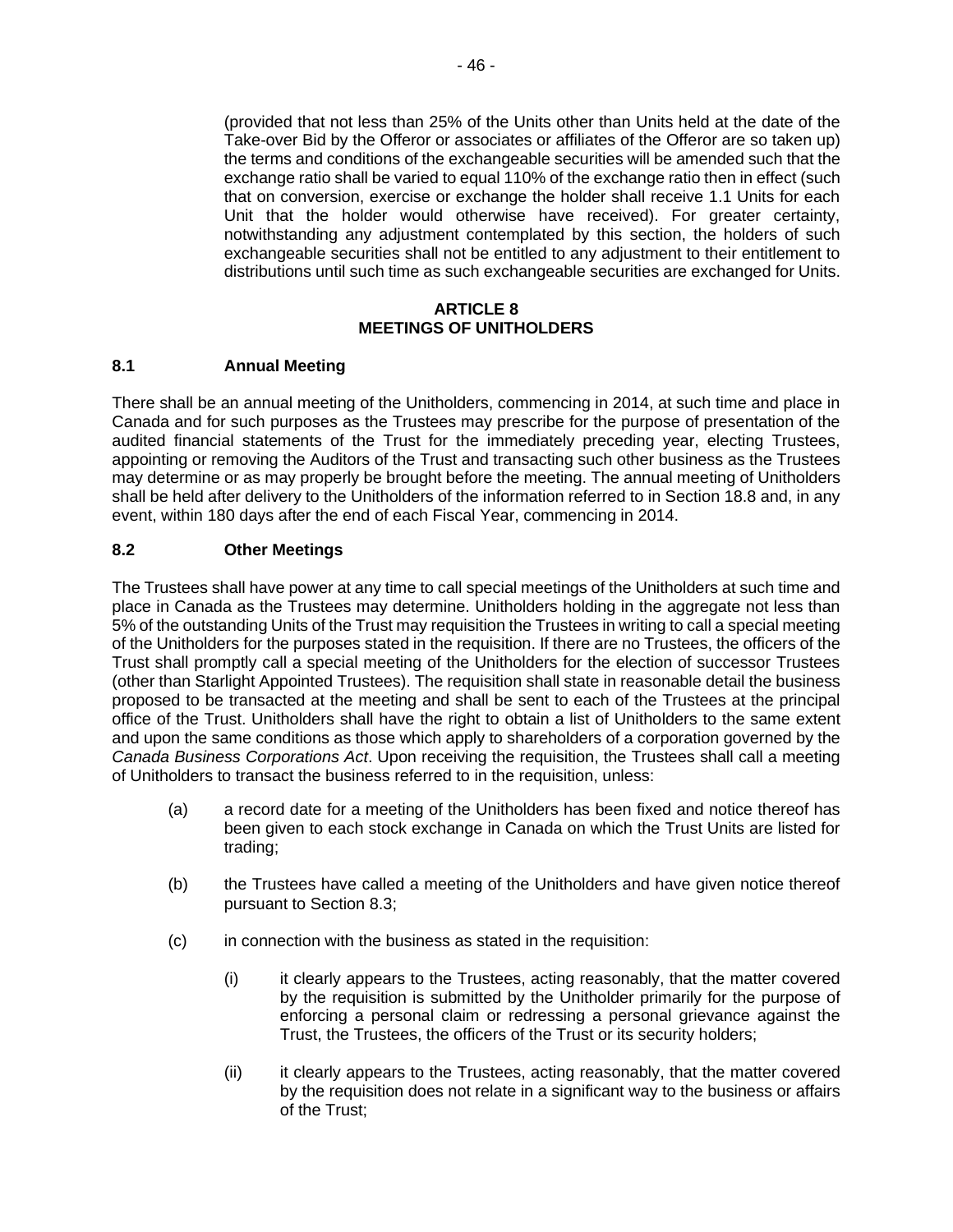(provided that not less than 25% of the Units other than Units held at the date of the Take-over Bid by the Offeror or associates or affiliates of the Offeror are so taken up) the terms and conditions of the exchangeable securities will be amended such that the exchange ratio shall be varied to equal 110% of the exchange ratio then in effect (such that on conversion, exercise or exchange the holder shall receive 1.1 Units for each Unit that the holder would otherwise have received). For greater certainty, notwithstanding any adjustment contemplated by this section, the holders of such exchangeable securities shall not be entitled to any adjustment to their entitlement to distributions until such time as such exchangeable securities are exchanged for Units.

## ARTICLE 8
## MEETINGS OF UNITHOLDERS

### 8.1 Annual Meeting

There shall be an annual meeting of the Unitholders, commencing in 2014, at such time and place in Canada and for such purposes as the Trustees may prescribe for the purpose of presentation of the audited financial statements of the Trust for the immediately preceding year, electing Trustees, appointing or removing the Auditors of the Trust and transacting such other business as the Trustees may determine or as may properly be brought before the meeting. The annual meeting of Unitholders shall be held after delivery to the Unitholders of the information referred to in Section 18.8 and, in any event, within 180 days after the end of each Fiscal Year, commencing in 2014.

### 8.2 Other Meetings

The Trustees shall have power at any time to call special meetings of the Unitholders at such time and place in Canada as the Trustees may determine. Unitholders holding in the aggregate not less than 5% of the outstanding Units of the Trust may requisition the Trustees in writing to call a special meeting of the Unitholders for the purposes stated in the requisition. If there are no Trustees, the officers of the Trust shall promptly call a special meeting of the Unitholders for the election of successor Trustees (other than Starlight Appointed Trustees). The requisition shall state in reasonable detail the business proposed to be transacted at the meeting and shall be sent to each of the Trustees at the principal office of the Trust. Unitholders shall have the right to obtain a list of Unitholders to the same extent and upon the same conditions as those which apply to shareholders of a corporation governed by the *Canada Business Corporations Act*. Upon receiving the requisition, the Trustees shall call a meeting of Unitholders to transact the business referred to in the requisition, unless:

(a) a record date for a meeting of the Unitholders has been fixed and notice thereof has been given to each stock exchange in Canada on which the Trust Units are listed for trading;

(b) the Trustees have called a meeting of the Unitholders and have given notice thereof pursuant to Section 8.3;

(c) in connection with the business as stated in the requisition:

   (i) it clearly appears to the Trustees, acting reasonably, that the matter covered by the requisition is submitted by the Unitholder primarily for the purpose of enforcing a personal claim or redressing a personal grievance against the Trust, the Trustees, the officers of the Trust or its security holders;

   (ii) it clearly appears to the Trustees, acting reasonably, that the matter covered by the requisition does not relate in a significant way to the business or affairs of the Trust;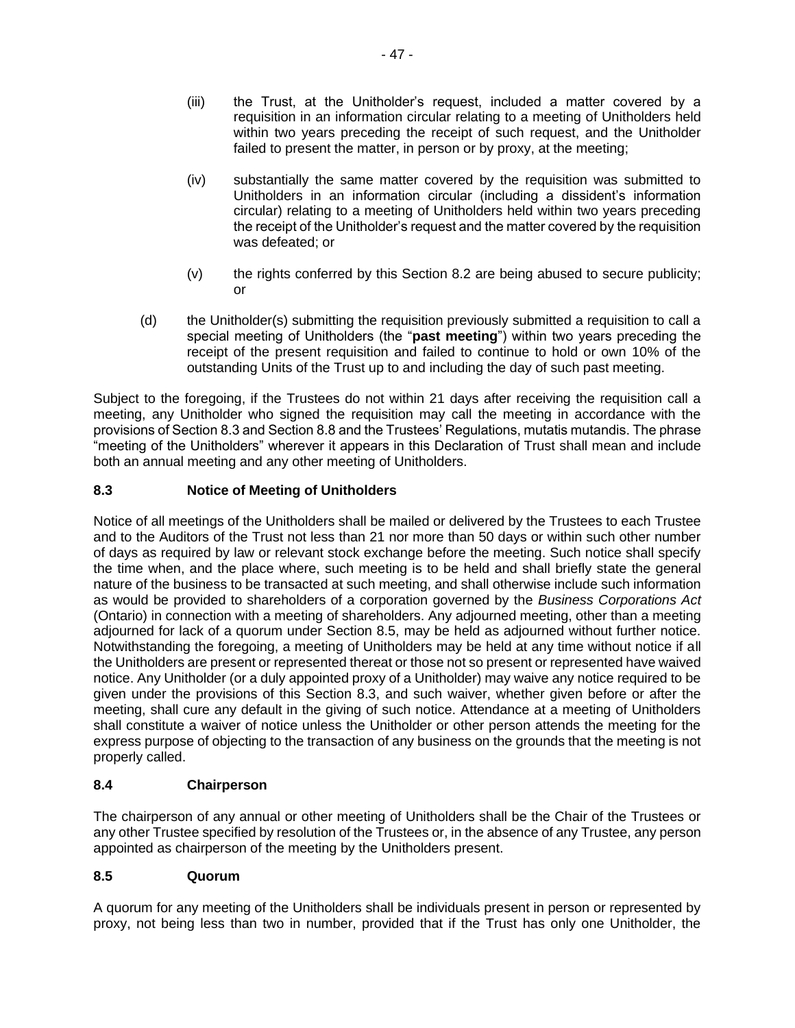(iii) the Trust, at the Unitholder's request, included a matter covered by a requisition in an information circular relating to a meeting of Unitholders held within two years preceding the receipt of such request, and the Unitholder failed to present the matter, in person or by proxy, at the meeting;

(iv) substantially the same matter covered by the requisition was submitted to Unitholders in an information circular (including a dissident's information circular) relating to a meeting of Unitholders held within two years preceding the receipt of the Unitholder's request and the matter covered by the requisition was defeated; or

(v) the rights conferred by this Section 8.2 are being abused to secure publicity; or

(d) the Unitholder(s) submitting the requisition previously submitted a requisition to call a special meeting of Unitholders (the "**past meeting**") within two years preceding the receipt of the present requisition and failed to continue to hold or own 10% of the outstanding Units of the Trust up to and including the day of such past meeting.

Subject to the foregoing, if the Trustees do not within 21 days after receiving the requisition call a meeting, any Unitholder who signed the requisition may call the meeting in accordance with the provisions of Section 8.3 and Section 8.8 and the Trustees' Regulations, mutatis mutandis. The phrase "meeting of the Unitholders" wherever it appears in this Declaration of Trust shall mean and include both an annual meeting and any other meeting of Unitholders.

### 8.3 Notice of Meeting of Unitholders

Notice of all meetings of the Unitholders shall be mailed or delivered by the Trustees to each Trustee and to the Auditors of the Trust not less than 21 nor more than 50 days or within such other number of days as required by law or relevant stock exchange before the meeting. Such notice shall specify the time when, and the place where, such meeting is to be held and shall briefly state the general nature of the business to be transacted at such meeting, and shall otherwise include such information as would be provided to shareholders of a corporation governed by the *Business Corporations Act* (Ontario) in connection with a meeting of shareholders. Any adjourned meeting, other than a meeting adjourned for lack of a quorum under Section 8.5, may be held as adjourned without further notice. Notwithstanding the foregoing, a meeting of Unitholders may be held at any time without notice if all the Unitholders are present or represented thereat or those not so present or represented have waived notice. Any Unitholder (or a duly appointed proxy of a Unitholder) may waive any notice required to be given under the provisions of this Section 8.3, and such waiver, whether given before or after the meeting, shall cure any default in the giving of such notice. Attendance at a meeting of Unitholders shall constitute a waiver of notice unless the Unitholder or other person attends the meeting for the express purpose of objecting to the transaction of any business on the grounds that the meeting is not properly called.

### 8.4 Chairperson

The chairperson of any annual or other meeting of Unitholders shall be the Chair of the Trustees or any other Trustee specified by resolution of the Trustees or, in the absence of any Trustee, any person appointed as chairperson of the meeting by the Unitholders present.

### 8.5 Quorum

A quorum for any meeting of the Unitholders shall be individuals present in person or represented by proxy, not being less than two in number, provided that if the Trust has only one Unitholder, the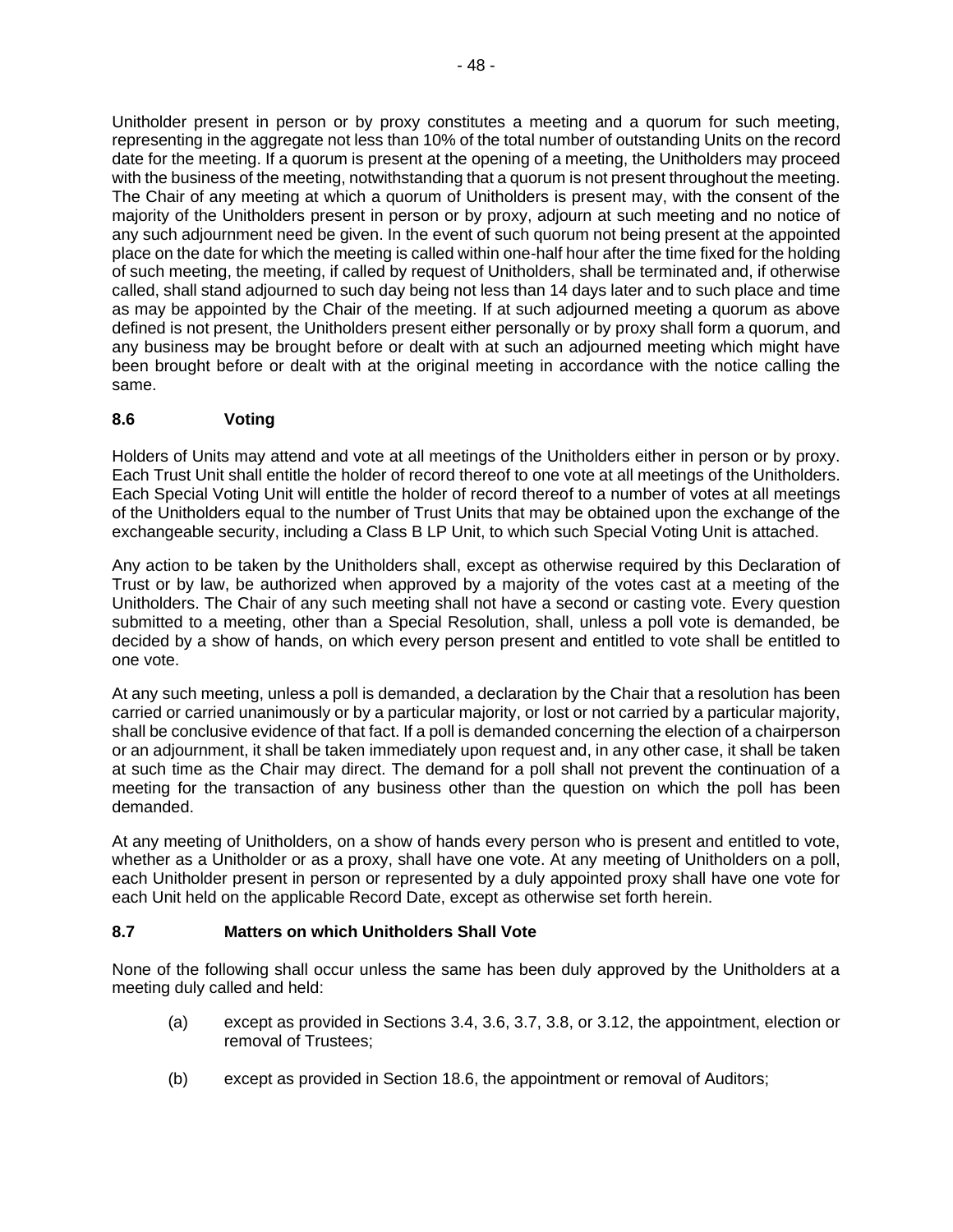Unitholder present in person or by proxy constitutes a meeting and a quorum for such meeting, representing in the aggregate not less than 10% of the total number of outstanding Units on the record date for the meeting. If a quorum is present at the opening of a meeting, the Unitholders may proceed with the business of the meeting, notwithstanding that a quorum is not present throughout the meeting. The Chair of any meeting at which a quorum of Unitholders is present may, with the consent of the majority of the Unitholders present in person or by proxy, adjourn at such meeting and no notice of any such adjournment need be given. In the event of such quorum not being present at the appointed place on the date for which the meeting is called within one-half hour after the time fixed for the holding of such meeting, the meeting, if called by request of Unitholders, shall be terminated and, if otherwise called, shall stand adjourned to such day being not less than 14 days later and to such place and time as may be appointed by the Chair of the meeting. If at such adjourned meeting a quorum as above defined is not present, the Unitholders present either personally or by proxy shall form a quorum, and any business may be brought before or dealt with at such an adjourned meeting which might have been brought before or dealt with at the original meeting in accordance with the notice calling the same.

### 8.6 Voting

Holders of Units may attend and vote at all meetings of the Unitholders either in person or by proxy. Each Trust Unit shall entitle the holder of record thereof to one vote at all meetings of the Unitholders. Each Special Voting Unit will entitle the holder of record thereof to a number of votes at all meetings of the Unitholders equal to the number of Trust Units that may be obtained upon the exchange of the exchangeable security, including a Class B LP Unit, to which such Special Voting Unit is attached.

Any action to be taken by the Unitholders shall, except as otherwise required by this Declaration of Trust or by law, be authorized when approved by a majority of the votes cast at a meeting of the Unitholders. The Chair of any such meeting shall not have a second or casting vote. Every question submitted to a meeting, other than a Special Resolution, shall, unless a poll vote is demanded, be decided by a show of hands, on which every person present and entitled to vote shall be entitled to one vote.

At any such meeting, unless a poll is demanded, a declaration by the Chair that a resolution has been carried or carried unanimously or by a particular majority, or lost or not carried by a particular majority, shall be conclusive evidence of that fact. If a poll is demanded concerning the election of a chairperson or an adjournment, it shall be taken immediately upon request and, in any other case, it shall be taken at such time as the Chair may direct. The demand for a poll shall not prevent the continuation of a meeting for the transaction of any business other than the question on which the poll has been demanded.

At any meeting of Unitholders, on a show of hands every person who is present and entitled to vote, whether as a Unitholder or as a proxy, shall have one vote. At any meeting of Unitholders on a poll, each Unitholder present in person or represented by a duly appointed proxy shall have one vote for each Unit held on the applicable Record Date, except as otherwise set forth herein.

### 8.7 Matters on which Unitholders Shall Vote

None of the following shall occur unless the same has been duly approved by the Unitholders at a meeting duly called and held:

(a) except as provided in Sections 3.4, 3.6, 3.7, 3.8, or 3.12, the appointment, election or removal of Trustees;

(b) except as provided in Section 18.6, the appointment or removal of Auditors;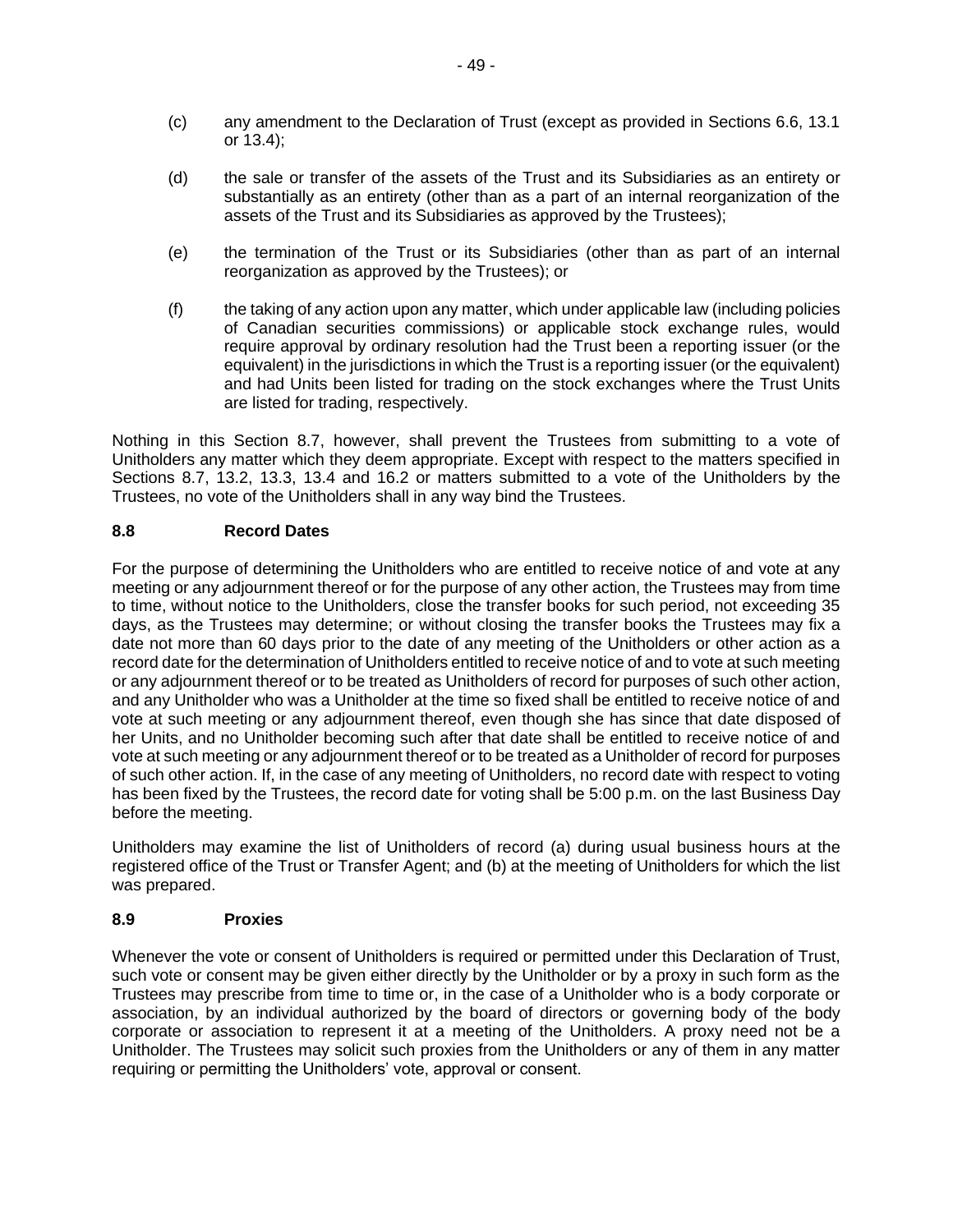(c) any amendment to the Declaration of Trust (except as provided in Sections 6.6, 13.1 or 13.4);

(d) the sale or transfer of the assets of the Trust and its Subsidiaries as an entirety or substantially as an entirety (other than as a part of an internal reorganization of the assets of the Trust and its Subsidiaries as approved by the Trustees);

(e) the termination of the Trust or its Subsidiaries (other than as part of an internal reorganization as approved by the Trustees); or

(f) the taking of any action upon any matter, which under applicable law (including policies of Canadian securities commissions) or applicable stock exchange rules, would require approval by ordinary resolution had the Trust been a reporting issuer (or the equivalent) in the jurisdictions in which the Trust is a reporting issuer (or the equivalent) and had Units been listed for trading on the stock exchanges where the Trust Units are listed for trading, respectively.

Nothing in this Section 8.7, however, shall prevent the Trustees from submitting to a vote of Unitholders any matter which they deem appropriate. Except with respect to the matters specified in Sections 8.7, 13.2, 13.3, 13.4 and 16.2 or matters submitted to a vote of the Unitholders by the Trustees, no vote of the Unitholders shall in any way bind the Trustees.

### 8.8 Record Dates

For the purpose of determining the Unitholders who are entitled to receive notice of and vote at any meeting or any adjournment thereof or for the purpose of any other action, the Trustees may from time to time, without notice to the Unitholders, close the transfer books for such period, not exceeding 35 days, as the Trustees may determine; or without closing the transfer books the Trustees may fix a date not more than 60 days prior to the date of any meeting of the Unitholders or other action as a record date for the determination of Unitholders entitled to receive notice of and to vote at such meeting or any adjournment thereof or to be treated as Unitholders of record for purposes of such other action, and any Unitholder who was a Unitholder at the time so fixed shall be entitled to receive notice of and vote at such meeting or any adjournment thereof, even though she has since that date disposed of her Units, and no Unitholder becoming such after that date shall be entitled to receive notice of and vote at such meeting or any adjournment thereof or to be treated as a Unitholder of record for purposes of such other action. If, in the case of any meeting of Unitholders, no record date with respect to voting has been fixed by the Trustees, the record date for voting shall be 5:00 p.m. on the last Business Day before the meeting.

Unitholders may examine the list of Unitholders of record (a) during usual business hours at the registered office of the Trust or Transfer Agent; and (b) at the meeting of Unitholders for which the list was prepared.

### 8.9 Proxies

Whenever the vote or consent of Unitholders is required or permitted under this Declaration of Trust, such vote or consent may be given either directly by the Unitholder or by a proxy in such form as the Trustees may prescribe from time to time or, in the case of a Unitholder who is a body corporate or association, by an individual authorized by the board of directors or governing body of the body corporate or association to represent it at a meeting of the Unitholders. A proxy need not be a Unitholder. The Trustees may solicit such proxies from the Unitholders or any of them in any matter requiring or permitting the Unitholders' vote, approval or consent.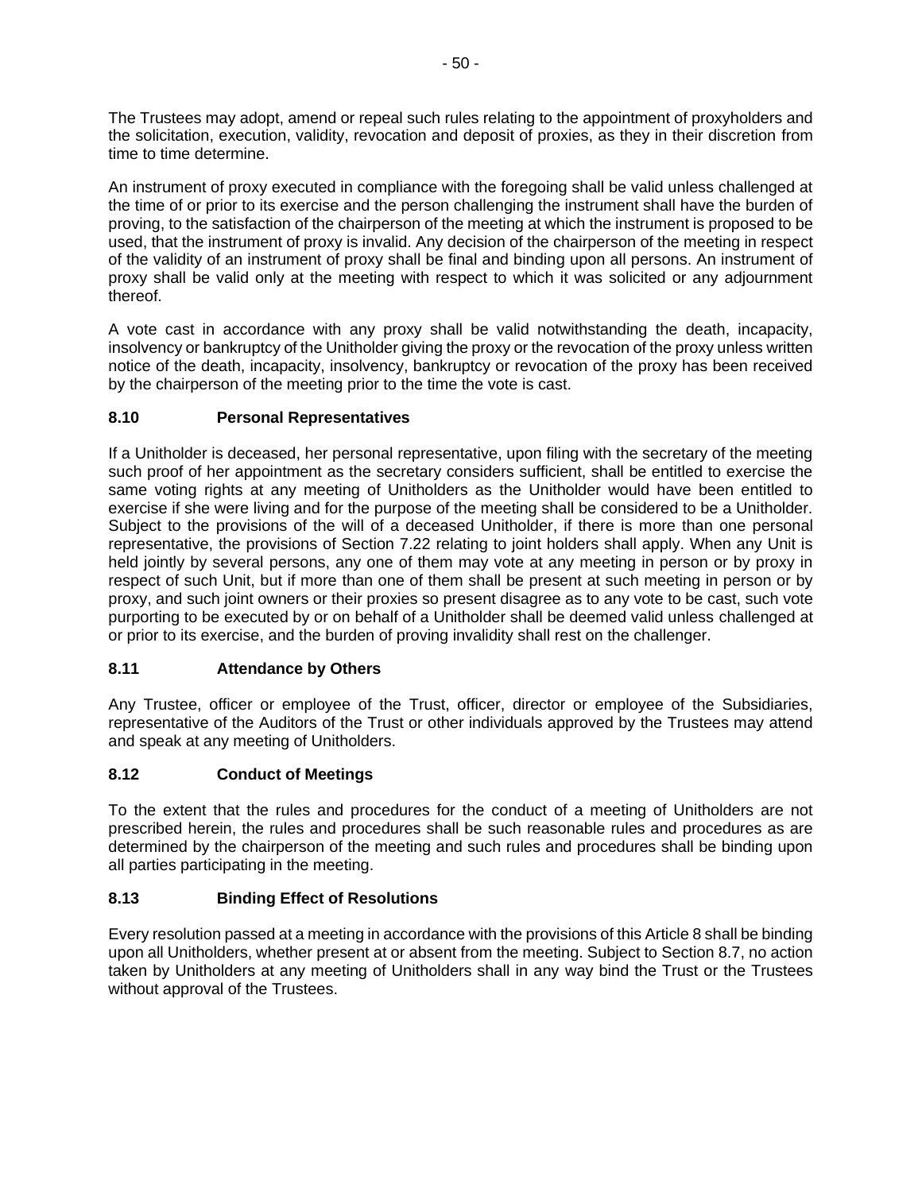The Trustees may adopt, amend or repeal such rules relating to the appointment of proxyholders and the solicitation, execution, validity, revocation and deposit of proxies, as they in their discretion from time to time determine.

An instrument of proxy executed in compliance with the foregoing shall be valid unless challenged at the time of or prior to its exercise and the person challenging the instrument shall have the burden of proving, to the satisfaction of the chairperson of the meeting at which the instrument is proposed to be used, that the instrument of proxy is invalid. Any decision of the chairperson of the meeting in respect of the validity of an instrument of proxy shall be final and binding upon all persons. An instrument of proxy shall be valid only at the meeting with respect to which it was solicited or any adjournment thereof.

A vote cast in accordance with any proxy shall be valid notwithstanding the death, incapacity, insolvency or bankruptcy of the Unitholder giving the proxy or the revocation of the proxy unless written notice of the death, incapacity, insolvency, bankruptcy or revocation of the proxy has been received by the chairperson of the meeting prior to the time the vote is cast.

### 8.10 Personal Representatives

If a Unitholder is deceased, her personal representative, upon filing with the secretary of the meeting such proof of her appointment as the secretary considers sufficient, shall be entitled to exercise the same voting rights at any meeting of Unitholders as the Unitholder would have been entitled to exercise if she were living and for the purpose of the meeting shall be considered to be a Unitholder. Subject to the provisions of the will of a deceased Unitholder, if there is more than one personal representative, the provisions of Section 7.22 relating to joint holders shall apply. When any Unit is held jointly by several persons, any one of them may vote at any meeting in person or by proxy in respect of such Unit, but if more than one of them shall be present at such meeting in person or by proxy, and such joint owners or their proxies so present disagree as to any vote to be cast, such vote purporting to be executed by or on behalf of a Unitholder shall be deemed valid unless challenged at or prior to its exercise, and the burden of proving invalidity shall rest on the challenger.

### 8.11 Attendance by Others

Any Trustee, officer or employee of the Trust, officer, director or employee of the Subsidiaries, representative of the Auditors of the Trust or other individuals approved by the Trustees may attend and speak at any meeting of Unitholders.

### 8.12 Conduct of Meetings

To the extent that the rules and procedures for the conduct of a meeting of Unitholders are not prescribed herein, the rules and procedures shall be such reasonable rules and procedures as are determined by the chairperson of the meeting and such rules and procedures shall be binding upon all parties participating in the meeting.

### 8.13 Binding Effect of Resolutions

Every resolution passed at a meeting in accordance with the provisions of this Article 8 shall be binding upon all Unitholders, whether present at or absent from the meeting. Subject to Section 8.7, no action taken by Unitholders at any meeting of Unitholders shall in any way bind the Trust or the Trustees without approval of the Trustees.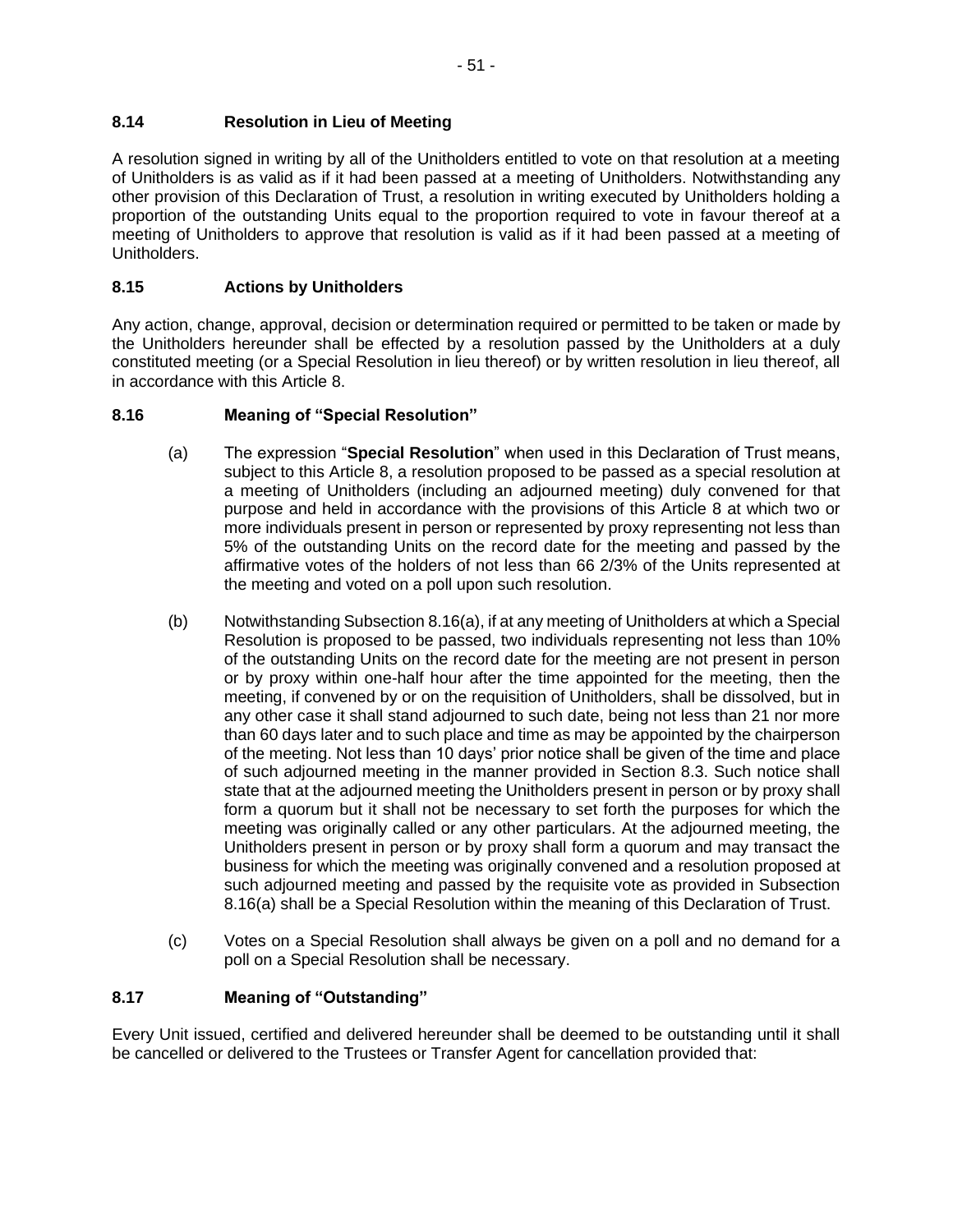### 8.14 Resolution in Lieu of Meeting

A resolution signed in writing by all of the Unitholders entitled to vote on that resolution at a meeting of Unitholders is as valid as if it had been passed at a meeting of Unitholders. Notwithstanding any other provision of this Declaration of Trust, a resolution in writing executed by Unitholders holding a proportion of the outstanding Units equal to the proportion required to vote in favour thereof at a meeting of Unitholders to approve that resolution is valid as if it had been passed at a meeting of Unitholders.

### 8.15 Actions by Unitholders

Any action, change, approval, decision or determination required or permitted to be taken or made by the Unitholders hereunder shall be effected by a resolution passed by the Unitholders at a duly constituted meeting (or a Special Resolution in lieu thereof) or by written resolution in lieu thereof, all in accordance with this Article 8.

### 8.16 Meaning of "Special Resolution"

(a) The expression "**Special Resolution**" when used in this Declaration of Trust means, subject to this Article 8, a resolution proposed to be passed as a special resolution at a meeting of Unitholders (including an adjourned meeting) duly convened for that purpose and held in accordance with the provisions of this Article 8 at which two or more individuals present in person or represented by proxy representing not less than 5% of the outstanding Units on the record date for the meeting and passed by the affirmative votes of the holders of not less than 66 2/3% of the Units represented at the meeting and voted on a poll upon such resolution.

(b) Notwithstanding Subsection 8.16(a), if at any meeting of Unitholders at which a Special Resolution is proposed to be passed, two individuals representing not less than 10% of the outstanding Units on the record date for the meeting are not present in person or by proxy within one-half hour after the time appointed for the meeting, then the meeting, if convened by or on the requisition of Unitholders, shall be dissolved, but in any other case it shall stand adjourned to such date, being not less than 21 nor more than 60 days later and to such place and time as may be appointed by the chairperson of the meeting. Not less than 10 days' prior notice shall be given of the time and place of such adjourned meeting in the manner provided in Section 8.3. Such notice shall state that at the adjourned meeting the Unitholders present in person or by proxy shall form a quorum but it shall not be necessary to set forth the purposes for which the meeting was originally called or any other particulars. At the adjourned meeting, the Unitholders present in person or by proxy shall form a quorum and may transact the business for which the meeting was originally convened and a resolution proposed at such adjourned meeting and passed by the requisite vote as provided in Subsection 8.16(a) shall be a Special Resolution within the meaning of this Declaration of Trust.

(c) Votes on a Special Resolution shall always be given on a poll and no demand for a poll on a Special Resolution shall be necessary.

### 8.17 Meaning of "Outstanding"

Every Unit issued, certified and delivered hereunder shall be deemed to be outstanding until it shall be cancelled or delivered to the Trustees or Transfer Agent for cancellation provided that: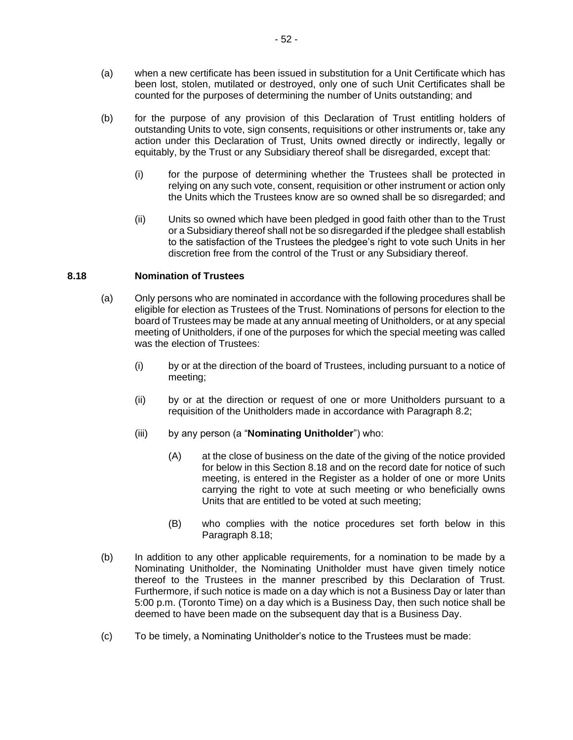(a) when a new certificate has been issued in substitution for a Unit Certificate which has been lost, stolen, mutilated or destroyed, only one of such Unit Certificates shall be counted for the purposes of determining the number of Units outstanding; and

(b) for the purpose of any provision of this Declaration of Trust entitling holders of outstanding Units to vote, sign consents, requisitions or other instruments or, take any action under this Declaration of Trust, Units owned directly or indirectly, legally or equitably, by the Trust or any Subsidiary thereof shall be disregarded, except that:

(i) for the purpose of determining whether the Trustees shall be protected in relying on any such vote, consent, requisition or other instrument or action only the Units which the Trustees know are so owned shall be so disregarded; and

(ii) Units so owned which have been pledged in good faith other than to the Trust or a Subsidiary thereof shall not be so disregarded if the pledgee shall establish to the satisfaction of the Trustees the pledgee's right to vote such Units in her discretion free from the control of the Trust or any Subsidiary thereof.

## 8.18 Nomination of Trustees

(a) Only persons who are nominated in accordance with the following procedures shall be eligible for election as Trustees of the Trust. Nominations of persons for election to the board of Trustees may be made at any annual meeting of Unitholders, or at any special meeting of Unitholders, if one of the purposes for which the special meeting was called was the election of Trustees:

(i) by or at the direction of the board of Trustees, including pursuant to a notice of meeting;

(ii) by or at the direction or request of one or more Unitholders pursuant to a requisition of the Unitholders made in accordance with Paragraph 8.2;

(iii) by any person (a "**Nominating Unitholder**") who:

(A) at the close of business on the date of the giving of the notice provided for below in this Section 8.18 and on the record date for notice of such meeting, is entered in the Register as a holder of one or more Units carrying the right to vote at such meeting or who beneficially owns Units that are entitled to be voted at such meeting;

(B) who complies with the notice procedures set forth below in this Paragraph 8.18;

(b) In addition to any other applicable requirements, for a nomination to be made by a Nominating Unitholder, the Nominating Unitholder must have given timely notice thereof to the Trustees in the manner prescribed by this Declaration of Trust. Furthermore, if such notice is made on a day which is not a Business Day or later than 5:00 p.m. (Toronto Time) on a day which is a Business Day, then such notice shall be deemed to have been made on the subsequent day that is a Business Day.

(c) To be timely, a Nominating Unitholder's notice to the Trustees must be made: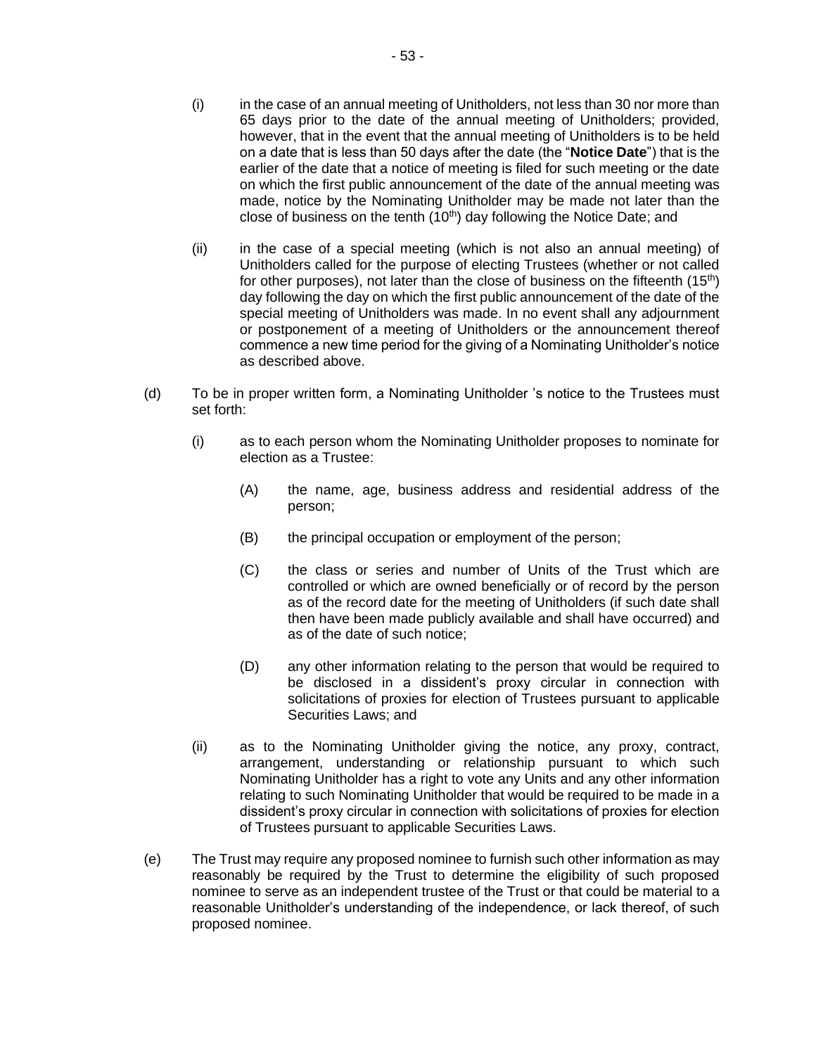(i) in the case of an annual meeting of Unitholders, not less than 30 nor more than 65 days prior to the date of the annual meeting of Unitholders; provided, however, that in the event that the annual meeting of Unitholders is to be held on a date that is less than 50 days after the date (the "**Notice Date**") that is the earlier of the date that a notice of meeting is filed for such meeting or the date on which the first public announcement of the date of the annual meeting was made, notice by the Nominating Unitholder may be made not later than the close of business on the tenth (10th) day following the Notice Date; and

(ii) in the case of a special meeting (which is not also an annual meeting) of Unitholders called for the purpose of electing Trustees (whether or not called for other purposes), not later than the close of business on the fifteenth (15th) day following the day on which the first public announcement of the date of the special meeting of Unitholders was made. In no event shall any adjournment or postponement of a meeting of Unitholders or the announcement thereof commence a new time period for the giving of a Nominating Unitholder's notice as described above.

(d) To be in proper written form, a Nominating Unitholder 's notice to the Trustees must set forth:

(i) as to each person whom the Nominating Unitholder proposes to nominate for election as a Trustee:

(A) the name, age, business address and residential address of the person;

(B) the principal occupation or employment of the person;

(C) the class or series and number of Units of the Trust which are controlled or which are owned beneficially or of record by the person as of the record date for the meeting of Unitholders (if such date shall then have been made publicly available and shall have occurred) and as of the date of such notice;

(D) any other information relating to the person that would be required to be disclosed in a dissident's proxy circular in connection with solicitations of proxies for election of Trustees pursuant to applicable Securities Laws; and

(ii) as to the Nominating Unitholder giving the notice, any proxy, contract, arrangement, understanding or relationship pursuant to which such Nominating Unitholder has a right to vote any Units and any other information relating to such Nominating Unitholder that would be required to be made in a dissident's proxy circular in connection with solicitations of proxies for election of Trustees pursuant to applicable Securities Laws.

(e) The Trust may require any proposed nominee to furnish such other information as may reasonably be required by the Trust to determine the eligibility of such proposed nominee to serve as an independent trustee of the Trust or that could be material to a reasonable Unitholder's understanding of the independence, or lack thereof, of such proposed nominee.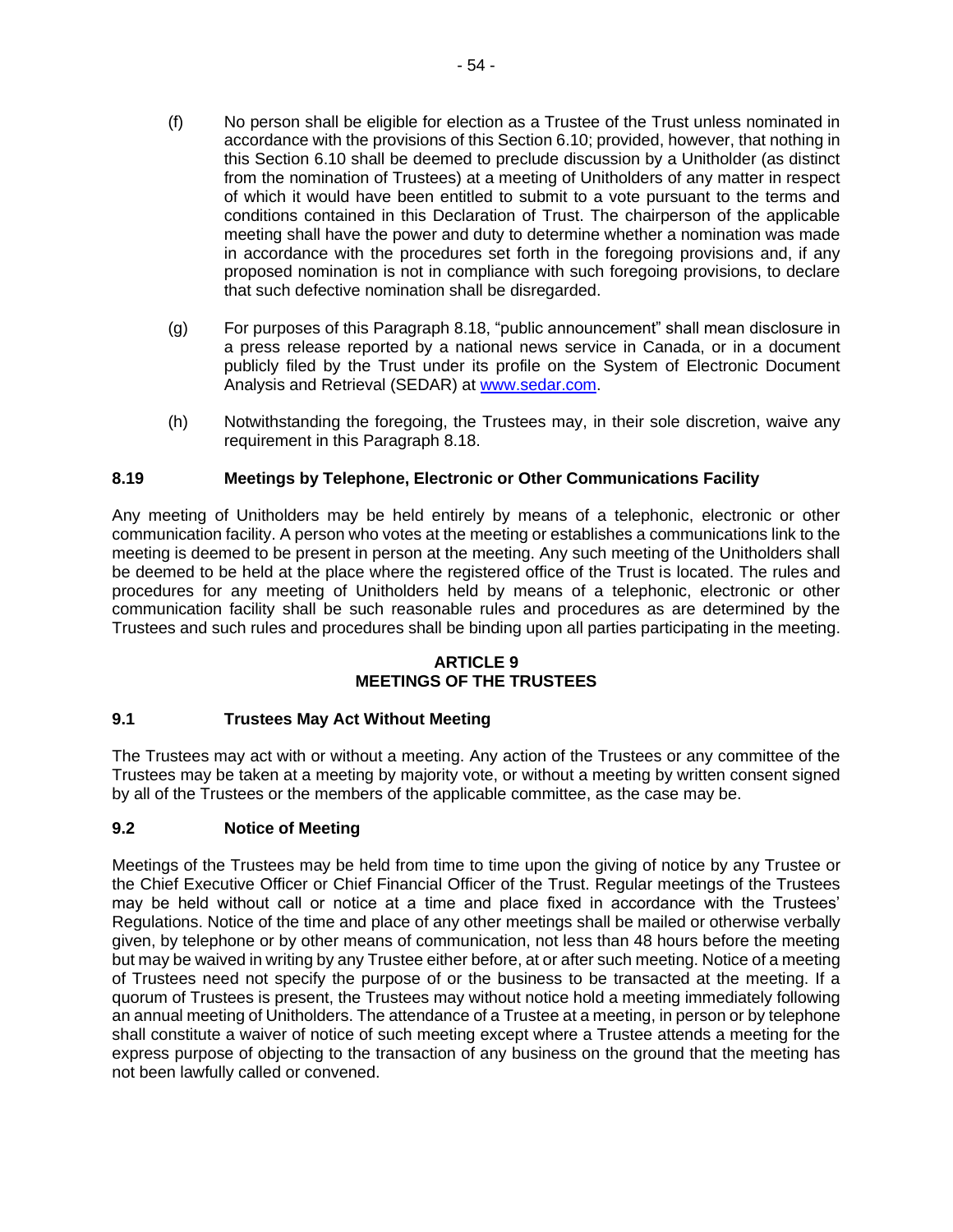(f) No person shall be eligible for election as a Trustee of the Trust unless nominated in accordance with the provisions of this Section 6.10; provided, however, that nothing in this Section 6.10 shall be deemed to preclude discussion by a Unitholder (as distinct from the nomination of Trustees) at a meeting of Unitholders of any matter in respect of which it would have been entitled to submit to a vote pursuant to the terms and conditions contained in this Declaration of Trust. The chairperson of the applicable meeting shall have the power and duty to determine whether a nomination was made in accordance with the procedures set forth in the foregoing provisions and, if any proposed nomination is not in compliance with such foregoing provisions, to declare that such defective nomination shall be disregarded.

(g) For purposes of this Paragraph 8.18, "public announcement" shall mean disclosure in a press release reported by a national news service in Canada, or in a document publicly filed by the Trust under its profile on the System of Electronic Document Analysis and Retrieval (SEDAR) at www.sedar.com.

(h) Notwithstanding the foregoing, the Trustees may, in their sole discretion, waive any requirement in this Paragraph 8.18.

### 8.19 Meetings by Telephone, Electronic or Other Communications Facility

Any meeting of Unitholders may be held entirely by means of a telephonic, electronic or other communication facility. A person who votes at the meeting or establishes a communications link to the meeting is deemed to be present in person at the meeting. Any such meeting of the Unitholders shall be deemed to be held at the place where the registered office of the Trust is located. The rules and procedures for any meeting of Unitholders held by means of a telephonic, electronic or other communication facility shall be such reasonable rules and procedures as are determined by the Trustees and such rules and procedures shall be binding upon all parties participating in the meeting.

## ARTICLE 9
## MEETINGS OF THE TRUSTEES

### 9.1 Trustees May Act Without Meeting

The Trustees may act with or without a meeting. Any action of the Trustees or any committee of the Trustees may be taken at a meeting by majority vote, or without a meeting by written consent signed by all of the Trustees or the members of the applicable committee, as the case may be.

### 9.2 Notice of Meeting

Meetings of the Trustees may be held from time to time upon the giving of notice by any Trustee or the Chief Executive Officer or Chief Financial Officer of the Trust. Regular meetings of the Trustees may be held without call or notice at a time and place fixed in accordance with the Trustees' Regulations. Notice of the time and place of any other meetings shall be mailed or otherwise verbally given, by telephone or by other means of communication, not less than 48 hours before the meeting but may be waived in writing by any Trustee either before, at or after such meeting. Notice of a meeting of Trustees need not specify the purpose of or the business to be transacted at the meeting. If a quorum of Trustees is present, the Trustees may without notice hold a meeting immediately following an annual meeting of Unitholders. The attendance of a Trustee at a meeting, in person or by telephone shall constitute a waiver of notice of such meeting except where a Trustee attends a meeting for the express purpose of objecting to the transaction of any business on the ground that the meeting has not been lawfully called or convened.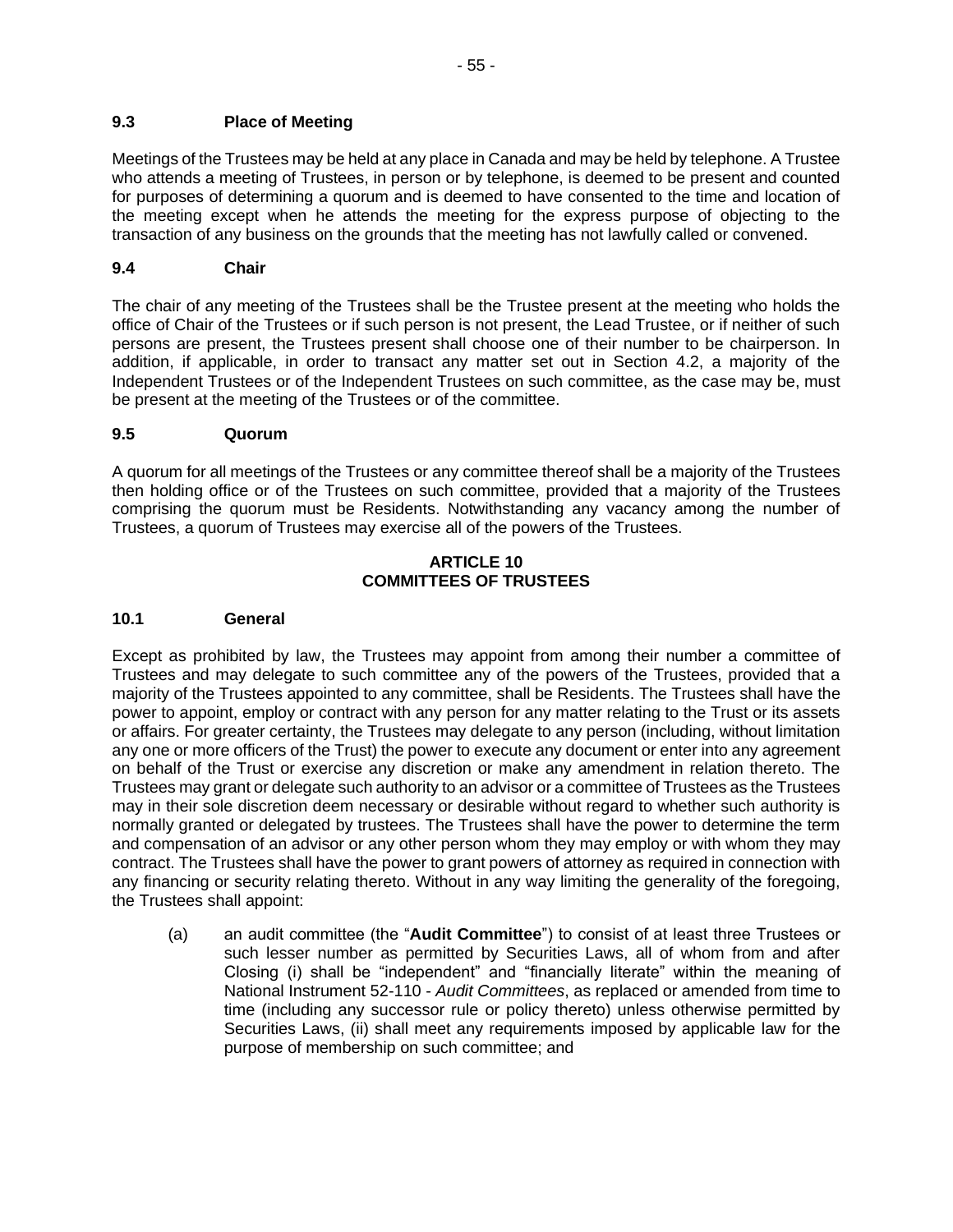### 9.3 Place of Meeting

Meetings of the Trustees may be held at any place in Canada and may be held by telephone. A Trustee who attends a meeting of Trustees, in person or by telephone, is deemed to be present and counted for purposes of determining a quorum and is deemed to have consented to the time and location of the meeting except when he attends the meeting for the express purpose of objecting to the transaction of any business on the grounds that the meeting has not lawfully called or convened.

### 9.4 Chair

The chair of any meeting of the Trustees shall be the Trustee present at the meeting who holds the office of Chair of the Trustees or if such person is not present, the Lead Trustee, or if neither of such persons are present, the Trustees present shall choose one of their number to be chairperson. In addition, if applicable, in order to transact any matter set out in Section 4.2, a majority of the Independent Trustees or of the Independent Trustees on such committee, as the case may be, must be present at the meeting of the Trustees or of the committee.

### 9.5 Quorum

A quorum for all meetings of the Trustees or any committee thereof shall be a majority of the Trustees then holding office or of the Trustees on such committee, provided that a majority of the Trustees comprising the quorum must be Residents. Notwithstanding any vacancy among the number of Trustees, a quorum of Trustees may exercise all of the powers of the Trustees.

## ARTICLE 10
## COMMITTEES OF TRUSTEES

### 10.1 General

Except as prohibited by law, the Trustees may appoint from among their number a committee of Trustees and may delegate to such committee any of the powers of the Trustees, provided that a majority of the Trustees appointed to any committee, shall be Residents. The Trustees shall have the power to appoint, employ or contract with any person for any matter relating to the Trust or its assets or affairs. For greater certainty, the Trustees may delegate to any person (including, without limitation any one or more officers of the Trust) the power to execute any document or enter into any agreement on behalf of the Trust or exercise any discretion or make any amendment in relation thereto. The Trustees may grant or delegate such authority to an advisor or a committee of Trustees as the Trustees may in their sole discretion deem necessary or desirable without regard to whether such authority is normally granted or delegated by trustees. The Trustees shall have the power to determine the term and compensation of an advisor or any other person whom they may employ or with whom they may contract. The Trustees shall have the power to grant powers of attorney as required in connection with any financing or security relating thereto. Without in any way limiting the generality of the foregoing, the Trustees shall appoint:

(a) an audit committee (the "**Audit Committee**") to consist of at least three Trustees or such lesser number as permitted by Securities Laws, all of whom from and after Closing (i) shall be "independent" and "financially literate" within the meaning of National Instrument 52-110 - *Audit Committees*, as replaced or amended from time to time (including any successor rule or policy thereto) unless otherwise permitted by Securities Laws, (ii) shall meet any requirements imposed by applicable law for the purpose of membership on such committee; and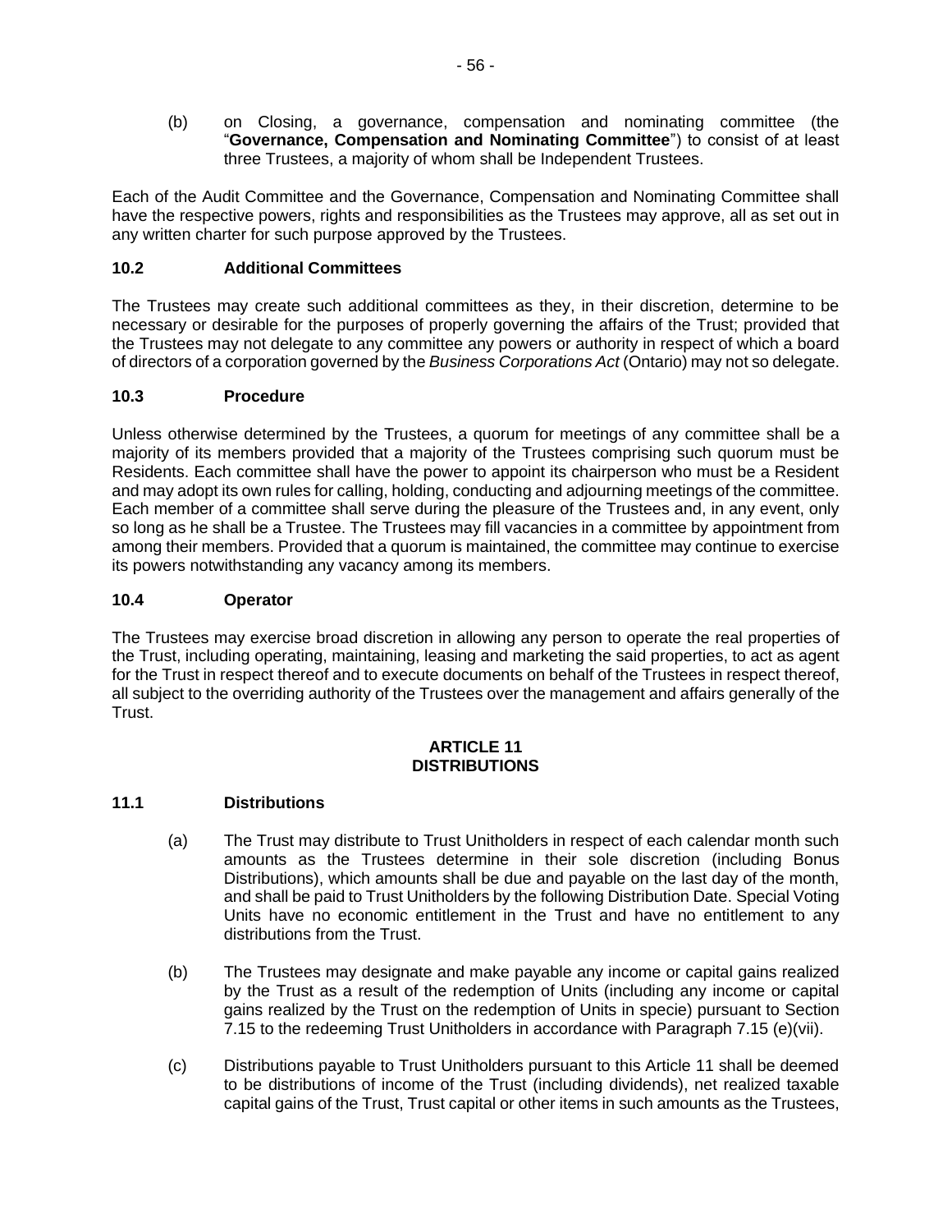(b) on Closing, a governance, compensation and nominating committee (the "**Governance, Compensation and Nominating Committee**") to consist of at least three Trustees, a majority of whom shall be Independent Trustees.

Each of the Audit Committee and the Governance, Compensation and Nominating Committee shall have the respective powers, rights and responsibilities as the Trustees may approve, all as set out in any written charter for such purpose approved by the Trustees.

### 10.2 Additional Committees

The Trustees may create such additional committees as they, in their discretion, determine to be necessary or desirable for the purposes of properly governing the affairs of the Trust; provided that the Trustees may not delegate to any committee any powers or authority in respect of which a board of directors of a corporation governed by the *Business Corporations Act* (Ontario) may not so delegate.

### 10.3 Procedure

Unless otherwise determined by the Trustees, a quorum for meetings of any committee shall be a majority of its members provided that a majority of the Trustees comprising such quorum must be Residents. Each committee shall have the power to appoint its chairperson who must be a Resident and may adopt its own rules for calling, holding, conducting and adjourning meetings of the committee. Each member of a committee shall serve during the pleasure of the Trustees and, in any event, only so long as he shall be a Trustee. The Trustees may fill vacancies in a committee by appointment from among their members. Provided that a quorum is maintained, the committee may continue to exercise its powers notwithstanding any vacancy among its members.

### 10.4 Operator

The Trustees may exercise broad discretion in allowing any person to operate the real properties of the Trust, including operating, maintaining, leasing and marketing the said properties, to act as agent for the Trust in respect thereof and to execute documents on behalf of the Trustees in respect thereof, all subject to the overriding authority of the Trustees over the management and affairs generally of the Trust.

## ARTICLE 11
## DISTRIBUTIONS

### 11.1 Distributions

(a) The Trust may distribute to Trust Unitholders in respect of each calendar month such amounts as the Trustees determine in their sole discretion (including Bonus Distributions), which amounts shall be due and payable on the last day of the month, and shall be paid to Trust Unitholders by the following Distribution Date. Special Voting Units have no economic entitlement in the Trust and have no entitlement to any distributions from the Trust.

(b) The Trustees may designate and make payable any income or capital gains realized by the Trust as a result of the redemption of Units (including any income or capital gains realized by the Trust on the redemption of Units in specie) pursuant to Section 7.15 to the redeeming Trust Unitholders in accordance with Paragraph 7.15 (e)(vii).

(c) Distributions payable to Trust Unitholders pursuant to this Article 11 shall be deemed to be distributions of income of the Trust (including dividends), net realized taxable capital gains of the Trust, Trust capital or other items in such amounts as the Trustees,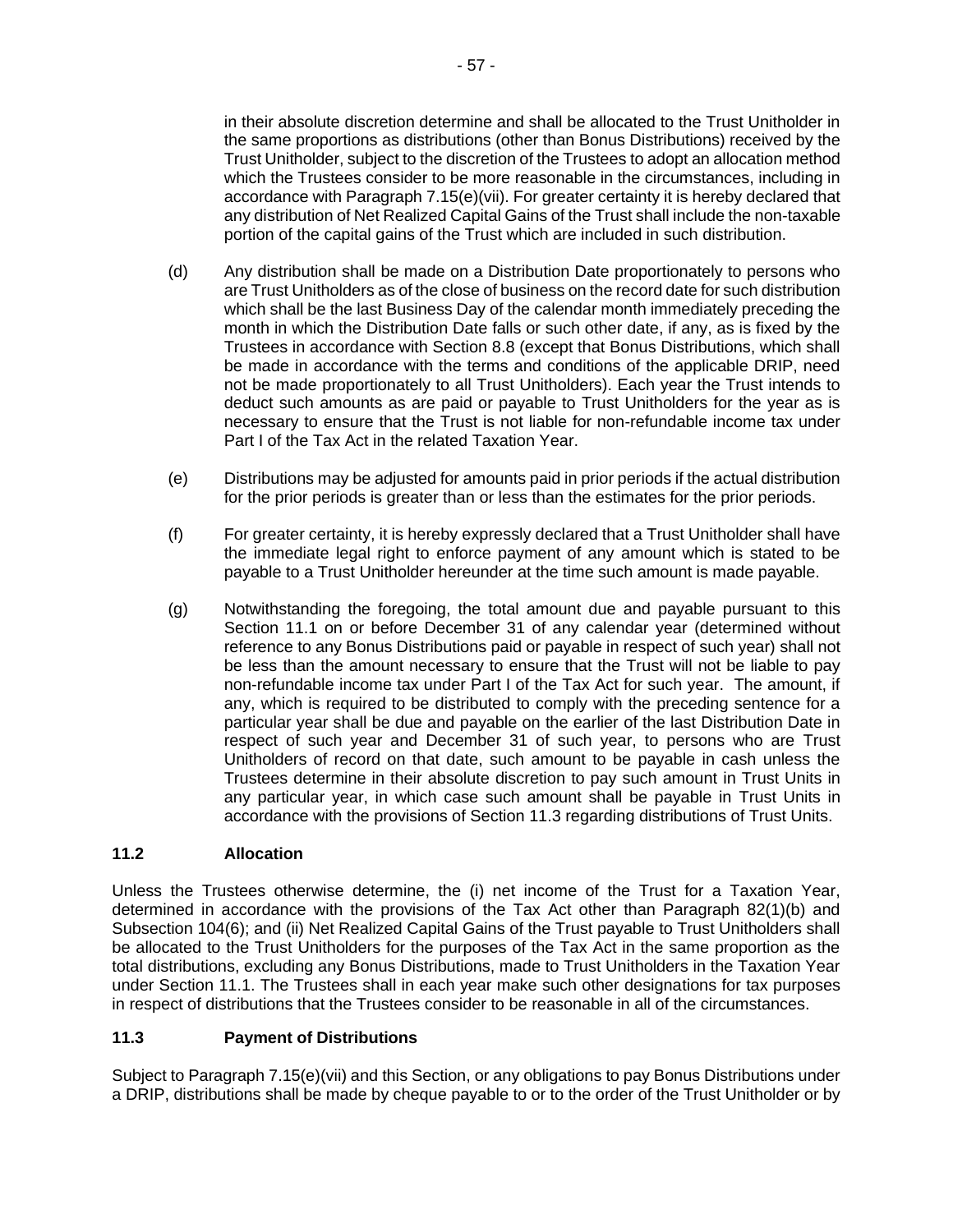in their absolute discretion determine and shall be allocated to the Trust Unitholder in the same proportions as distributions (other than Bonus Distributions) received by the Trust Unitholder, subject to the discretion of the Trustees to adopt an allocation method which the Trustees consider to be more reasonable in the circumstances, including in accordance with Paragraph 7.15(e)(vii). For greater certainty it is hereby declared that any distribution of Net Realized Capital Gains of the Trust shall include the non-taxable portion of the capital gains of the Trust which are included in such distribution.

(d) Any distribution shall be made on a Distribution Date proportionately to persons who are Trust Unitholders as of the close of business on the record date for such distribution which shall be the last Business Day of the calendar month immediately preceding the month in which the Distribution Date falls or such other date, if any, as is fixed by the Trustees in accordance with Section 8.8 (except that Bonus Distributions, which shall be made in accordance with the terms and conditions of the applicable DRIP, need not be made proportionately to all Trust Unitholders). Each year the Trust intends to deduct such amounts as are paid or payable to Trust Unitholders for the year as is necessary to ensure that the Trust is not liable for non-refundable income tax under Part I of the Tax Act in the related Taxation Year.

(e) Distributions may be adjusted for amounts paid in prior periods if the actual distribution for the prior periods is greater than or less than the estimates for the prior periods.

(f) For greater certainty, it is hereby expressly declared that a Trust Unitholder shall have the immediate legal right to enforce payment of any amount which is stated to be payable to a Trust Unitholder hereunder at the time such amount is made payable.

(g) Notwithstanding the foregoing, the total amount due and payable pursuant to this Section 11.1 on or before December 31 of any calendar year (determined without reference to any Bonus Distributions paid or payable in respect of such year) shall not be less than the amount necessary to ensure that the Trust will not be liable to pay non-refundable income tax under Part I of the Tax Act for such year. The amount, if any, which is required to be distributed to comply with the preceding sentence for a particular year shall be due and payable on the earlier of the last Distribution Date in respect of such year and December 31 of such year, to persons who are Trust Unitholders of record on that date, such amount to be payable in cash unless the Trustees determine in their absolute discretion to pay such amount in Trust Units in any particular year, in which case such amount shall be payable in Trust Units in accordance with the provisions of Section 11.3 regarding distributions of Trust Units.

## 11.2 Allocation

Unless the Trustees otherwise determine, the (i) net income of the Trust for a Taxation Year, determined in accordance with the provisions of the Tax Act other than Paragraph 82(1)(b) and Subsection 104(6); and (ii) Net Realized Capital Gains of the Trust payable to Trust Unitholders shall be allocated to the Trust Unitholders for the purposes of the Tax Act in the same proportion as the total distributions, excluding any Bonus Distributions, made to Trust Unitholders in the Taxation Year under Section 11.1. The Trustees shall in each year make such other designations for tax purposes in respect of distributions that the Trustees consider to be reasonable in all of the circumstances.

## 11.3 Payment of Distributions

Subject to Paragraph 7.15(e)(vii) and this Section, or any obligations to pay Bonus Distributions under a DRIP, distributions shall be made by cheque payable to or to the order of the Trust Unitholder or by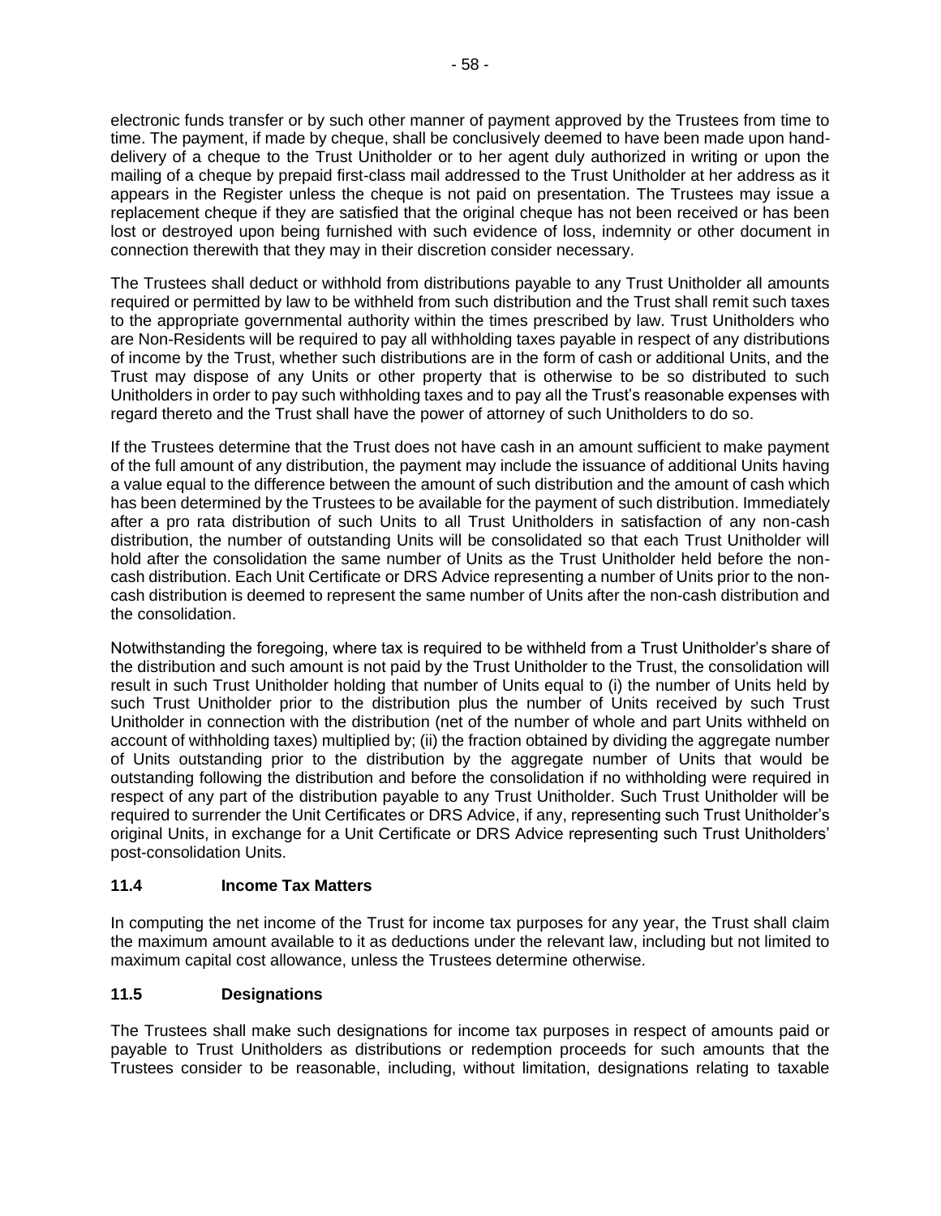electronic funds transfer or by such other manner of payment approved by the Trustees from time to time. The payment, if made by cheque, shall be conclusively deemed to have been made upon hand-delivery of a cheque to the Trust Unitholder or to her agent duly authorized in writing or upon the mailing of a cheque by prepaid first-class mail addressed to the Trust Unitholder at her address as it appears in the Register unless the cheque is not paid on presentation. The Trustees may issue a replacement cheque if they are satisfied that the original cheque has not been received or has been lost or destroyed upon being furnished with such evidence of loss, indemnity or other document in connection therewith that they may in their discretion consider necessary.

The Trustees shall deduct or withhold from distributions payable to any Trust Unitholder all amounts required or permitted by law to be withheld from such distribution and the Trust shall remit such taxes to the appropriate governmental authority within the times prescribed by law. Trust Unitholders who are Non-Residents will be required to pay all withholding taxes payable in respect of any distributions of income by the Trust, whether such distributions are in the form of cash or additional Units, and the Trust may dispose of any Units or other property that is otherwise to be so distributed to such Unitholders in order to pay such withholding taxes and to pay all the Trust's reasonable expenses with regard thereto and the Trust shall have the power of attorney of such Unitholders to do so.

If the Trustees determine that the Trust does not have cash in an amount sufficient to make payment of the full amount of any distribution, the payment may include the issuance of additional Units having a value equal to the difference between the amount of such distribution and the amount of cash which has been determined by the Trustees to be available for the payment of such distribution. Immediately after a pro rata distribution of such Units to all Trust Unitholders in satisfaction of any non-cash distribution, the number of outstanding Units will be consolidated so that each Trust Unitholder will hold after the consolidation the same number of Units as the Trust Unitholder held before the non-cash distribution. Each Unit Certificate or DRS Advice representing a number of Units prior to the non-cash distribution is deemed to represent the same number of Units after the non-cash distribution and the consolidation.

Notwithstanding the foregoing, where tax is required to be withheld from a Trust Unitholder's share of the distribution and such amount is not paid by the Trust Unitholder to the Trust, the consolidation will result in such Trust Unitholder holding that number of Units equal to (i) the number of Units held by such Trust Unitholder prior to the distribution plus the number of Units received by such Trust Unitholder in connection with the distribution (net of the number of whole and part Units withheld on account of withholding taxes) multiplied by; (ii) the fraction obtained by dividing the aggregate number of Units outstanding prior to the distribution by the aggregate number of Units that would be outstanding following the distribution and before the consolidation if no withholding were required in respect of any part of the distribution payable to any Trust Unitholder. Such Trust Unitholder will be required to surrender the Unit Certificates or DRS Advice, if any, representing such Trust Unitholder's original Units, in exchange for a Unit Certificate or DRS Advice representing such Trust Unitholders' post-consolidation Units.

### 11.4 Income Tax Matters

In computing the net income of the Trust for income tax purposes for any year, the Trust shall claim the maximum amount available to it as deductions under the relevant law, including but not limited to maximum capital cost allowance, unless the Trustees determine otherwise.

### 11.5 Designations

The Trustees shall make such designations for income tax purposes in respect of amounts paid or payable to Trust Unitholders as distributions or redemption proceeds for such amounts that the Trustees consider to be reasonable, including, without limitation, designations relating to taxable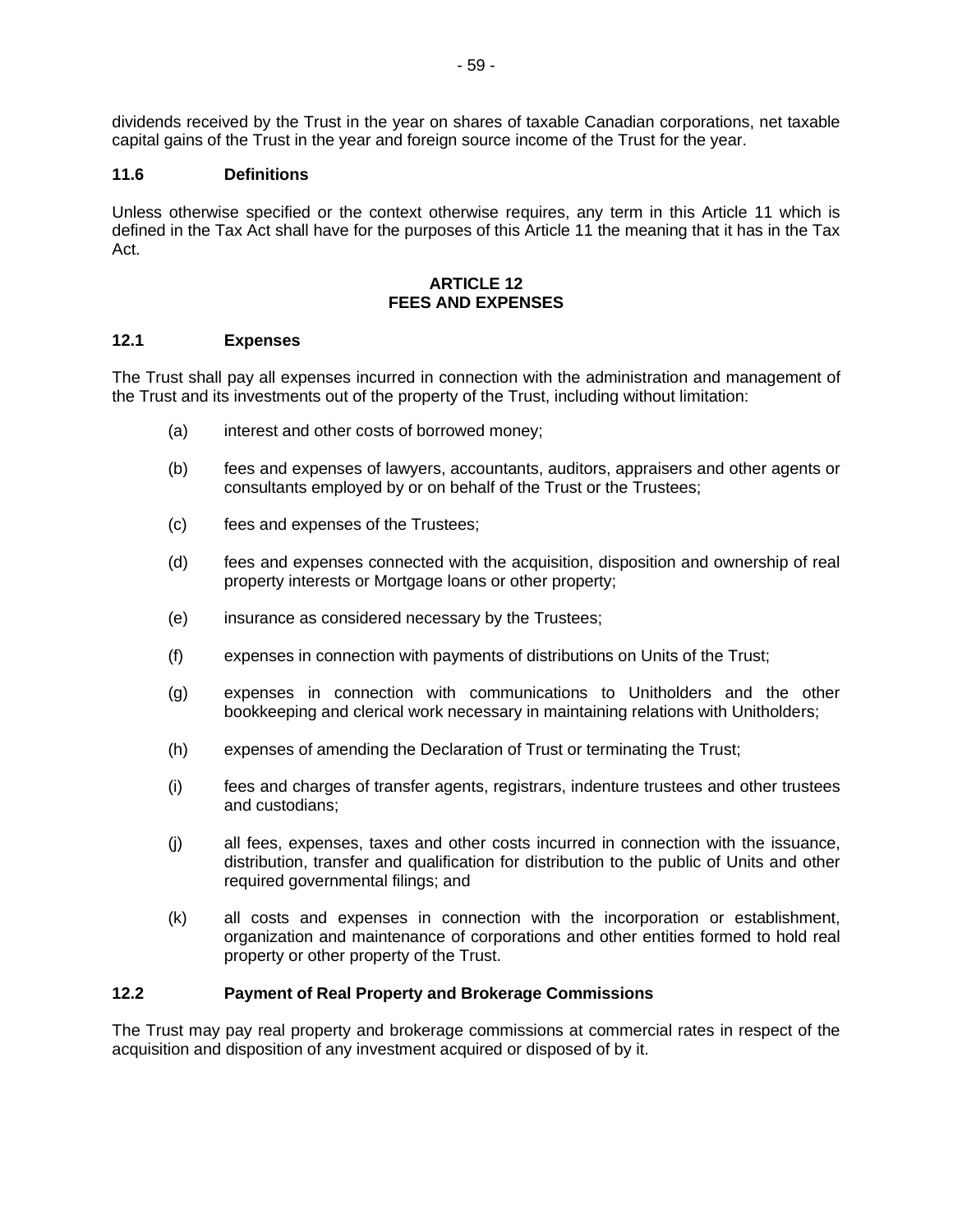dividends received by the Trust in the year on shares of taxable Canadian corporations, net taxable capital gains of the Trust in the year and foreign source income of the Trust for the year.

### 11.6 Definitions

Unless otherwise specified or the context otherwise requires, any term in this Article 11 which is defined in the Tax Act shall have for the purposes of this Article 11 the meaning that it has in the Tax Act.

## ARTICLE 12
## FEES AND EXPENSES

### 12.1 Expenses

The Trust shall pay all expenses incurred in connection with the administration and management of the Trust and its investments out of the property of the Trust, including without limitation:

(a) interest and other costs of borrowed money;

(b) fees and expenses of lawyers, accountants, auditors, appraisers and other agents or consultants employed by or on behalf of the Trust or the Trustees;

(c) fees and expenses of the Trustees;

(d) fees and expenses connected with the acquisition, disposition and ownership of real property interests or Mortgage loans or other property;

(e) insurance as considered necessary by the Trustees;

(f) expenses in connection with payments of distributions on Units of the Trust;

(g) expenses in connection with communications to Unitholders and the other bookkeeping and clerical work necessary in maintaining relations with Unitholders;

(h) expenses of amending the Declaration of Trust or terminating the Trust;

(i) fees and charges of transfer agents, registrars, indenture trustees and other trustees and custodians;

(j) all fees, expenses, taxes and other costs incurred in connection with the issuance, distribution, transfer and qualification for distribution to the public of Units and other required governmental filings; and

(k) all costs and expenses in connection with the incorporation or establishment, organization and maintenance of corporations and other entities formed to hold real property or other property of the Trust.

### 12.2 Payment of Real Property and Brokerage Commissions

The Trust may pay real property and brokerage commissions at commercial rates in respect of the acquisition and disposition of any investment acquired or disposed of by it.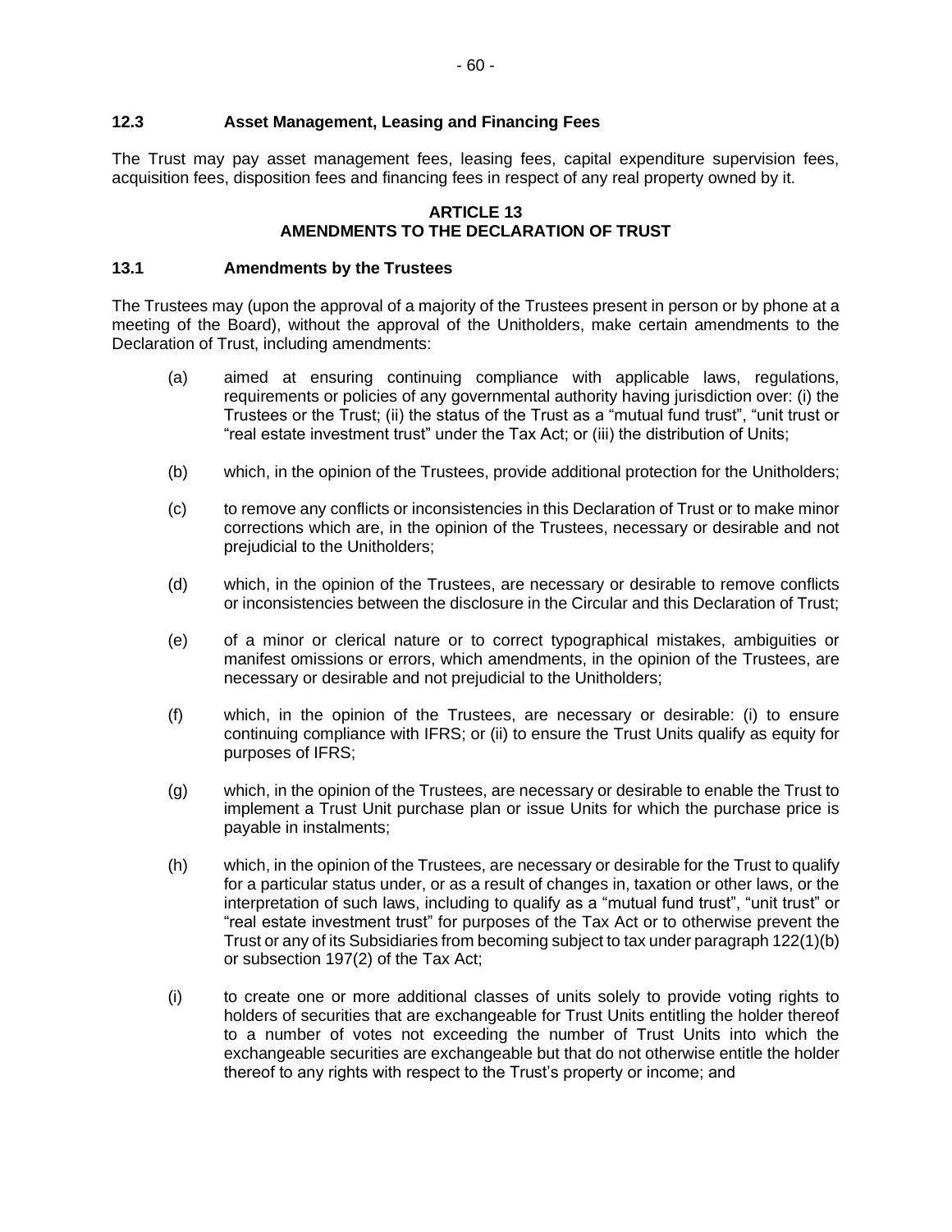### 12.3 Asset Management, Leasing and Financing Fees

The Trust may pay asset management fees, leasing fees, capital expenditure supervision fees, acquisition fees, disposition fees and financing fees in respect of any real property owned by it.

## ARTICLE 13
## AMENDMENTS TO THE DECLARATION OF TRUST

### 13.1 Amendments by the Trustees

The Trustees may (upon the approval of a majority of the Trustees present in person or by phone at a meeting of the Board), without the approval of the Unitholders, make certain amendments to the Declaration of Trust, including amendments:

(a) aimed at ensuring continuing compliance with applicable laws, regulations, requirements or policies of any governmental authority having jurisdiction over: (i) the Trustees or the Trust; (ii) the status of the Trust as a "mutual fund trust", "unit trust or "real estate investment trust" under the Tax Act; or (iii) the distribution of Units;

(b) which, in the opinion of the Trustees, provide additional protection for the Unitholders;

(c) to remove any conflicts or inconsistencies in this Declaration of Trust or to make minor corrections which are, in the opinion of the Trustees, necessary or desirable and not prejudicial to the Unitholders;

(d) which, in the opinion of the Trustees, are necessary or desirable to remove conflicts or inconsistencies between the disclosure in the Circular and this Declaration of Trust;

(e) of a minor or clerical nature or to correct typographical mistakes, ambiguities or manifest omissions or errors, which amendments, in the opinion of the Trustees, are necessary or desirable and not prejudicial to the Unitholders;

(f) which, in the opinion of the Trustees, are necessary or desirable: (i) to ensure continuing compliance with IFRS; or (ii) to ensure the Trust Units qualify as equity for purposes of IFRS;

(g) which, in the opinion of the Trustees, are necessary or desirable to enable the Trust to implement a Trust Unit purchase plan or issue Units for which the purchase price is payable in instalments;

(h) which, in the opinion of the Trustees, are necessary or desirable for the Trust to qualify for a particular status under, or as a result of changes in, taxation or other laws, or the interpretation of such laws, including to qualify as a "mutual fund trust", "unit trust" or "real estate investment trust" for purposes of the Tax Act or to otherwise prevent the Trust or any of its Subsidiaries from becoming subject to tax under paragraph 122(1)(b) or subsection 197(2) of the Tax Act;

(i) to create one or more additional classes of units solely to provide voting rights to holders of securities that are exchangeable for Trust Units entitling the holder thereof to a number of votes not exceeding the number of Trust Units into which the exchangeable securities are exchangeable but that do not otherwise entitle the holder thereof to any rights with respect to the Trust's property or income; and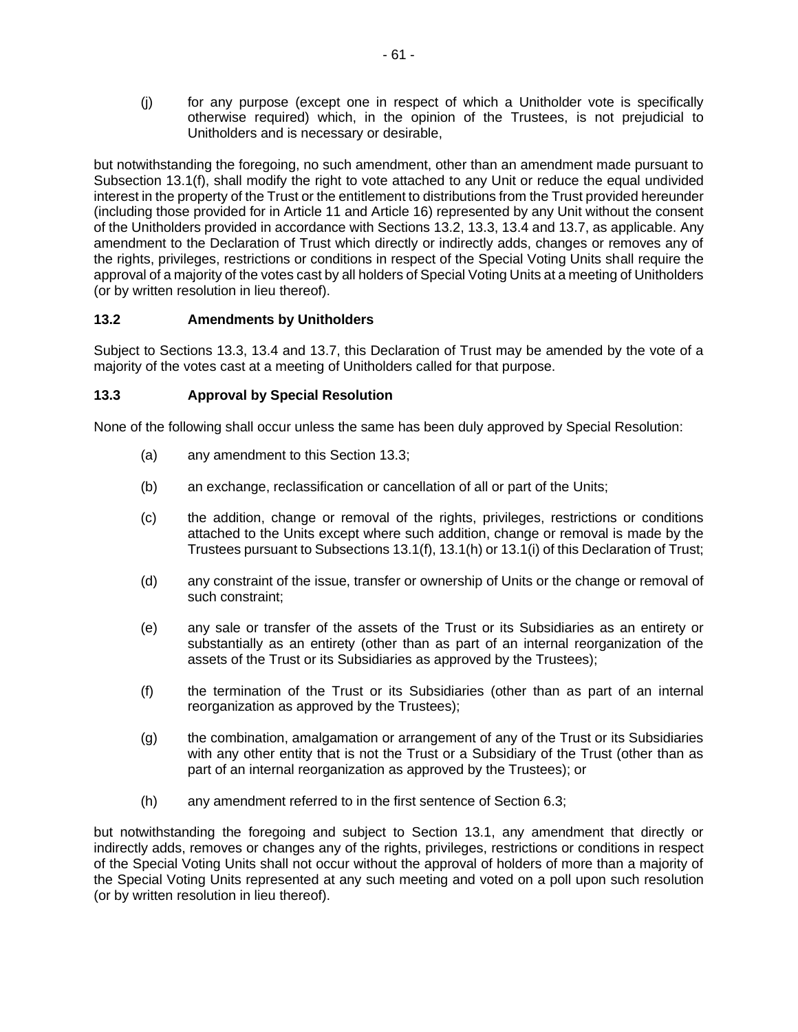(j) for any purpose (except one in respect of which a Unitholder vote is specifically otherwise required) which, in the opinion of the Trustees, is not prejudicial to Unitholders and is necessary or desirable,

but notwithstanding the foregoing, no such amendment, other than an amendment made pursuant to Subsection 13.1(f), shall modify the right to vote attached to any Unit or reduce the equal undivided interest in the property of the Trust or the entitlement to distributions from the Trust provided hereunder (including those provided for in Article 11 and Article 16) represented by any Unit without the consent of the Unitholders provided in accordance with Sections 13.2, 13.3, 13.4 and 13.7, as applicable. Any amendment to the Declaration of Trust which directly or indirectly adds, changes or removes any of the rights, privileges, restrictions or conditions in respect of the Special Voting Units shall require the approval of a majority of the votes cast by all holders of Special Voting Units at a meeting of Unitholders (or by written resolution in lieu thereof).

### 13.2 Amendments by Unitholders

Subject to Sections 13.3, 13.4 and 13.7, this Declaration of Trust may be amended by the vote of a majority of the votes cast at a meeting of Unitholders called for that purpose.

### 13.3 Approval by Special Resolution

None of the following shall occur unless the same has been duly approved by Special Resolution:

(a) any amendment to this Section 13.3;

(b) an exchange, reclassification or cancellation of all or part of the Units;

(c) the addition, change or removal of the rights, privileges, restrictions or conditions attached to the Units except where such addition, change or removal is made by the Trustees pursuant to Subsections 13.1(f), 13.1(h) or 13.1(i) of this Declaration of Trust;

(d) any constraint of the issue, transfer or ownership of Units or the change or removal of such constraint;

(e) any sale or transfer of the assets of the Trust or its Subsidiaries as an entirety or substantially as an entirety (other than as part of an internal reorganization of the assets of the Trust or its Subsidiaries as approved by the Trustees);

(f) the termination of the Trust or its Subsidiaries (other than as part of an internal reorganization as approved by the Trustees);

(g) the combination, amalgamation or arrangement of any of the Trust or its Subsidiaries with any other entity that is not the Trust or a Subsidiary of the Trust (other than as part of an internal reorganization as approved by the Trustees); or

(h) any amendment referred to in the first sentence of Section 6.3;

but notwithstanding the foregoing and subject to Section 13.1, any amendment that directly or indirectly adds, removes or changes any of the rights, privileges, restrictions or conditions in respect of the Special Voting Units shall not occur without the approval of holders of more than a majority of the Special Voting Units represented at any such meeting and voted on a poll upon such resolution (or by written resolution in lieu thereof).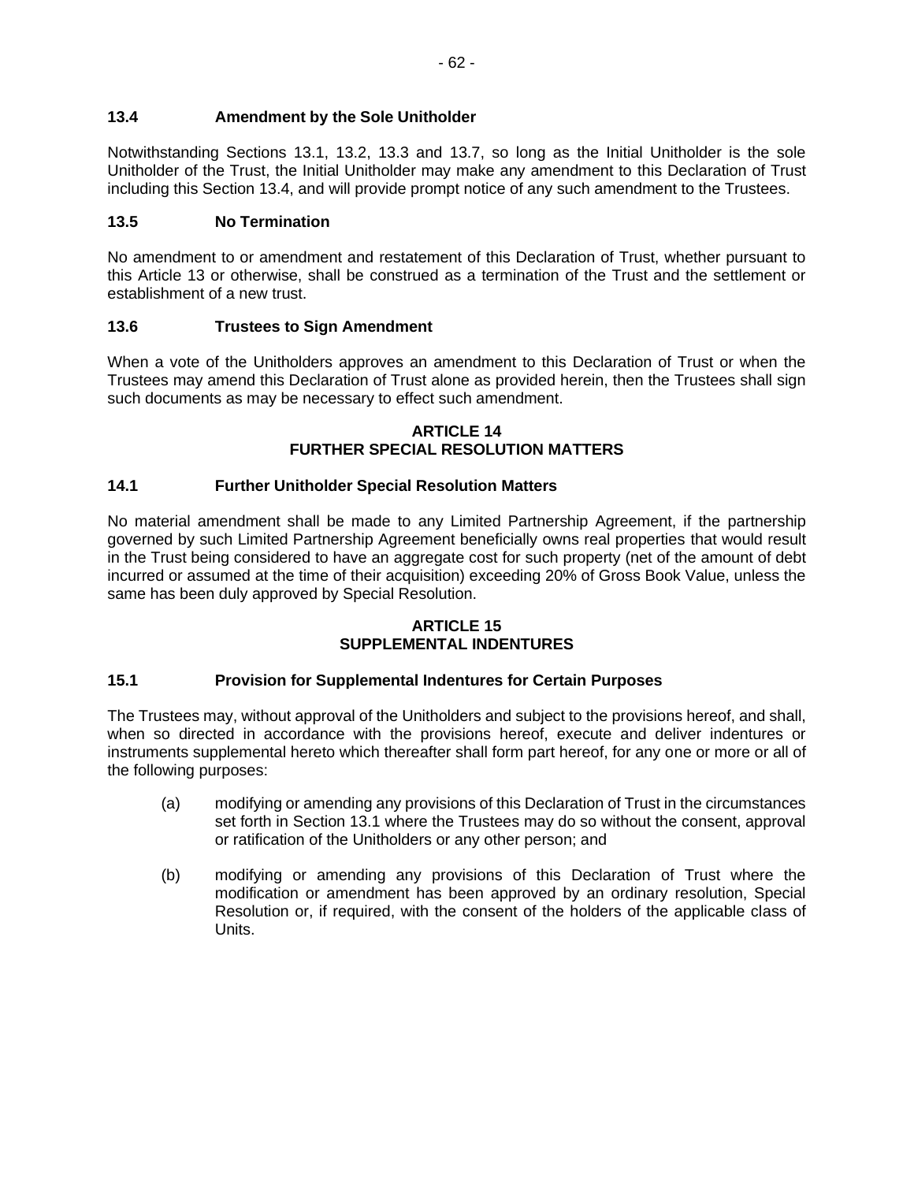### 13.4 Amendment by the Sole Unitholder

Notwithstanding Sections 13.1, 13.2, 13.3 and 13.7, so long as the Initial Unitholder is the sole Unitholder of the Trust, the Initial Unitholder may make any amendment to this Declaration of Trust including this Section 13.4, and will provide prompt notice of any such amendment to the Trustees.

### 13.5 No Termination

No amendment to or amendment and restatement of this Declaration of Trust, whether pursuant to this Article 13 or otherwise, shall be construed as a termination of the Trust and the settlement or establishment of a new trust.

### 13.6 Trustees to Sign Amendment

When a vote of the Unitholders approves an amendment to this Declaration of Trust or when the Trustees may amend this Declaration of Trust alone as provided herein, then the Trustees shall sign such documents as may be necessary to effect such amendment.

## ARTICLE 14
## FURTHER SPECIAL RESOLUTION MATTERS

### 14.1 Further Unitholder Special Resolution Matters

No material amendment shall be made to any Limited Partnership Agreement, if the partnership governed by such Limited Partnership Agreement beneficially owns real properties that would result in the Trust being considered to have an aggregate cost for such property (net of the amount of debt incurred or assumed at the time of their acquisition) exceeding 20% of Gross Book Value, unless the same has been duly approved by Special Resolution.

## ARTICLE 15
## SUPPLEMENTAL INDENTURES

### 15.1 Provision for Supplemental Indentures for Certain Purposes

The Trustees may, without approval of the Unitholders and subject to the provisions hereof, and shall, when so directed in accordance with the provisions hereof, execute and deliver indentures or instruments supplemental hereto which thereafter shall form part hereof, for any one or more or all of the following purposes:

(a) modifying or amending any provisions of this Declaration of Trust in the circumstances set forth in Section 13.1 where the Trustees may do so without the consent, approval or ratification of the Unitholders or any other person; and

(b) modifying or amending any provisions of this Declaration of Trust where the modification or amendment has been approved by an ordinary resolution, Special Resolution or, if required, with the consent of the holders of the applicable class of Units.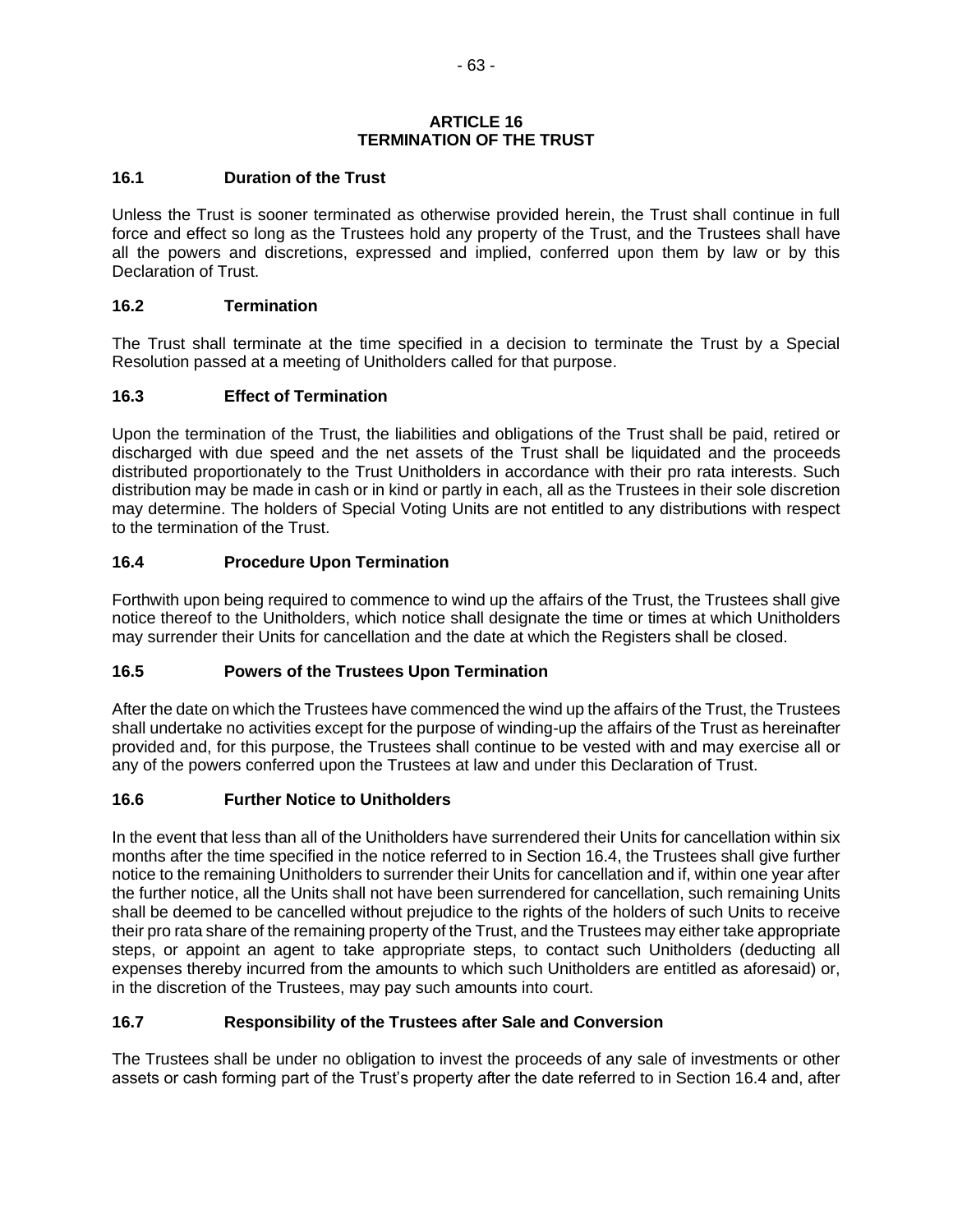## ARTICLE 16
## TERMINATION OF THE TRUST

### 16.1 Duration of the Trust

Unless the Trust is sooner terminated as otherwise provided herein, the Trust shall continue in full force and effect so long as the Trustees hold any property of the Trust, and the Trustees shall have all the powers and discretions, expressed and implied, conferred upon them by law or by this Declaration of Trust.

### 16.2 Termination

The Trust shall terminate at the time specified in a decision to terminate the Trust by a Special Resolution passed at a meeting of Unitholders called for that purpose.

### 16.3 Effect of Termination

Upon the termination of the Trust, the liabilities and obligations of the Trust shall be paid, retired or discharged with due speed and the net assets of the Trust shall be liquidated and the proceeds distributed proportionately to the Trust Unitholders in accordance with their pro rata interests. Such distribution may be made in cash or in kind or partly in each, all as the Trustees in their sole discretion may determine. The holders of Special Voting Units are not entitled to any distributions with respect to the termination of the Trust.

### 16.4 Procedure Upon Termination

Forthwith upon being required to commence to wind up the affairs of the Trust, the Trustees shall give notice thereof to the Unitholders, which notice shall designate the time or times at which Unitholders may surrender their Units for cancellation and the date at which the Registers shall be closed.

### 16.5 Powers of the Trustees Upon Termination

After the date on which the Trustees have commenced the wind up the affairs of the Trust, the Trustees shall undertake no activities except for the purpose of winding-up the affairs of the Trust as hereinafter provided and, for this purpose, the Trustees shall continue to be vested with and may exercise all or any of the powers conferred upon the Trustees at law and under this Declaration of Trust.

### 16.6 Further Notice to Unitholders

In the event that less than all of the Unitholders have surrendered their Units for cancellation within six months after the time specified in the notice referred to in Section 16.4, the Trustees shall give further notice to the remaining Unitholders to surrender their Units for cancellation and if, within one year after the further notice, all the Units shall not have been surrendered for cancellation, such remaining Units shall be deemed to be cancelled without prejudice to the rights of the holders of such Units to receive their pro rata share of the remaining property of the Trust, and the Trustees may either take appropriate steps, or appoint an agent to take appropriate steps, to contact such Unitholders (deducting all expenses thereby incurred from the amounts to which such Unitholders are entitled as aforesaid) or, in the discretion of the Trustees, may pay such amounts into court.

### 16.7 Responsibility of the Trustees after Sale and Conversion

The Trustees shall be under no obligation to invest the proceeds of any sale of investments or other assets or cash forming part of the Trust's property after the date referred to in Section 16.4 and, after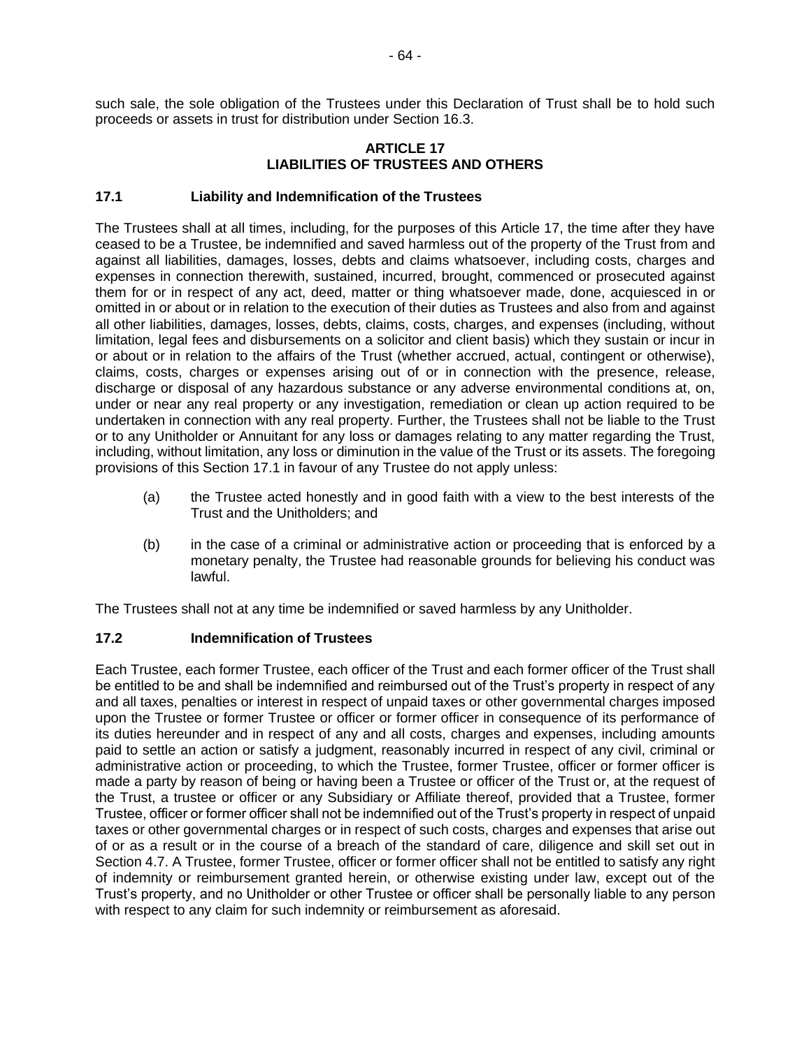such sale, the sole obligation of the Trustees under this Declaration of Trust shall be to hold such proceeds or assets in trust for distribution under Section 16.3.

## ARTICLE 17
## LIABILITIES OF TRUSTEES AND OTHERS

### 17.1 Liability and Indemnification of the Trustees

The Trustees shall at all times, including, for the purposes of this Article 17, the time after they have ceased to be a Trustee, be indemnified and saved harmless out of the property of the Trust from and against all liabilities, damages, losses, debts and claims whatsoever, including costs, charges and expenses in connection therewith, sustained, incurred, brought, commenced or prosecuted against them for or in respect of any act, deed, matter or thing whatsoever made, done, acquiesced in or omitted in or about or in relation to the execution of their duties as Trustees and also from and against all other liabilities, damages, losses, debts, claims, costs, charges, and expenses (including, without limitation, legal fees and disbursements on a solicitor and client basis) which they sustain or incur in or about or in relation to the affairs of the Trust (whether accrued, actual, contingent or otherwise), claims, costs, charges or expenses arising out of or in connection with the presence, release, discharge or disposal of any hazardous substance or any adverse environmental conditions at, on, under or near any real property or any investigation, remediation or clean up action required to be undertaken in connection with any real property. Further, the Trustees shall not be liable to the Trust or to any Unitholder or Annuitant for any loss or damages relating to any matter regarding the Trust, including, without limitation, any loss or diminution in the value of the Trust or its assets. The foregoing provisions of this Section 17.1 in favour of any Trustee do not apply unless:

(a) the Trustee acted honestly and in good faith with a view to the best interests of the Trust and the Unitholders; and

(b) in the case of a criminal or administrative action or proceeding that is enforced by a monetary penalty, the Trustee had reasonable grounds for believing his conduct was lawful.

The Trustees shall not at any time be indemnified or saved harmless by any Unitholder.

### 17.2 Indemnification of Trustees

Each Trustee, each former Trustee, each officer of the Trust and each former officer of the Trust shall be entitled to be and shall be indemnified and reimbursed out of the Trust's property in respect of any and all taxes, penalties or interest in respect of unpaid taxes or other governmental charges imposed upon the Trustee or former Trustee or officer or former officer in consequence of its performance of its duties hereunder and in respect of any and all costs, charges and expenses, including amounts paid to settle an action or satisfy a judgment, reasonably incurred in respect of any civil, criminal or administrative action or proceeding, to which the Trustee, former Trustee, officer or former officer is made a party by reason of being or having been a Trustee or officer of the Trust or, at the request of the Trust, a trustee or officer or any Subsidiary or Affiliate thereof, provided that a Trustee, former Trustee, officer or former officer shall not be indemnified out of the Trust's property in respect of unpaid taxes or other governmental charges or in respect of such costs, charges and expenses that arise out of or as a result or in the course of a breach of the standard of care, diligence and skill set out in Section 4.7. A Trustee, former Trustee, officer or former officer shall not be entitled to satisfy any right of indemnity or reimbursement granted herein, or otherwise existing under law, except out of the Trust's property, and no Unitholder or other Trustee or officer shall be personally liable to any person with respect to any claim for such indemnity or reimbursement as aforesaid.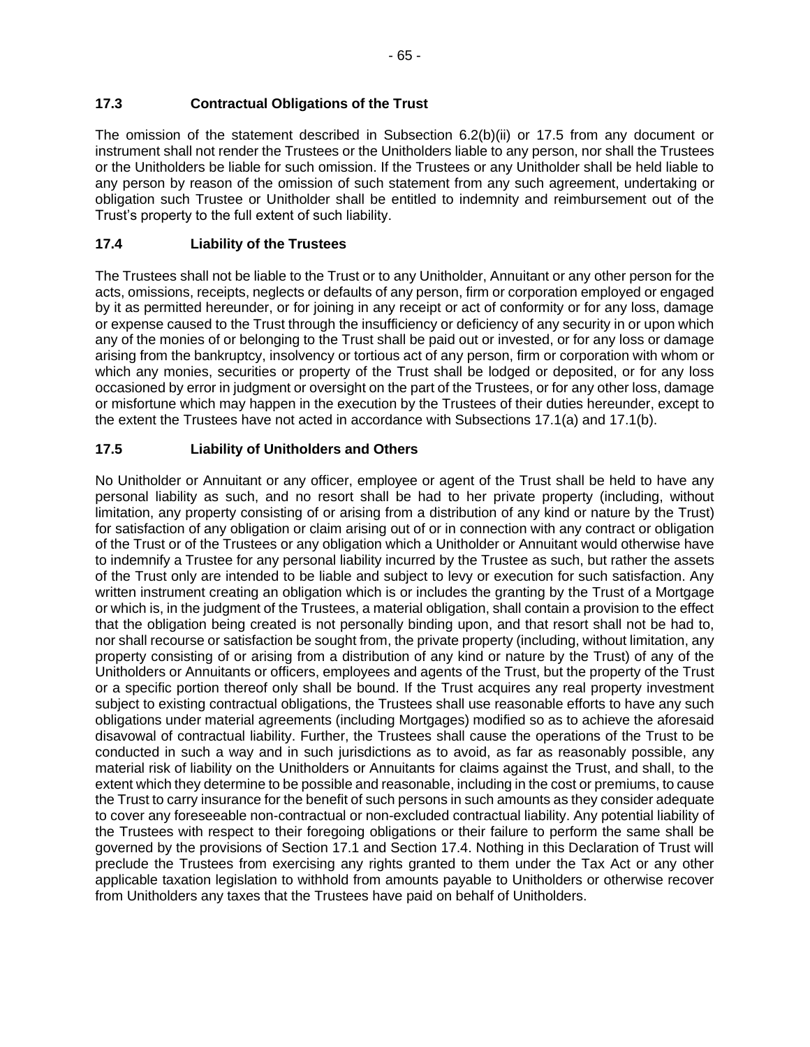### 17.3 Contractual Obligations of the Trust

The omission of the statement described in Subsection 6.2(b)(ii) or 17.5 from any document or instrument shall not render the Trustees or the Unitholders liable to any person, nor shall the Trustees or the Unitholders be liable for such omission. If the Trustees or any Unitholder shall be held liable to any person by reason of the omission of such statement from any such agreement, undertaking or obligation such Trustee or Unitholder shall be entitled to indemnity and reimbursement out of the Trust's property to the full extent of such liability.

### 17.4 Liability of the Trustees

The Trustees shall not be liable to the Trust or to any Unitholder, Annuitant or any other person for the acts, omissions, receipts, neglects or defaults of any person, firm or corporation employed or engaged by it as permitted hereunder, or for joining in any receipt or act of conformity or for any loss, damage or expense caused to the Trust through the insufficiency or deficiency of any security in or upon which any of the monies of or belonging to the Trust shall be paid out or invested, or for any loss or damage arising from the bankruptcy, insolvency or tortious act of any person, firm or corporation with whom or which any monies, securities or property of the Trust shall be lodged or deposited, or for any loss occasioned by error in judgment or oversight on the part of the Trustees, or for any other loss, damage or misfortune which may happen in the execution by the Trustees of their duties hereunder, except to the extent the Trustees have not acted in accordance with Subsections 17.1(a) and 17.1(b).

### 17.5 Liability of Unitholders and Others

No Unitholder or Annuitant or any officer, employee or agent of the Trust shall be held to have any personal liability as such, and no resort shall be had to her private property (including, without limitation, any property consisting of or arising from a distribution of any kind or nature by the Trust) for satisfaction of any obligation or claim arising out of or in connection with any contract or obligation of the Trust or of the Trustees or any obligation which a Unitholder or Annuitant would otherwise have to indemnify a Trustee for any personal liability incurred by the Trustee as such, but rather the assets of the Trust only are intended to be liable and subject to levy or execution for such satisfaction. Any written instrument creating an obligation which is or includes the granting by the Trust of a Mortgage or which is, in the judgment of the Trustees, a material obligation, shall contain a provision to the effect that the obligation being created is not personally binding upon, and that resort shall not be had to, nor shall recourse or satisfaction be sought from, the private property (including, without limitation, any property consisting of or arising from a distribution of any kind or nature by the Trust) of any of the Unitholders or Annuitants or officers, employees and agents of the Trust, but the property of the Trust or a specific portion thereof only shall be bound. If the Trust acquires any real property investment subject to existing contractual obligations, the Trustees shall use reasonable efforts to have any such obligations under material agreements (including Mortgages) modified so as to achieve the aforesaid disavowal of contractual liability. Further, the Trustees shall cause the operations of the Trust to be conducted in such a way and in such jurisdictions as to avoid, as far as reasonably possible, any material risk of liability on the Unitholders or Annuitants for claims against the Trust, and shall, to the extent which they determine to be possible and reasonable, including in the cost or premiums, to cause the Trust to carry insurance for the benefit of such persons in such amounts as they consider adequate to cover any foreseeable non-contractual or non-excluded contractual liability. Any potential liability of the Trustees with respect to their foregoing obligations or their failure to perform the same shall be governed by the provisions of Section 17.1 and Section 17.4. Nothing in this Declaration of Trust will preclude the Trustees from exercising any rights granted to them under the Tax Act or any other applicable taxation legislation to withhold from amounts payable to Unitholders or otherwise recover from Unitholders any taxes that the Trustees have paid on behalf of Unitholders.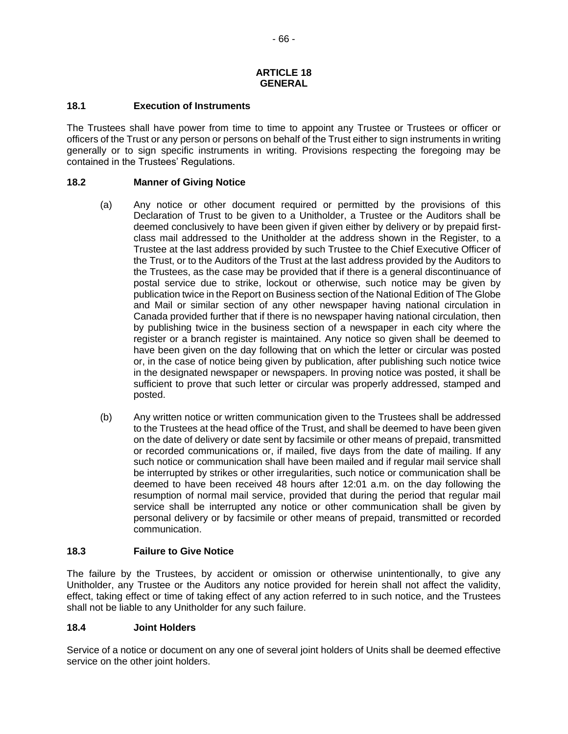# ARTICLE 18
# GENERAL

### 18.1 Execution of Instruments

The Trustees shall have power from time to time to appoint any Trustee or Trustees or officer or officers of the Trust or any person or persons on behalf of the Trust either to sign instruments in writing generally or to sign specific instruments in writing. Provisions respecting the foregoing may be contained in the Trustees' Regulations.

### 18.2 Manner of Giving Notice

(a) Any notice or other document required or permitted by the provisions of this Declaration of Trust to be given to a Unitholder, a Trustee or the Auditors shall be deemed conclusively to have been given if given either by delivery or by prepaid first-class mail addressed to the Unitholder at the address shown in the Register, to a Trustee at the last address provided by such Trustee to the Chief Executive Officer of the Trust, or to the Auditors of the Trust at the last address provided by the Auditors to the Trustees, as the case may be provided that if there is a general discontinuance of postal service due to strike, lockout or otherwise, such notice may be given by publication twice in the Report on Business section of the National Edition of The Globe and Mail or similar section of any other newspaper having national circulation in Canada provided further that if there is no newspaper having national circulation, then by publishing twice in the business section of a newspaper in each city where the register or a branch register is maintained. Any notice so given shall be deemed to have been given on the day following that on which the letter or circular was posted or, in the case of notice being given by publication, after publishing such notice twice in the designated newspaper or newspapers. In proving notice was posted, it shall be sufficient to prove that such letter or circular was properly addressed, stamped and posted.

(b) Any written notice or written communication given to the Trustees shall be addressed to the Trustees at the head office of the Trust, and shall be deemed to have been given on the date of delivery or date sent by facsimile or other means of prepaid, transmitted or recorded communications or, if mailed, five days from the date of mailing. If any such notice or communication shall have been mailed and if regular mail service shall be interrupted by strikes or other irregularities, such notice or communication shall be deemed to have been received 48 hours after 12:01 a.m. on the day following the resumption of normal mail service, provided that during the period that regular mail service shall be interrupted any notice or other communication shall be given by personal delivery or by facsimile or other means of prepaid, transmitted or recorded communication.

### 18.3 Failure to Give Notice

The failure by the Trustees, by accident or omission or otherwise unintentionally, to give any Unitholder, any Trustee or the Auditors any notice provided for herein shall not affect the validity, effect, taking effect or time of taking effect of any action referred to in such notice, and the Trustees shall not be liable to any Unitholder for any such failure.

### 18.4 Joint Holders

Service of a notice or document on any one of several joint holders of Units shall be deemed effective service on the other joint holders.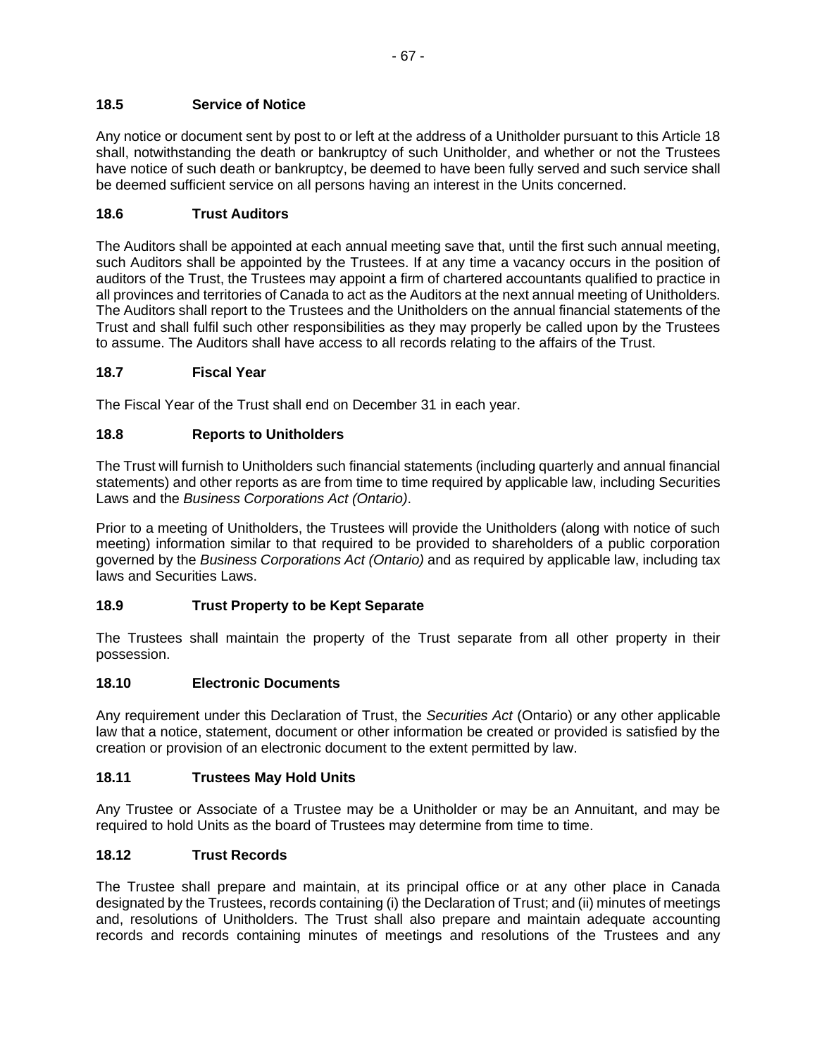### 18.5 Service of Notice

Any notice or document sent by post to or left at the address of a Unitholder pursuant to this Article 18 shall, notwithstanding the death or bankruptcy of such Unitholder, and whether or not the Trustees have notice of such death or bankruptcy, be deemed to have been fully served and such service shall be deemed sufficient service on all persons having an interest in the Units concerned.

### 18.6 Trust Auditors

The Auditors shall be appointed at each annual meeting save that, until the first such annual meeting, such Auditors shall be appointed by the Trustees. If at any time a vacancy occurs in the position of auditors of the Trust, the Trustees may appoint a firm of chartered accountants qualified to practice in all provinces and territories of Canada to act as the Auditors at the next annual meeting of Unitholders. The Auditors shall report to the Trustees and the Unitholders on the annual financial statements of the Trust and shall fulfil such other responsibilities as they may properly be called upon by the Trustees to assume. The Auditors shall have access to all records relating to the affairs of the Trust.

### 18.7 Fiscal Year

The Fiscal Year of the Trust shall end on December 31 in each year.

### 18.8 Reports to Unitholders

The Trust will furnish to Unitholders such financial statements (including quarterly and annual financial statements) and other reports as are from time to time required by applicable law, including Securities Laws and the *Business Corporations Act (Ontario)*.

Prior to a meeting of Unitholders, the Trustees will provide the Unitholders (along with notice of such meeting) information similar to that required to be provided to shareholders of a public corporation governed by the *Business Corporations Act (Ontario)* and as required by applicable law, including tax laws and Securities Laws.

### 18.9 Trust Property to be Kept Separate

The Trustees shall maintain the property of the Trust separate from all other property in their possession.

### 18.10 Electronic Documents

Any requirement under this Declaration of Trust, the *Securities Act* (Ontario) or any other applicable law that a notice, statement, document or other information be created or provided is satisfied by the creation or provision of an electronic document to the extent permitted by law.

### 18.11 Trustees May Hold Units

Any Trustee or Associate of a Trustee may be a Unitholder or may be an Annuitant, and may be required to hold Units as the board of Trustees may determine from time to time.

### 18.12 Trust Records

The Trustee shall prepare and maintain, at its principal office or at any other place in Canada designated by the Trustees, records containing (i) the Declaration of Trust; and (ii) minutes of meetings and, resolutions of Unitholders. The Trust shall also prepare and maintain adequate accounting records and records containing minutes of meetings and resolutions of the Trustees and any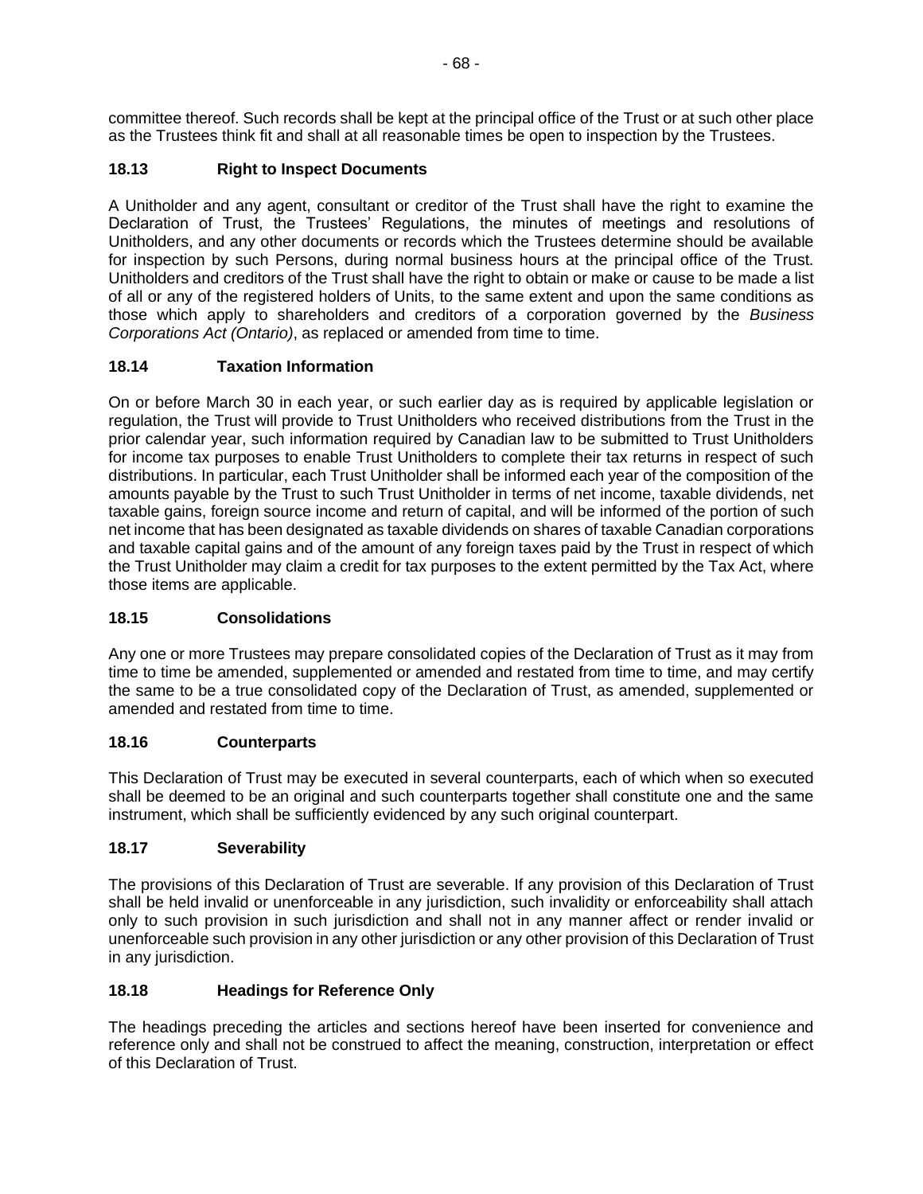committee thereof. Such records shall be kept at the principal office of the Trust or at such other place as the Trustees think fit and shall at all reasonable times be open to inspection by the Trustees.

### 18.13 Right to Inspect Documents

A Unitholder and any agent, consultant or creditor of the Trust shall have the right to examine the Declaration of Trust, the Trustees' Regulations, the minutes of meetings and resolutions of Unitholders, and any other documents or records which the Trustees determine should be available for inspection by such Persons, during normal business hours at the principal office of the Trust. Unitholders and creditors of the Trust shall have the right to obtain or make or cause to be made a list of all or any of the registered holders of Units, to the same extent and upon the same conditions as those which apply to shareholders and creditors of a corporation governed by the *Business Corporations Act (Ontario)*, as replaced or amended from time to time.

### 18.14 Taxation Information

On or before March 30 in each year, or such earlier day as is required by applicable legislation or regulation, the Trust will provide to Trust Unitholders who received distributions from the Trust in the prior calendar year, such information required by Canadian law to be submitted to Trust Unitholders for income tax purposes to enable Trust Unitholders to complete their tax returns in respect of such distributions. In particular, each Trust Unitholder shall be informed each year of the composition of the amounts payable by the Trust to such Trust Unitholder in terms of net income, taxable dividends, net taxable gains, foreign source income and return of capital, and will be informed of the portion of such net income that has been designated as taxable dividends on shares of taxable Canadian corporations and taxable capital gains and of the amount of any foreign taxes paid by the Trust in respect of which the Trust Unitholder may claim a credit for tax purposes to the extent permitted by the Tax Act, where those items are applicable.

### 18.15 Consolidations

Any one or more Trustees may prepare consolidated copies of the Declaration of Trust as it may from time to time be amended, supplemented or amended and restated from time to time, and may certify the same to be a true consolidated copy of the Declaration of Trust, as amended, supplemented or amended and restated from time to time.

### 18.16 Counterparts

This Declaration of Trust may be executed in several counterparts, each of which when so executed shall be deemed to be an original and such counterparts together shall constitute one and the same instrument, which shall be sufficiently evidenced by any such original counterpart.

### 18.17 Severability

The provisions of this Declaration of Trust are severable. If any provision of this Declaration of Trust shall be held invalid or unenforceable in any jurisdiction, such invalidity or enforceability shall attach only to such provision in such jurisdiction and shall not in any manner affect or render invalid or unenforceable such provision in any other jurisdiction or any other provision of this Declaration of Trust in any jurisdiction.

### 18.18 Headings for Reference Only

The headings preceding the articles and sections hereof have been inserted for convenience and reference only and shall not be construed to affect the meaning, construction, interpretation or effect of this Declaration of Trust.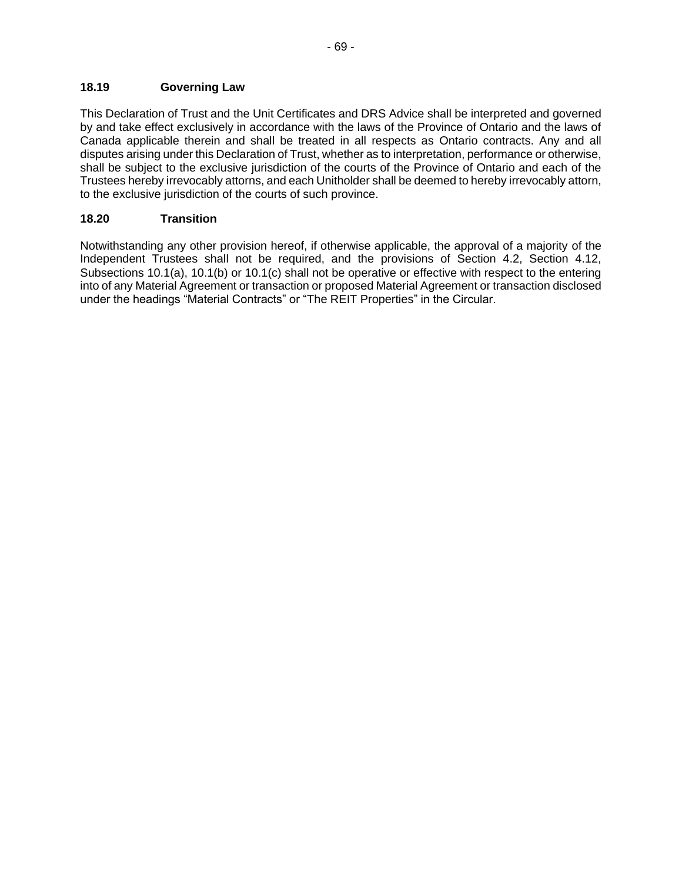### 18.19 Governing Law

This Declaration of Trust and the Unit Certificates and DRS Advice shall be interpreted and governed by and take effect exclusively in accordance with the laws of the Province of Ontario and the laws of Canada applicable therein and shall be treated in all respects as Ontario contracts. Any and all disputes arising under this Declaration of Trust, whether as to interpretation, performance or otherwise, shall be subject to the exclusive jurisdiction of the courts of the Province of Ontario and each of the Trustees hereby irrevocably attorns, and each Unitholder shall be deemed to hereby irrevocably attorn, to the exclusive jurisdiction of the courts of such province.

### 18.20 Transition

Notwithstanding any other provision hereof, if otherwise applicable, the approval of a majority of the Independent Trustees shall not be required, and the provisions of Section 4.2, Section 4.12, Subsections 10.1(a), 10.1(b) or 10.1(c) shall not be operative or effective with respect to the entering into of any Material Agreement or transaction or proposed Material Agreement or transaction disclosed under the headings “Material Contracts” or “The REIT Properties” in the Circular.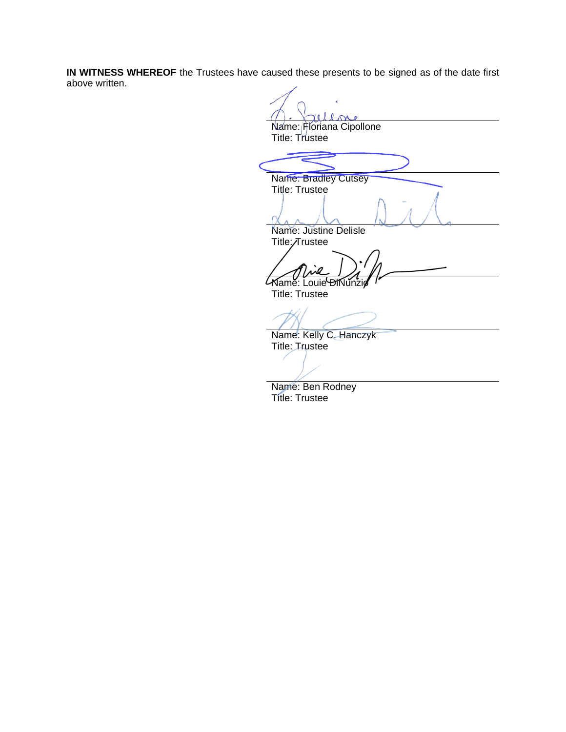**IN WITNESS WHEREOF** the Trustees have caused these presents to be signed as of the date first above written.

Name: Floriana Cipollone
Title: Trustee

Name: Bradley Cutsey
Title: Trustee

Name: Justine Delisle
Title: Trustee

Name: Louie DiNunzio
Title: Trustee

Name: Kelly C. Hanczyk
Title: Trustee

Name: Ben Rodney
Title: Trustee